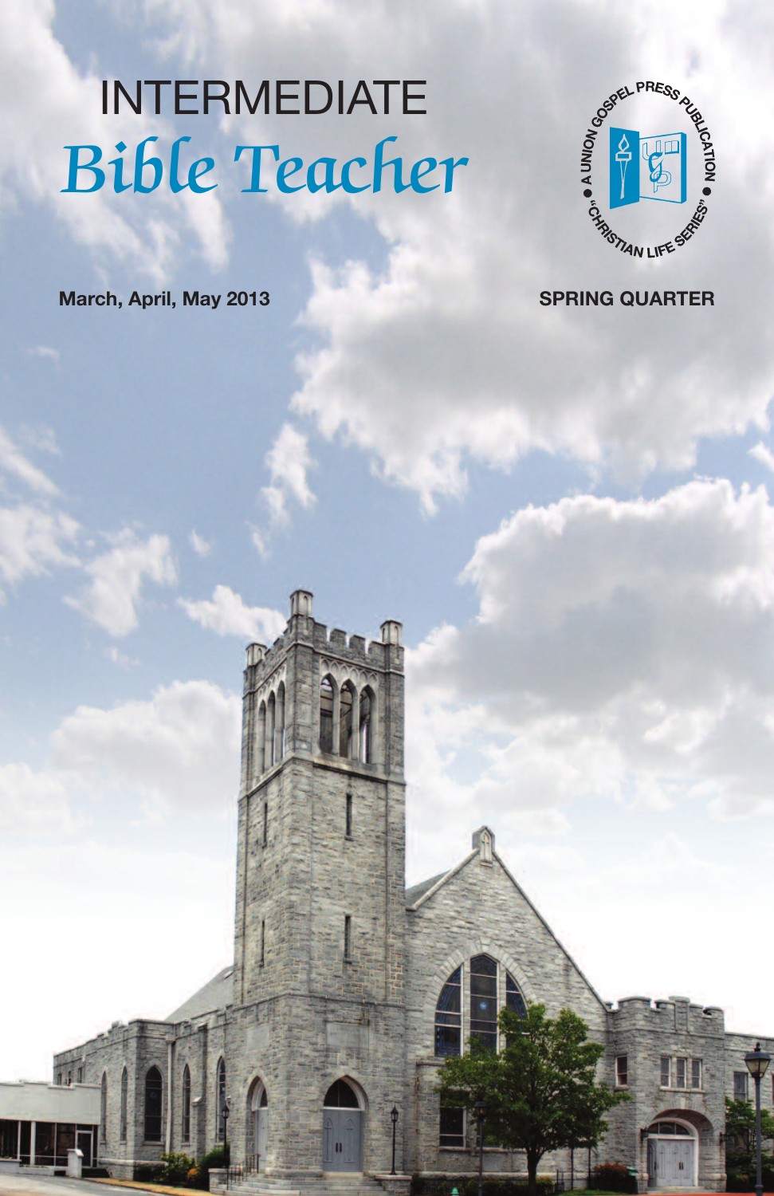# INTERMEDIATE

# *Bible Teacher*

A UNION GOSPEL PRESS PUBLICATION • "CHRISTIAN LIFE SERIES" •

**March, April, May 2013**

**SPRING QUARTER**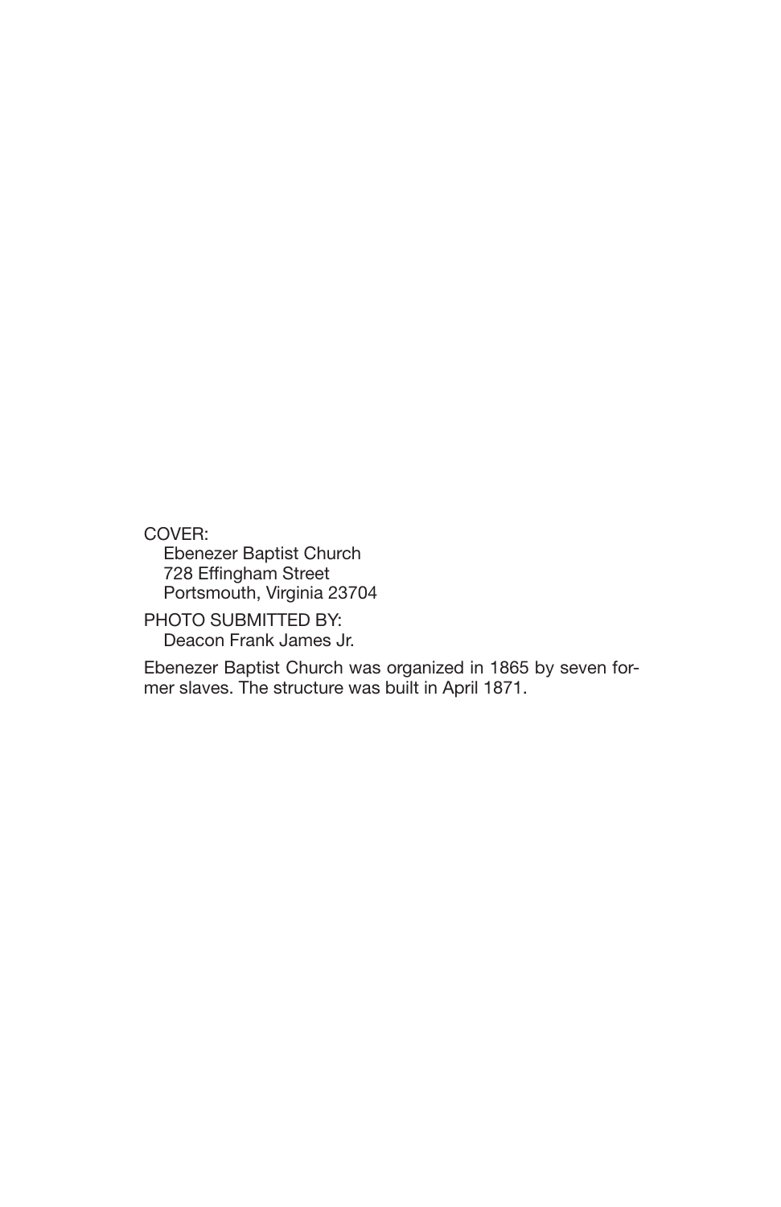COVER:
Ebenezer Baptist Church
728 Effingham Street
Portsmouth, Virginia 23704

PHOTO SUBMITTED BY:
Deacon Frank James Jr.

Ebenezer Baptist Church was organized in 1865 by seven former slaves. The structure was built in April 1871.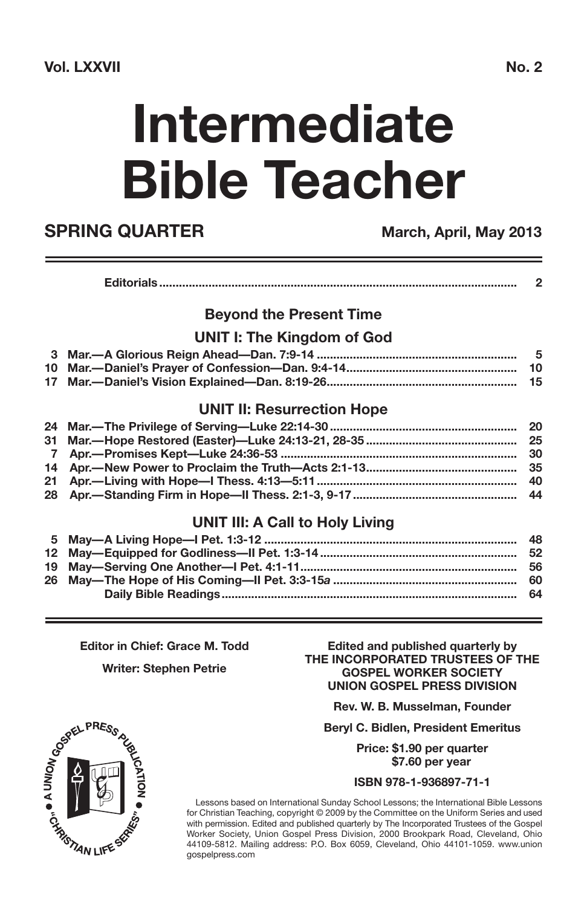**Vol. LXXVII** **No. 2**

# Intermediate Bible Teacher

## SPRING QUARTER

**March, April, May 2013**

| | | |
|---|---|---|
| | **Editorials** | **2** |

### Beyond the Present Time

### UNIT I: The Kingdom of God

| | | |
|---|---|---|
| **3** | **Mar.—A Glorious Reign Ahead—Dan. 7:9-14** | **5** |
| **10** | **Mar.—Daniel's Prayer of Confession—Dan. 9:4-14** | **10** |
| **17** | **Mar.—Daniel's Vision Explained—Dan. 8:19-26** | **15** |

### UNIT II: Resurrection Hope

| | | |
|---|---|---|
| **24** | **Mar.—The Privilege of Serving—Luke 22:14-30** | **20** |
| **31** | **Mar.—Hope Restored (Easter)—Luke 24:13-21, 28-35** | **25** |
| **7** | **Apr.—Promises Kept—Luke 24:36-53** | **30** |
| **14** | **Apr.—New Power to Proclaim the Truth—Acts 2:1-13** | **35** |
| **21** | **Apr.—Living with Hope—I Thess. 4:13—5:11** | **40** |
| **28** | **Apr.—Standing Firm in Hope—II Thess. 2:1-3, 9-17** | **44** |

### UNIT III: A Call to Holy Living

| | | |
|---|---|---|
| **5** | **May—A Living Hope—I Pet. 1:3-12** | **48** |
| **12** | **May—Equipped for Godliness—II Pet. 1:3-14** | **52** |
| **19** | **May—Serving One Another—I Pet. 4:1-11** | **56** |
| **26** | **May—The Hope of His Coming—II Pet. 3:3-15*a*** | **60** |
| | **Daily Bible Readings** | **64** |

**Editor in Chief: Grace M. Todd**

**Writer: Stephen Petrie**

**Edited and published quarterly by**
**THE INCORPORATED TRUSTEES OF THE GOSPEL WORKER SOCIETY**
**UNION GOSPEL PRESS DIVISION**

**Rev. W. B. Musselman, Founder**

**Beryl C. Bidlen, President Emeritus**

**Price: $1.90 per quarter**
**$7.60 per year**

**ISBN 978-1-936897-71-1**

Lessons based on International Sunday School Lessons; the International Bible Lessons for Christian Teaching, copyright © 2009 by the Committee on the Uniform Series and used with permission. Edited and published quarterly by The Incorporated Trustees of the Gospel Worker Society, Union Gospel Press Division, 2000 Brookpark Road, Cleveland, Ohio 44109-5812. Mailing address: P.O. Box 6059, Cleveland, Ohio 44101-1059. www.uniongospelpress.com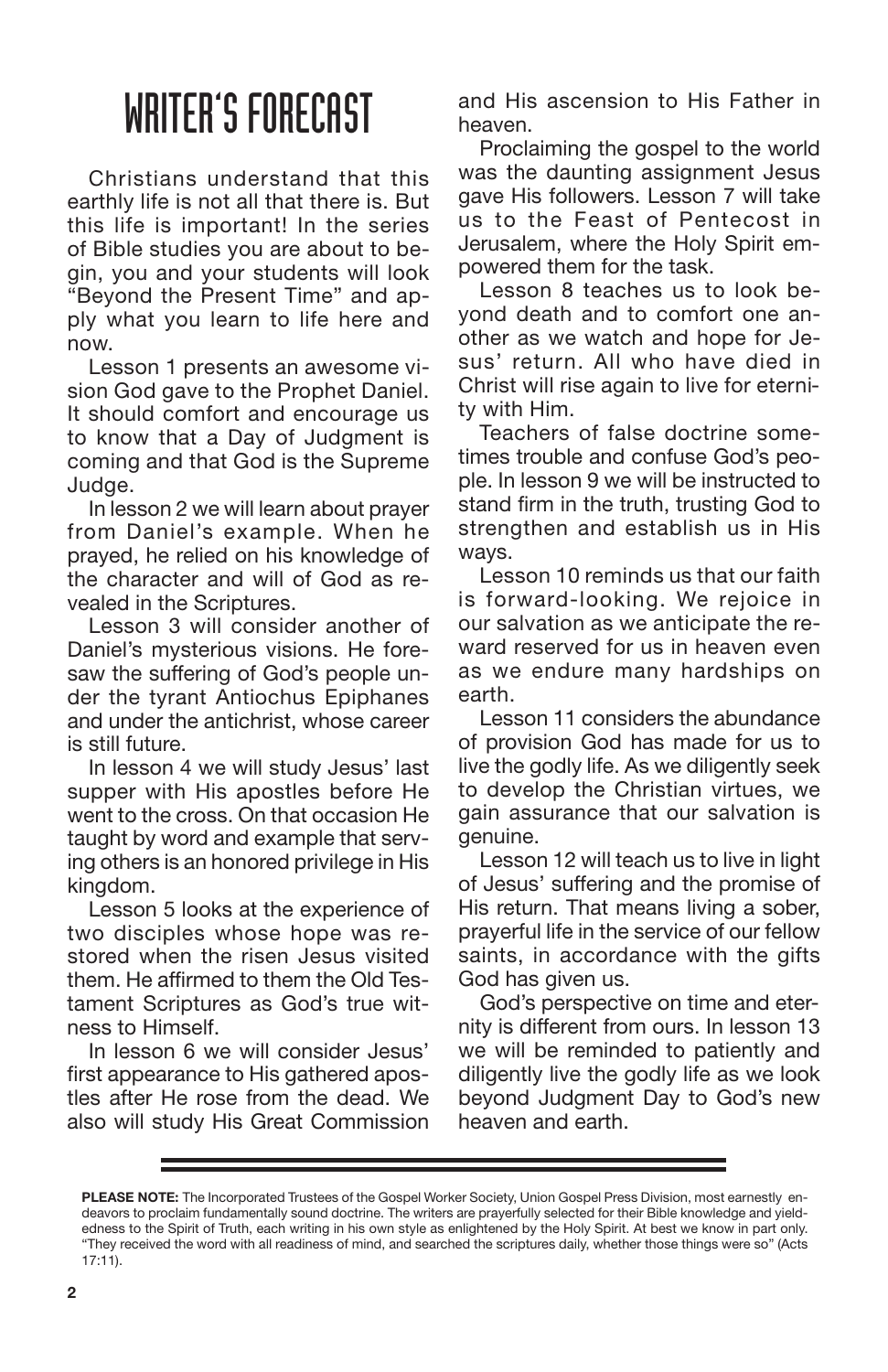# WRITER'S FORECAST

Christians understand that this earthly life is not all that there is. But this life is important! In the series of Bible studies you are about to begin, you and your students will look "Beyond the Present Time" and apply what you learn to life here and now.

Lesson 1 presents an awesome vision God gave to the Prophet Daniel. It should comfort and encourage us to know that a Day of Judgment is coming and that God is the Supreme Judge.

In lesson 2 we will learn about prayer from Daniel's example. When he prayed, he relied on his knowledge of the character and will of God as revealed in the Scriptures.

Lesson 3 will consider another of Daniel's mysterious visions. He foresaw the suffering of God's people under the tyrant Antiochus Epiphanes and under the antichrist, whose career is still future.

In lesson 4 we will study Jesus' last supper with His apostles before He went to the cross. On that occasion He taught by word and example that serving others is an honored privilege in His kingdom.

Lesson 5 looks at the experience of two disciples whose hope was restored when the risen Jesus visited them. He affirmed to them the Old Testament Scriptures as God's true witness to Himself.

In lesson 6 we will consider Jesus' first appearance to His gathered apostles after He rose from the dead. We also will study His Great Commission and His ascension to His Father in heaven.

Proclaiming the gospel to the world was the daunting assignment Jesus gave His followers. Lesson 7 will take us to the Feast of Pentecost in Jerusalem, where the Holy Spirit empowered them for the task.

Lesson 8 teaches us to look beyond death and to comfort one another as we watch and hope for Jesus' return. All who have died in Christ will rise again to live for eternity with Him.

Teachers of false doctrine sometimes trouble and confuse God's people. In lesson 9 we will be instructed to stand firm in the truth, trusting God to strengthen and establish us in His ways.

Lesson 10 reminds us that our faith is forward-looking. We rejoice in our salvation as we anticipate the reward reserved for us in heaven even as we endure many hardships on earth.

Lesson 11 considers the abundance of provision God has made for us to live the godly life. As we diligently seek to develop the Christian virtues, we gain assurance that our salvation is genuine.

Lesson 12 will teach us to live in light of Jesus' suffering and the promise of His return. That means living a sober, prayerful life in the service of our fellow saints, in accordance with the gifts God has given us.

God's perspective on time and eternity is different from ours. In lesson 13 we will be reminded to patiently and diligently live the godly life as we look beyond Judgment Day to God's new heaven and earth.

---

**PLEASE NOTE:** The Incorporated Trustees of the Gospel Worker Society, Union Gospel Press Division, most earnestly endeavors to proclaim fundamentally sound doctrine. The writers are prayerfully selected for their Bible knowledge and yieldedness to the Spirit of Truth, each writing in his own style as enlightened by the Holy Spirit. At best we know in part only. "They received the word with all readiness of mind, and searched the scriptures daily, whether those things were so" (Acts 17:11).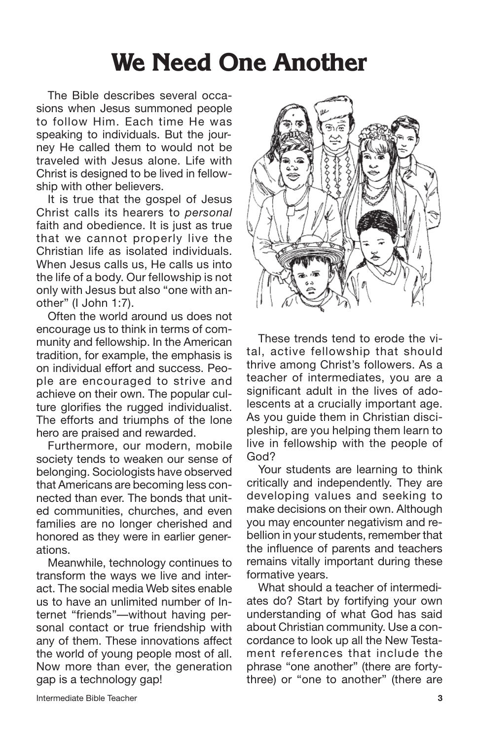# We Need One Another

The Bible describes several occasions when Jesus summoned people to follow Him. Each time He was speaking to individuals. But the journey He called them to would not be traveled with Jesus alone. Life with Christ is designed to be lived in fellowship with other believers.

It is true that the gospel of Jesus Christ calls its hearers to *personal* faith and obedience. It is just as true that we cannot properly live the Christian life as isolated individuals. When Jesus calls us, He calls us into the life of a body. Our fellowship is not only with Jesus but also "one with another" (I John 1:7).

Often the world around us does not encourage us to think in terms of community and fellowship. In the American tradition, for example, the emphasis is on individual effort and success. People are encouraged to strive and achieve on their own. The popular culture glorifies the rugged individualist. The efforts and triumphs of the lone hero are praised and rewarded.

Furthermore, our modern, mobile society tends to weaken our sense of belonging. Sociologists have observed that Americans are becoming less connected than ever. The bonds that united communities, churches, and even families are no longer cherished and honored as they were in earlier generations.

Meanwhile, technology continues to transform the ways we live and interact. The social media Web sites enable us to have an unlimited number of Internet "friends"—without having personal contact or true friendship with any of them. These innovations affect the world of young people most of all. Now more than ever, the generation gap is a technology gap!

These trends tend to erode the vital, active fellowship that should thrive among Christ's followers. As a teacher of intermediates, you are a significant adult in the lives of adolescents at a crucially important age. As you guide them in Christian discipleship, are you helping them learn to live in fellowship with the people of God?

Your students are learning to think critically and independently. They are developing values and seeking to make decisions on their own. Although you may encounter negativism and rebellion in your students, remember that the influence of parents and teachers remains vitally important during these formative years.

What should a teacher of intermediates do? Start by fortifying your own understanding of what God has said about Christian community. Use a concordance to look up all the New Testament references that include the phrase "one another" (there are forty-three) or "one to another" (there are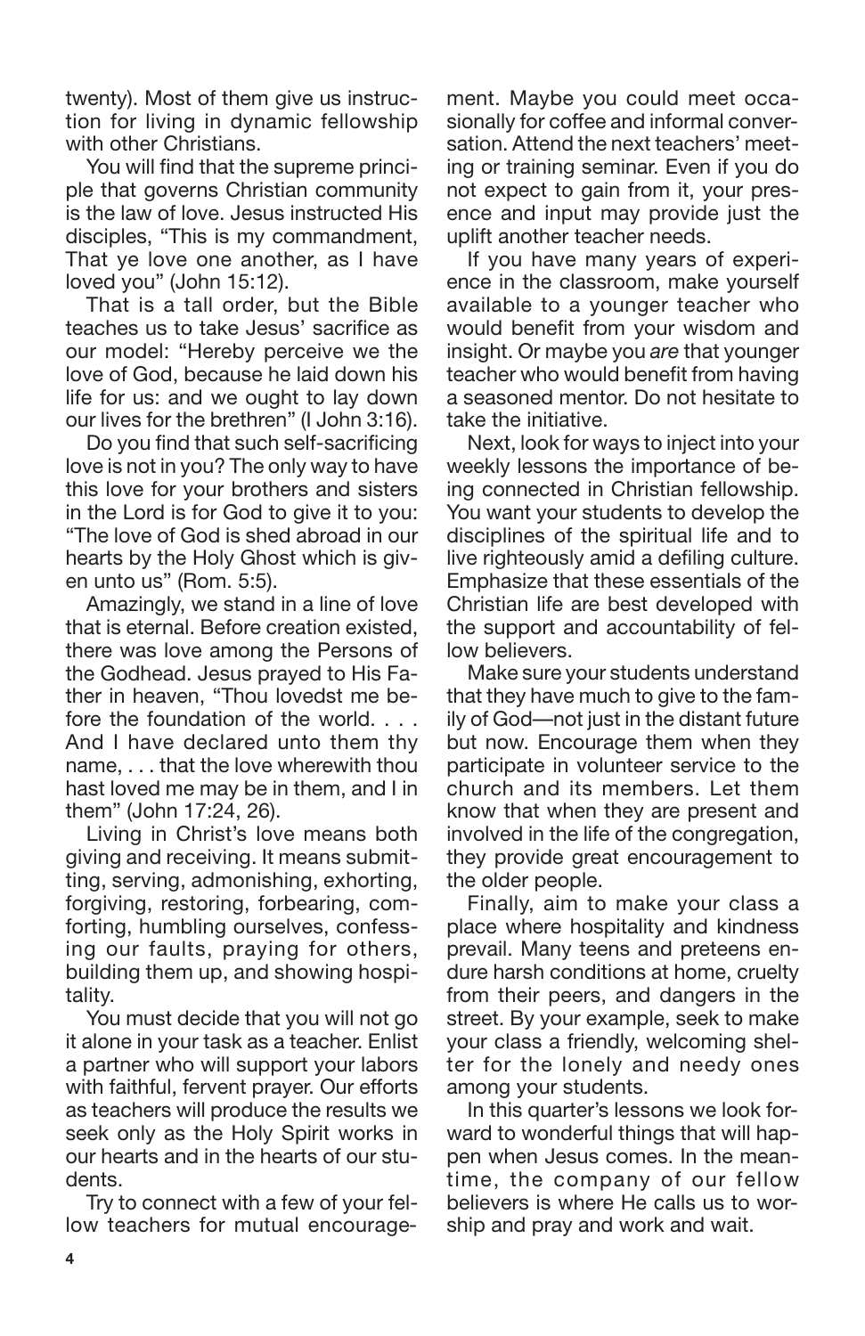twenty). Most of them give us instruction for living in dynamic fellowship with other Christians.

You will find that the supreme principle that governs Christian community is the law of love. Jesus instructed His disciples, "This is my commandment, That ye love one another, as I have loved you" (John 15:12).

That is a tall order, but the Bible teaches us to take Jesus' sacrifice as our model: "Hereby perceive we the love of God, because he laid down his life for us: and we ought to lay down our lives for the brethren" (I John 3:16).

Do you find that such self-sacrificing love is not in you? The only way to have this love for your brothers and sisters in the Lord is for God to give it to you: "The love of God is shed abroad in our hearts by the Holy Ghost which is given unto us" (Rom. 5:5).

Amazingly, we stand in a line of love that is eternal. Before creation existed, there was love among the Persons of the Godhead. Jesus prayed to His Father in heaven, "Thou lovedst me before the foundation of the world. . . . And I have declared unto them thy name, . . . that the love wherewith thou hast loved me may be in them, and I in them" (John 17:24, 26).

Living in Christ's love means both giving and receiving. It means submitting, serving, admonishing, exhorting, forgiving, restoring, forbearing, comforting, humbling ourselves, confessing our faults, praying for others, building them up, and showing hospitality.

You must decide that you will not go it alone in your task as a teacher. Enlist a partner who will support your labors with faithful, fervent prayer. Our efforts as teachers will produce the results we seek only as the Holy Spirit works in our hearts and in the hearts of our students.

Try to connect with a few of your fellow teachers for mutual encouragement. Maybe you could meet occasionally for coffee and informal conversation. Attend the next teachers' meeting or training seminar. Even if you do not expect to gain from it, your presence and input may provide just the uplift another teacher needs.

If you have many years of experience in the classroom, make yourself available to a younger teacher who would benefit from your wisdom and insight. Or maybe you *are* that younger teacher who would benefit from having a seasoned mentor. Do not hesitate to take the initiative.

Next, look for ways to inject into your weekly lessons the importance of being connected in Christian fellowship. You want your students to develop the disciplines of the spiritual life and to live righteously amid a defiling culture. Emphasize that these essentials of the Christian life are best developed with the support and accountability of fellow believers.

Make sure your students understand that they have much to give to the family of God—not just in the distant future but now. Encourage them when they participate in volunteer service to the church and its members. Let them know that when they are present and involved in the life of the congregation, they provide great encouragement to the older people.

Finally, aim to make your class a place where hospitality and kindness prevail. Many teens and preteens endure harsh conditions at home, cruelty from their peers, and dangers in the street. By your example, seek to make your class a friendly, welcoming shelter for the lonely and needy ones among your students.

In this quarter's lessons we look forward to wonderful things that will happen when Jesus comes. In the meantime, the company of our fellow believers is where He calls us to worship and pray and work and wait.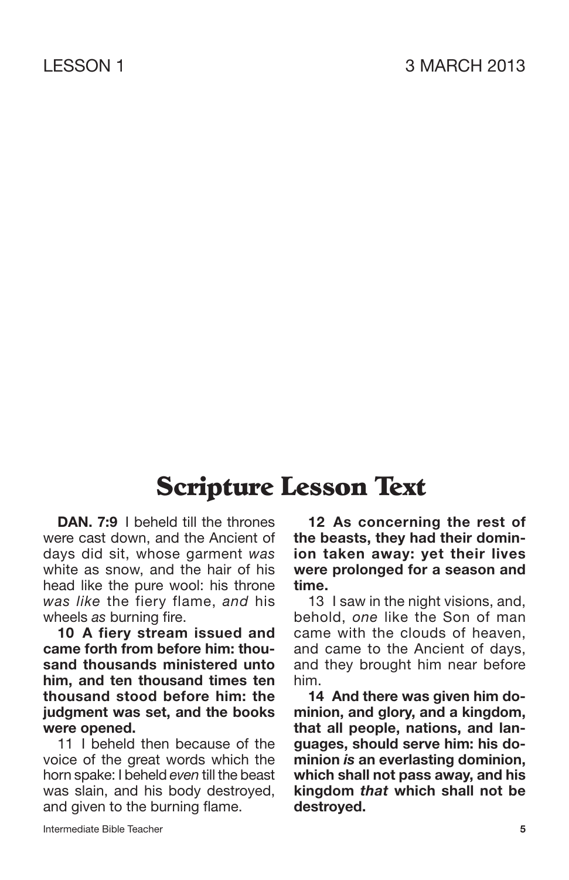LESSON 1 3 MARCH 2013

# Scripture Lesson Text

**DAN. 7:9** I beheld till the thrones were cast down, and the Ancient of days did sit, whose garment *was* white as snow, and the hair of his head like the pure wool: his throne *was like* the fiery flame, *and* his wheels *as* burning fire.

**10 A fiery stream issued and came forth from before him: thousand thousands ministered unto him, and ten thousand times ten thousand stood before him: the judgment was set, and the books were opened.**

11 I beheld then because of the voice of the great words which the horn spake: I beheld *even* till the beast was slain, and his body destroyed, and given to the burning flame.

**12 As concerning the rest of the beasts, they had their dominion taken away: yet their lives were prolonged for a season and time.**

13 I saw in the night visions, and, behold, *one* like the Son of man came with the clouds of heaven, and came to the Ancient of days, and they brought him near before him.

**14 And there was given him dominion, and glory, and a kingdom, that all people, nations, and languages, should serve him: his dominion *is* an everlasting dominion, which shall not pass away, and his kingdom *that* which shall not be destroyed.**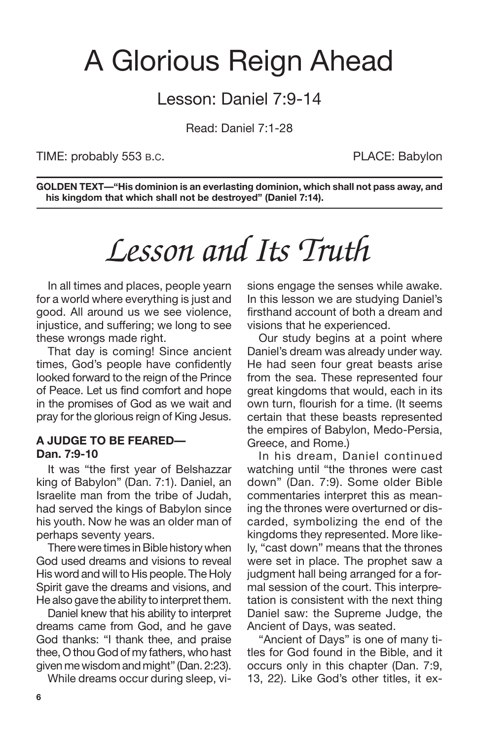# A Glorious Reign Ahead

## Lesson: Daniel 7:9-14

Read: Daniel 7:1-28

TIME: probably 553 B.C. PLACE: Babylon

**GOLDEN TEXT—"His dominion is an everlasting dominion, which shall not pass away, and his kingdom that which shall not be destroyed" (Daniel 7:14).**

# *Lesson and Its Truth*

In all times and places, people yearn for a world where everything is just and good. All around us we see violence, injustice, and suffering; we long to see these wrongs made right.

That day is coming! Since ancient times, God's people have confidently looked forward to the reign of the Prince of Peace. Let us find comfort and hope in the promises of God as we wait and pray for the glorious reign of King Jesus.

### A JUDGE TO BE FEARED—Dan. 7:9-10

It was "the first year of Belshazzar king of Babylon" (Dan. 7:1). Daniel, an Israelite man from the tribe of Judah, had served the kings of Babylon since his youth. Now he was an older man of perhaps seventy years.

There were times in Bible history when God used dreams and visions to reveal His word and will to His people. The Holy Spirit gave the dreams and visions, and He also gave the ability to interpret them.

Daniel knew that his ability to interpret dreams came from God, and he gave God thanks: "I thank thee, and praise thee, O thou God of my fathers, who hast given me wisdom and might" (Dan. 2:23).

While dreams occur during sleep, visions engage the senses while awake. In this lesson we are studying Daniel's firsthand account of both a dream and visions that he experienced.

Our study begins at a point where Daniel's dream was already under way. He had seen four great beasts arise from the sea. These represented four great kingdoms that would, each in its own turn, flourish for a time. (It seems certain that these beasts represented the empires of Babylon, Medo-Persia, Greece, and Rome.)

In his dream, Daniel continued watching until "the thrones were cast down" (Dan. 7:9). Some older Bible commentaries interpret this as meaning the thrones were overturned or discarded, symbolizing the end of the kingdoms they represented. More likely, "cast down" means that the thrones were set in place. The prophet saw a judgment hall being arranged for a formal session of the court. This interpretation is consistent with the next thing Daniel saw: the Supreme Judge, the Ancient of Days, was seated.

"Ancient of Days" is one of many titles for God found in the Bible, and it occurs only in this chapter (Dan. 7:9, 13, 22). Like God's other titles, it ex-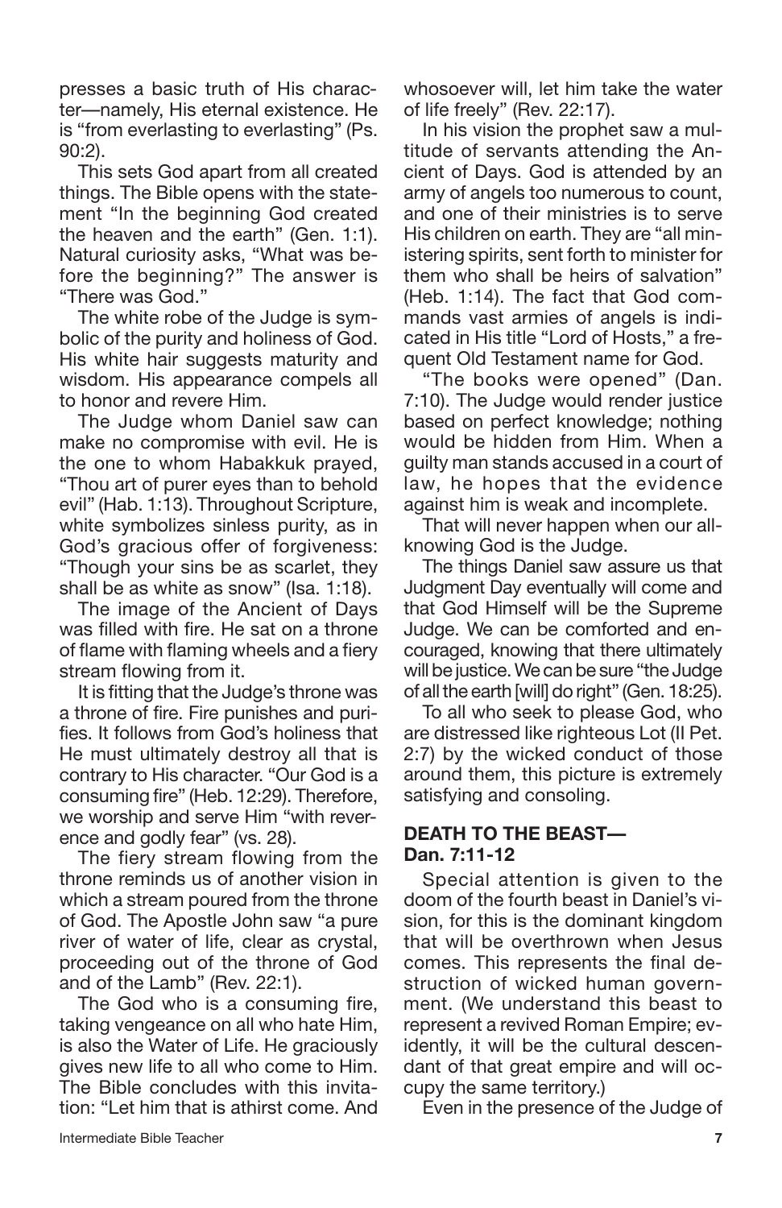presses a basic truth of His character—namely, His eternal existence. He is "from everlasting to everlasting" (Ps. 90:2).

This sets God apart from all created things. The Bible opens with the statement "In the beginning God created the heaven and the earth" (Gen. 1:1). Natural curiosity asks, "What was before the beginning?" The answer is "There was God."

The white robe of the Judge is symbolic of the purity and holiness of God. His white hair suggests maturity and wisdom. His appearance compels all to honor and revere Him.

The Judge whom Daniel saw can make no compromise with evil. He is the one to whom Habakkuk prayed, "Thou art of purer eyes than to behold evil" (Hab. 1:13). Throughout Scripture, white symbolizes sinless purity, as in God's gracious offer of forgiveness: "Though your sins be as scarlet, they shall be as white as snow" (Isa. 1:18).

The image of the Ancient of Days was filled with fire. He sat on a throne of flame with flaming wheels and a fiery stream flowing from it.

It is fitting that the Judge's throne was a throne of fire. Fire punishes and purifies. It follows from God's holiness that He must ultimately destroy all that is contrary to His character. "Our God is a consuming fire" (Heb. 12:29). Therefore, we worship and serve Him "with reverence and godly fear" (vs. 28).

The fiery stream flowing from the throne reminds us of another vision in which a stream poured from the throne of God. The Apostle John saw "a pure river of water of life, clear as crystal, proceeding out of the throne of God and of the Lamb" (Rev. 22:1).

The God who is a consuming fire, taking vengeance on all who hate Him, is also the Water of Life. He graciously gives new life to all who come to Him. The Bible concludes with this invitation: "Let him that is athirst come. And whosoever will, let him take the water of life freely" (Rev. 22:17).

In his vision the prophet saw a multitude of servants attending the Ancient of Days. God is attended by an army of angels too numerous to count, and one of their ministries is to serve His children on earth. They are "all ministering spirits, sent forth to minister for them who shall be heirs of salvation" (Heb. 1:14). The fact that God commands vast armies of angels is indicated in His title "Lord of Hosts," a frequent Old Testament name for God.

"The books were opened" (Dan. 7:10). The Judge would render justice based on perfect knowledge; nothing would be hidden from Him. When a guilty man stands accused in a court of law, he hopes that the evidence against him is weak and incomplete.

That will never happen when our all-knowing God is the Judge.

The things Daniel saw assure us that Judgment Day eventually will come and that God Himself will be the Supreme Judge. We can be comforted and encouraged, knowing that there ultimately will be justice. We can be sure "the Judge of all the earth [will] do right" (Gen. 18:25).

To all who seek to please God, who are distressed like righteous Lot (II Pet. 2:7) by the wicked conduct of those around them, this picture is extremely satisfying and consoling.

### DEATH TO THE BEAST—Dan. 7:11-12

Special attention is given to the doom of the fourth beast in Daniel's vision, for this is the dominant kingdom that will be overthrown when Jesus comes. This represents the final destruction of wicked human government. (We understand this beast to represent a revived Roman Empire; evidently, it will be the cultural descendant of that great empire and will occupy the same territory.)

Even in the presence of the Judge of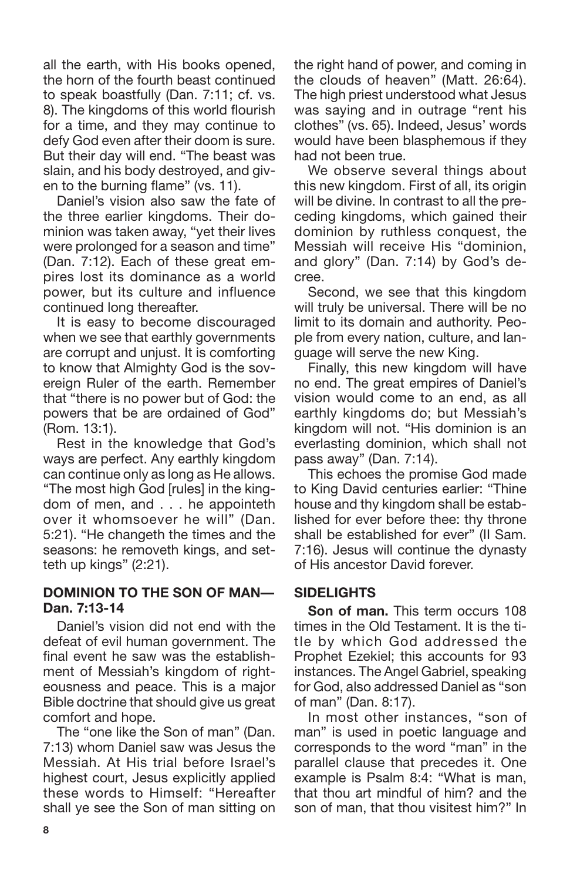all the earth, with His books opened, the horn of the fourth beast continued to speak boastfully (Dan. 7:11; cf. vs. 8). The kingdoms of this world flourish for a time, and they may continue to defy God even after their doom is sure. But their day will end. "The beast was slain, and his body destroyed, and given to the burning flame" (vs. 11).

Daniel's vision also saw the fate of the three earlier kingdoms. Their dominion was taken away, "yet their lives were prolonged for a season and time" (Dan. 7:12). Each of these great empires lost its dominance as a world power, but its culture and influence continued long thereafter.

It is easy to become discouraged when we see that earthly governments are corrupt and unjust. It is comforting to know that Almighty God is the sovereign Ruler of the earth. Remember that "there is no power but of God: the powers that be are ordained of God" (Rom. 13:1).

Rest in the knowledge that God's ways are perfect. Any earthly kingdom can continue only as long as He allows. "The most high God [rules] in the kingdom of men, and . . . he appointeth over it whomsoever he will" (Dan. 5:21). "He changeth the times and the seasons: he removeth kings, and setteth up kings" (2:21).

## DOMINION TO THE SON OF MAN—Dan. 7:13-14

Daniel's vision did not end with the defeat of evil human government. The final event he saw was the establishment of Messiah's kingdom of righteousness and peace. This is a major Bible doctrine that should give us great comfort and hope.

The "one like the Son of man" (Dan. 7:13) whom Daniel saw was Jesus the Messiah. At His trial before Israel's highest court, Jesus explicitly applied these words to Himself: "Hereafter shall ye see the Son of man sitting on the right hand of power, and coming in the clouds of heaven" (Matt. 26:64). The high priest understood what Jesus was saying and in outrage "rent his clothes" (vs. 65). Indeed, Jesus' words would have been blasphemous if they had not been true.

We observe several things about this new kingdom. First of all, its origin will be divine. In contrast to all the preceding kingdoms, which gained their dominion by ruthless conquest, the Messiah will receive His "dominion, and glory" (Dan. 7:14) by God's decree.

Second, we see that this kingdom will truly be universal. There will be no limit to its domain and authority. People from every nation, culture, and language will serve the new King.

Finally, this new kingdom will have no end. The great empires of Daniel's vision would come to an end, as all earthly kingdoms do; but Messiah's kingdom will not. "His dominion is an everlasting dominion, which shall not pass away" (Dan. 7:14).

This echoes the promise God made to King David centuries earlier: "Thine house and thy kingdom shall be established for ever before thee: thy throne shall be established for ever" (II Sam. 7:16). Jesus will continue the dynasty of His ancestor David forever.

## SIDELIGHTS

**Son of man.** This term occurs 108 times in the Old Testament. It is the title by which God addressed the Prophet Ezekiel; this accounts for 93 instances. The Angel Gabriel, speaking for God, also addressed Daniel as "son of man" (Dan. 8:17).

In most other instances, "son of man" is used in poetic language and corresponds to the word "man" in the parallel clause that precedes it. One example is Psalm 8:4: "What is man, that thou art mindful of him? and the son of man, that thou visitest him?" In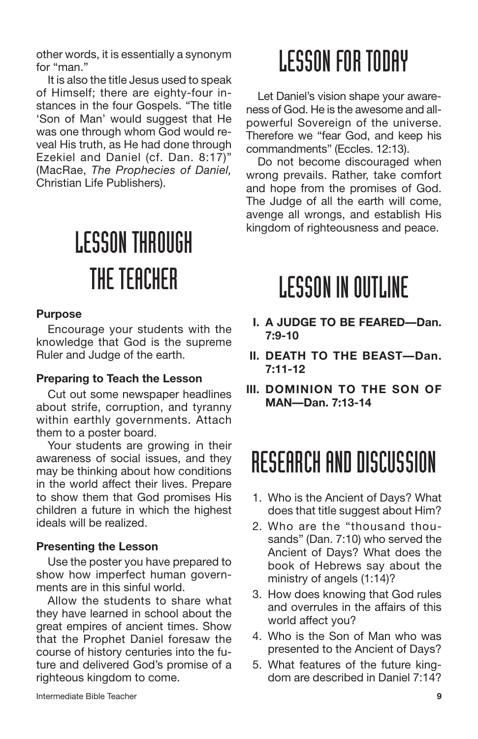other words, it is essentially a synonym for "man."

It is also the title Jesus used to speak of Himself; there are eighty-four instances in the four Gospels. "The title 'Son of Man' would suggest that He was one through whom God would reveal His truth, as He had done through Ezekiel and Daniel (cf. Dan. 8:17)" (MacRae, *The Prophecies of Daniel,* Christian Life Publishers).

# LESSON THROUGH THE TEACHER

**Purpose**

Encourage your students with the knowledge that God is the supreme Ruler and Judge of the earth.

**Preparing to Teach the Lesson**

Cut out some newspaper headlines about strife, corruption, and tyranny within earthly governments. Attach them to a poster board.

Your students are growing in their awareness of social issues, and they may be thinking about how conditions in the world affect their lives. Prepare to show them that God promises His children a future in which the highest ideals will be realized.

**Presenting the Lesson**

Use the poster you have prepared to show how imperfect human governments are in this sinful world.

Allow the students to share what they have learned in school about the great empires of ancient times. Show that the Prophet Daniel foresaw the course of history centuries into the future and delivered God's promise of a righteous kingdom to come.

# LESSON FOR TODAY

Let Daniel's vision shape your awareness of God. He is the awesome and all-powerful Sovereign of the universe. Therefore we "fear God, and keep his commandments" (Eccles. 12:13).

Do not become discouraged when wrong prevails. Rather, take comfort and hope from the promises of God. The Judge of all the earth will come, avenge all wrongs, and establish His kingdom of righteousness and peace.

# LESSON IN OUTLINE

- **I. A JUDGE TO BE FEARED—Dan. 7:9-10**
- **II. DEATH TO THE BEAST—Dan. 7:11-12**
- **III. DOMINION TO THE SON OF MAN—Dan. 7:13-14**

# RESEARCH AND DISCUSSION

1. Who is the Ancient of Days? What does that title suggest about Him?
2. Who are the "thousand thousands" (Dan. 7:10) who served the Ancient of Days? What does the book of Hebrews say about the ministry of angels (1:14)?
3. How does knowing that God rules and overrules in the affairs of this world affect you?
4. Who is the Son of Man who was presented to the Ancient of Days?
5. What features of the future kingdom are described in Daniel 7:14?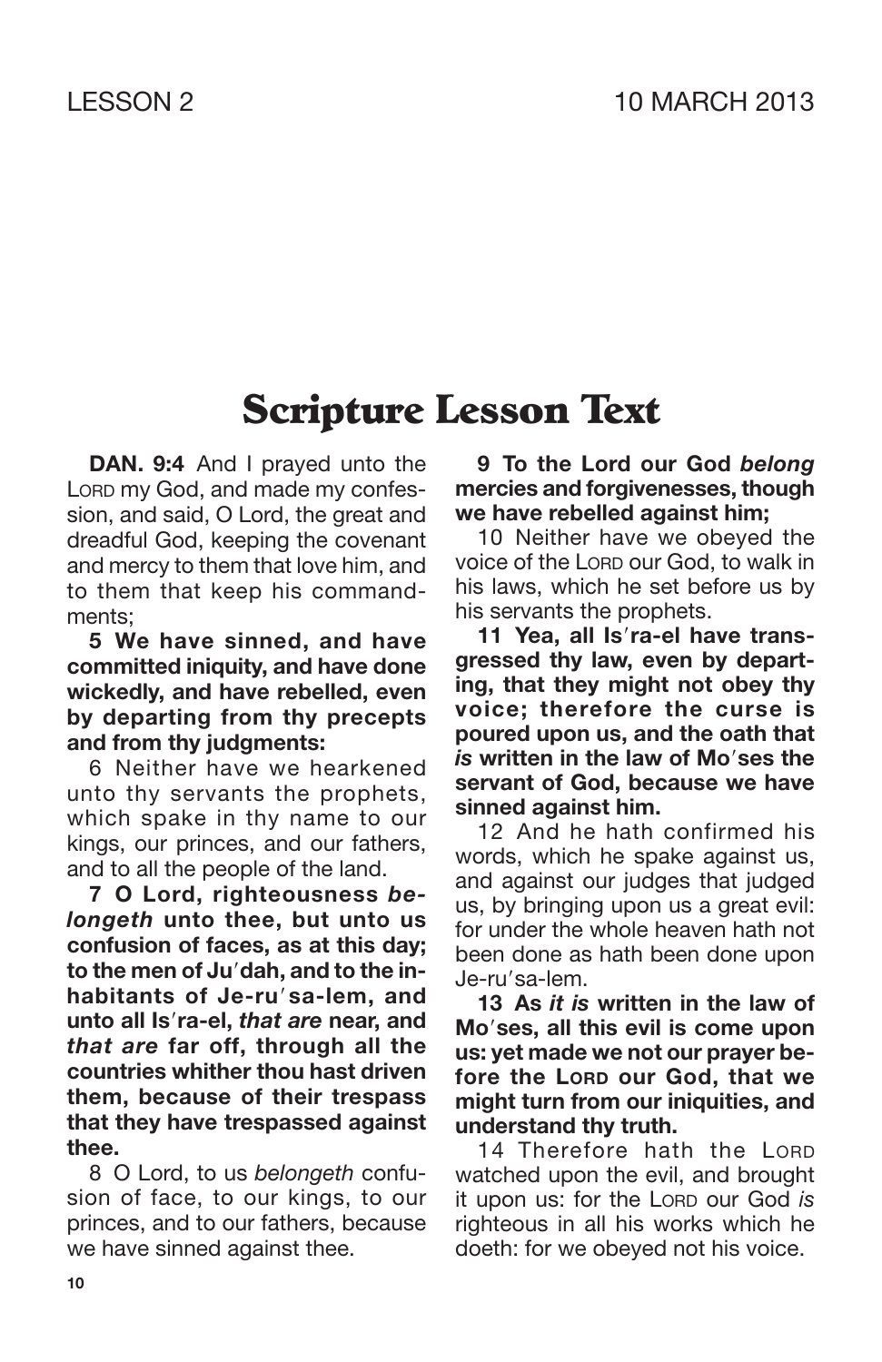# Scripture Lesson Text

**DAN. 9:4** And I prayed unto the LORD my God, and made my confession, and said, O Lord, the great and dreadful God, keeping the covenant and mercy to them that love him, and to them that keep his commandments;

**5 We have sinned, and have committed iniquity, and have done wickedly, and have rebelled, even by departing from thy precepts and from thy judgments:**

6 Neither have we hearkened unto thy servants the prophets, which spake in thy name to our kings, our princes, and our fathers, and to all the people of the land.

**7 O Lord, righteousness *belongeth* unto thee, but unto us confusion of faces, as at this day; to the men of Ju′dah, and to the inhabitants of Je-ru′sa-lem, and unto all Is′ra-el, *that are* near, and *that are* far off, through all the countries whither thou hast driven them, because of their trespass that they have trespassed against thee.**

8 O Lord, to us *belongeth* confusion of face, to our kings, to our princes, and to our fathers, because we have sinned against thee.

**9 To the Lord our God *belong* mercies and forgivenesses, though we have rebelled against him;**

10 Neither have we obeyed the voice of the LORD our God, to walk in his laws, which he set before us by his servants the prophets.

**11 Yea, all Is′ra-el have transgressed thy law, even by departing, that they might not obey thy voice; therefore the curse is poured upon us, and the oath that *is* written in the law of Mo′ses the servant of God, because we have sinned against him.**

12 And he hath confirmed his words, which he spake against us, and against our judges that judged us, by bringing upon us a great evil: for under the whole heaven hath not been done as hath been done upon Je-ru′sa-lem.

**13 As *it is* written in the law of Mo′ses, all this evil is come upon us: yet made we not our prayer before the LORD our God, that we might turn from our iniquities, and understand thy truth.**

14 Therefore hath the LORD watched upon the evil, and brought it upon us: for the LORD our God *is* righteous in all his works which he doeth: for we obeyed not his voice.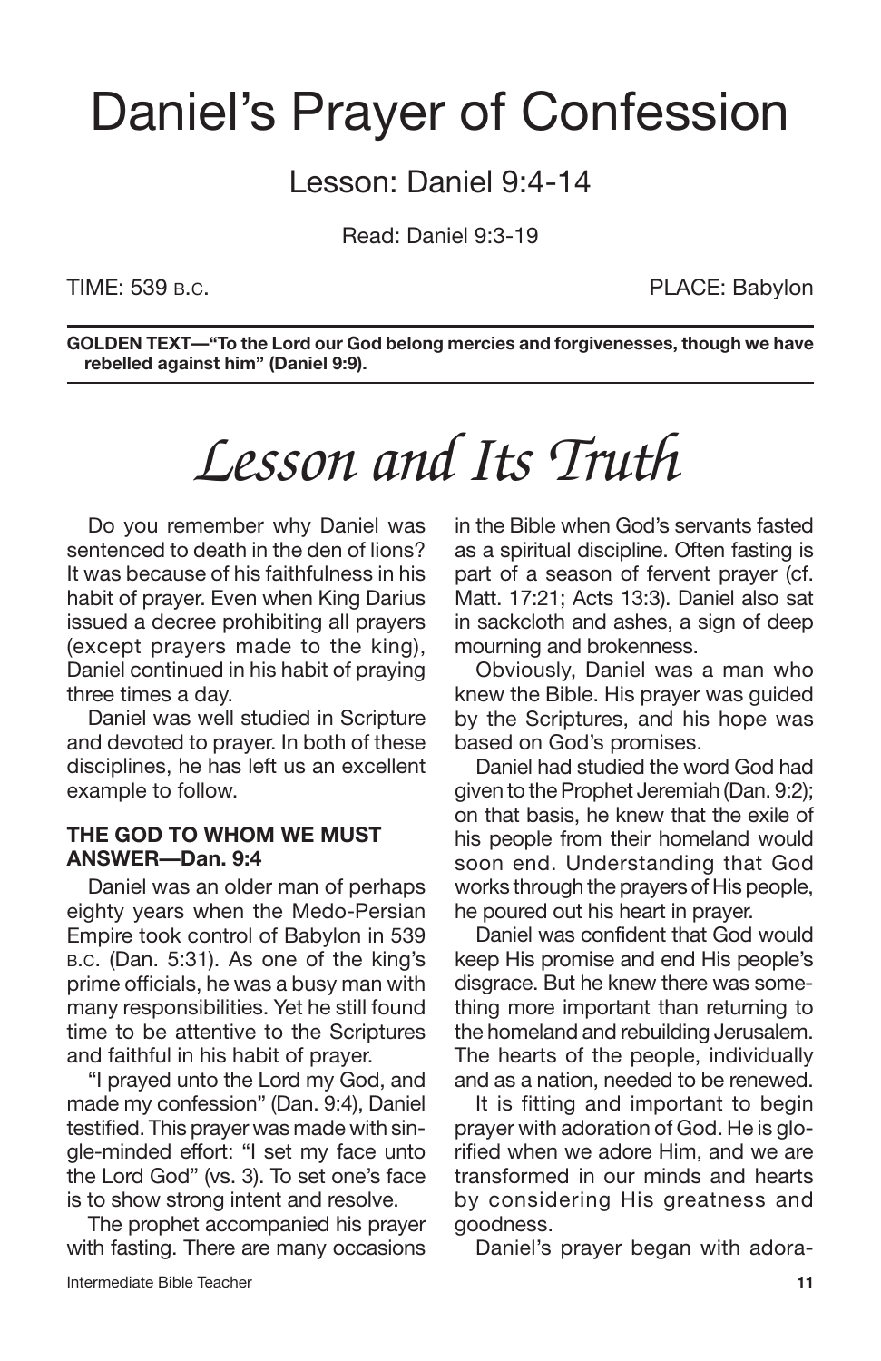# Daniel's Prayer of Confession

## Lesson: Daniel 9:4-14

Read: Daniel 9:3-19

TIME: 539 B.C.

PLACE: Babylon

**GOLDEN TEXT—"To the Lord our God belong mercies and forgivenesses, though we have rebelled against him" (Daniel 9:9).**

# *Lesson and Its Truth*

Do you remember why Daniel was sentenced to death in the den of lions? It was because of his faithfulness in his habit of prayer. Even when King Darius issued a decree prohibiting all prayers (except prayers made to the king), Daniel continued in his habit of praying three times a day.

Daniel was well studied in Scripture and devoted to prayer. In both of these disciplines, he has left us an excellent example to follow.

### THE GOD TO WHOM WE MUST ANSWER—Dan. 9:4

Daniel was an older man of perhaps eighty years when the Medo-Persian Empire took control of Babylon in 539 B.C. (Dan. 5:31). As one of the king's prime officials, he was a busy man with many responsibilities. Yet he still found time to be attentive to the Scriptures and faithful in his habit of prayer.

"I prayed unto the Lord my God, and made my confession" (Dan. 9:4), Daniel testified. This prayer was made with single-minded effort: "I set my face unto the Lord God" (vs. 3). To set one's face is to show strong intent and resolve.

The prophet accompanied his prayer with fasting. There are many occasions in the Bible when God's servants fasted as a spiritual discipline. Often fasting is part of a season of fervent prayer (cf. Matt. 17:21; Acts 13:3). Daniel also sat in sackcloth and ashes, a sign of deep mourning and brokenness.

Obviously, Daniel was a man who knew the Bible. His prayer was guided by the Scriptures, and his hope was based on God's promises.

Daniel had studied the word God had given to the Prophet Jeremiah (Dan. 9:2); on that basis, he knew that the exile of his people from their homeland would soon end. Understanding that God works through the prayers of His people, he poured out his heart in prayer.

Daniel was confident that God would keep His promise and end His people's disgrace. But he knew there was something more important than returning to the homeland and rebuilding Jerusalem. The hearts of the people, individually and as a nation, needed to be renewed.

It is fitting and important to begin prayer with adoration of God. He is glorified when we adore Him, and we are transformed in our minds and hearts by considering His greatness and goodness.

Daniel's prayer began with adora-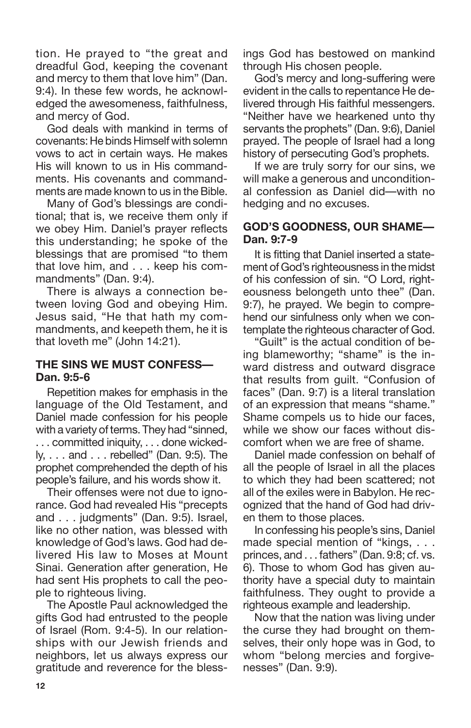tion. He prayed to "the great and dreadful God, keeping the covenant and mercy to them that love him" (Dan. 9:4). In these few words, he acknowledged the awesomeness, faithfulness, and mercy of God.

God deals with mankind in terms of covenants: He binds Himself with solemn vows to act in certain ways. He makes His will known to us in His commandments. His covenants and commandments are made known to us in the Bible.

Many of God's blessings are conditional; that is, we receive them only if we obey Him. Daniel's prayer reflects this understanding; he spoke of the blessings that are promised "to them that love him, and . . . keep his commandments" (Dan. 9:4).

There is always a connection between loving God and obeying Him. Jesus said, "He that hath my commandments, and keepeth them, he it is that loveth me" (John 14:21).

### THE SINS WE MUST CONFESS—Dan. 9:5-6

Repetition makes for emphasis in the language of the Old Testament, and Daniel made confession for his people with a variety of terms. They had "sinned, . . . committed iniquity, . . . done wickedly, . . . and . . . rebelled" (Dan. 9:5). The prophet comprehended the depth of his people's failure, and his words show it.

Their offenses were not due to ignorance. God had revealed His "precepts and . . . judgments" (Dan. 9:5). Israel, like no other nation, was blessed with knowledge of God's laws. God had delivered His law to Moses at Mount Sinai. Generation after generation, He had sent His prophets to call the people to righteous living.

The Apostle Paul acknowledged the gifts God had entrusted to the people of Israel (Rom. 9:4-5). In our relationships with our Jewish friends and neighbors, let us always express our gratitude and reverence for the blessings God has bestowed on mankind through His chosen people.

God's mercy and long-suffering were evident in the calls to repentance He delivered through His faithful messengers. "Neither have we hearkened unto thy servants the prophets" (Dan. 9:6), Daniel prayed. The people of Israel had a long history of persecuting God's prophets.

If we are truly sorry for our sins, we will make a generous and unconditional confession as Daniel did—with no hedging and no excuses.

### GOD'S GOODNESS, OUR SHAME—Dan. 9:7-9

It is fitting that Daniel inserted a statement of God's righteousness in the midst of his confession of sin. "O Lord, righteousness belongeth unto thee" (Dan. 9:7), he prayed. We begin to comprehend our sinfulness only when we contemplate the righteous character of God.

"Guilt" is the actual condition of being blameworthy; "shame" is the inward distress and outward disgrace that results from guilt. "Confusion of faces" (Dan. 9:7) is a literal translation of an expression that means "shame." Shame compels us to hide our faces, while we show our faces without discomfort when we are free of shame.

Daniel made confession on behalf of all the people of Israel in all the places to which they had been scattered; not all of the exiles were in Babylon. He recognized that the hand of God had driven them to those places.

In confessing his people's sins, Daniel made special mention of "kings, . . . princes, and . . . fathers" (Dan. 9:8; cf. vs. 6). Those to whom God has given authority have a special duty to maintain faithfulness. They ought to provide a righteous example and leadership.

Now that the nation was living under the curse they had brought on themselves, their only hope was in God, to whom "belong mercies and forgivenesses" (Dan. 9:9).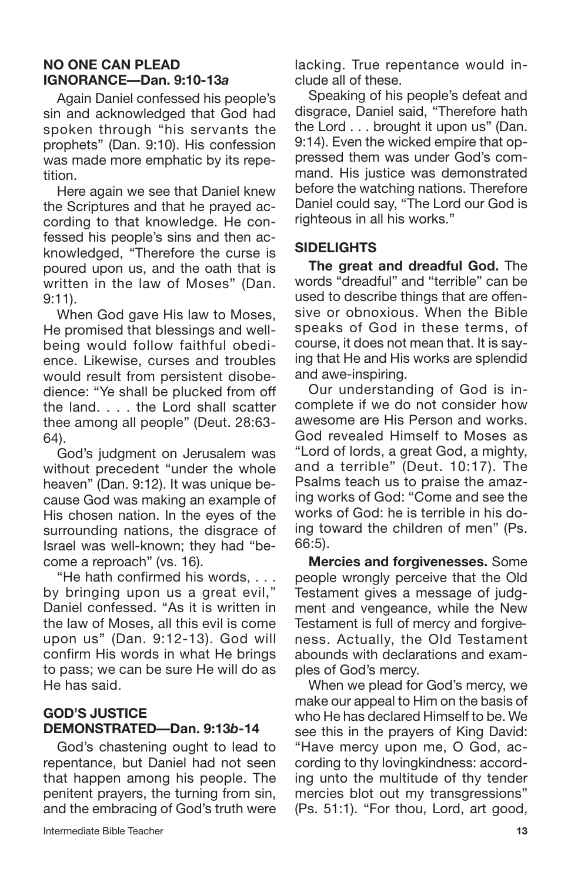### NO ONE CAN PLEAD IGNORANCE—Dan. 9:10-13*a*

Again Daniel confessed his people's sin and acknowledged that God had spoken through "his servants the prophets" (Dan. 9:10). His confession was made more emphatic by its repetition.

Here again we see that Daniel knew the Scriptures and that he prayed according to that knowledge. He confessed his people's sins and then acknowledged, "Therefore the curse is poured upon us, and the oath that is written in the law of Moses" (Dan. 9:11).

When God gave His law to Moses, He promised that blessings and well-being would follow faithful obedience. Likewise, curses and troubles would result from persistent disobedience: "Ye shall be plucked from off the land. . . . the Lord shall scatter thee among all people" (Deut. 28:63-64).

God's judgment on Jerusalem was without precedent "under the whole heaven" (Dan. 9:12). It was unique because God was making an example of His chosen nation. In the eyes of the surrounding nations, the disgrace of Israel was well-known; they had "become a reproach" (vs. 16).

"He hath confirmed his words, . . . by bringing upon us a great evil," Daniel confessed. "As it is written in the law of Moses, all this evil is come upon us" (Dan. 9:12-13). God will confirm His words in what He brings to pass; we can be sure He will do as He has said.

### GOD'S JUSTICE DEMONSTRATED—Dan. 9:13*b*-14

God's chastening ought to lead to repentance, but Daniel had not seen that happen among his people. The penitent prayers, the turning from sin, and the embracing of God's truth were lacking. True repentance would include all of these.

Speaking of his people's defeat and disgrace, Daniel said, "Therefore hath the Lord . . . brought it upon us" (Dan. 9:14). Even the wicked empire that oppressed them was under God's command. His justice was demonstrated before the watching nations. Therefore Daniel could say, "The Lord our God is righteous in all his works."

### SIDELIGHTS

**The great and dreadful God.** The words "dreadful" and "terrible" can be used to describe things that are offensive or obnoxious. When the Bible speaks of God in these terms, of course, it does not mean that. It is saying that He and His works are splendid and awe-inspiring.

Our understanding of God is incomplete if we do not consider how awesome are His Person and works. God revealed Himself to Moses as "Lord of lords, a great God, a mighty, and a terrible" (Deut. 10:17). The Psalms teach us to praise the amazing works of God: "Come and see the works of God: he is terrible in his doing toward the children of men" (Ps. 66:5).

**Mercies and forgivenesses.** Some people wrongly perceive that the Old Testament gives a message of judgment and vengeance, while the New Testament is full of mercy and forgiveness. Actually, the Old Testament abounds with declarations and examples of God's mercy.

When we plead for God's mercy, we make our appeal to Him on the basis of who He has declared Himself to be. We see this in the prayers of King David: "Have mercy upon me, O God, according to thy lovingkindness: according unto the multitude of thy tender mercies blot out my transgressions" (Ps. 51:1). "For thou, Lord, art good,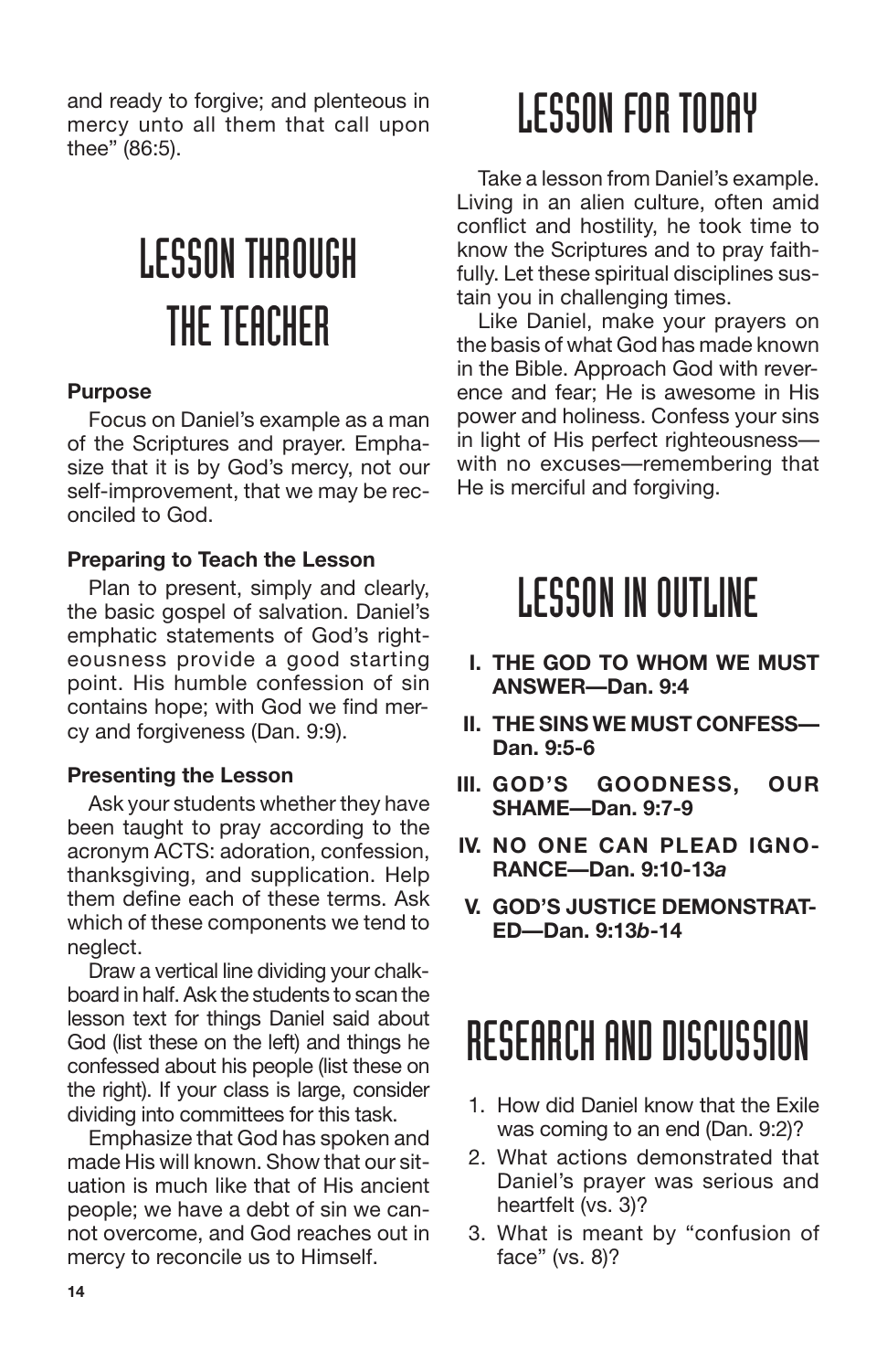and ready to forgive; and plenteous in mercy unto all them that call upon thee" (86:5).

# LESSON THROUGH THE TEACHER

**Purpose**

Focus on Daniel's example as a man of the Scriptures and prayer. Emphasize that it is by God's mercy, not our self-improvement, that we may be reconciled to God.

**Preparing to Teach the Lesson**

Plan to present, simply and clearly, the basic gospel of salvation. Daniel's emphatic statements of God's righteousness provide a good starting point. His humble confession of sin contains hope; with God we find mercy and forgiveness (Dan. 9:9).

**Presenting the Lesson**

Ask your students whether they have been taught to pray according to the acronym ACTS: adoration, confession, thanksgiving, and supplication. Help them define each of these terms. Ask which of these components we tend to neglect.

Draw a vertical line dividing your chalkboard in half. Ask the students to scan the lesson text for things Daniel said about God (list these on the left) and things he confessed about his people (list these on the right). If your class is large, consider dividing into committees for this task.

Emphasize that God has spoken and made His will known. Show that our situation is much like that of His ancient people; we have a debt of sin we cannot overcome, and God reaches out in mercy to reconcile us to Himself.

# LESSON FOR TODAY

Take a lesson from Daniel's example. Living in an alien culture, often amid conflict and hostility, he took time to know the Scriptures and to pray faithfully. Let these spiritual disciplines sustain you in challenging times.

Like Daniel, make your prayers on the basis of what God has made known in the Bible. Approach God with reverence and fear; He is awesome in His power and holiness. Confess your sins in light of His perfect righteousness—with no excuses—remembering that He is merciful and forgiving.

# LESSON IN OUTLINE

- **I. THE GOD TO WHOM WE MUST ANSWER—Dan. 9:4**
- **II. THE SINS WE MUST CONFESS—Dan. 9:5-6**
- **III. GOD'S GOODNESS, OUR SHAME—Dan. 9:7-9**
- **IV. NO ONE CAN PLEAD IGNORANCE—Dan. 9:10-13*a***
- **V. GOD'S JUSTICE DEMONSTRATED—Dan. 9:13*b*-14**

# RESEARCH AND DISCUSSION

1. How did Daniel know that the Exile was coming to an end (Dan. 9:2)?
2. What actions demonstrated that Daniel's prayer was serious and heartfelt (vs. 3)?
3. What is meant by "confusion of face" (vs. 8)?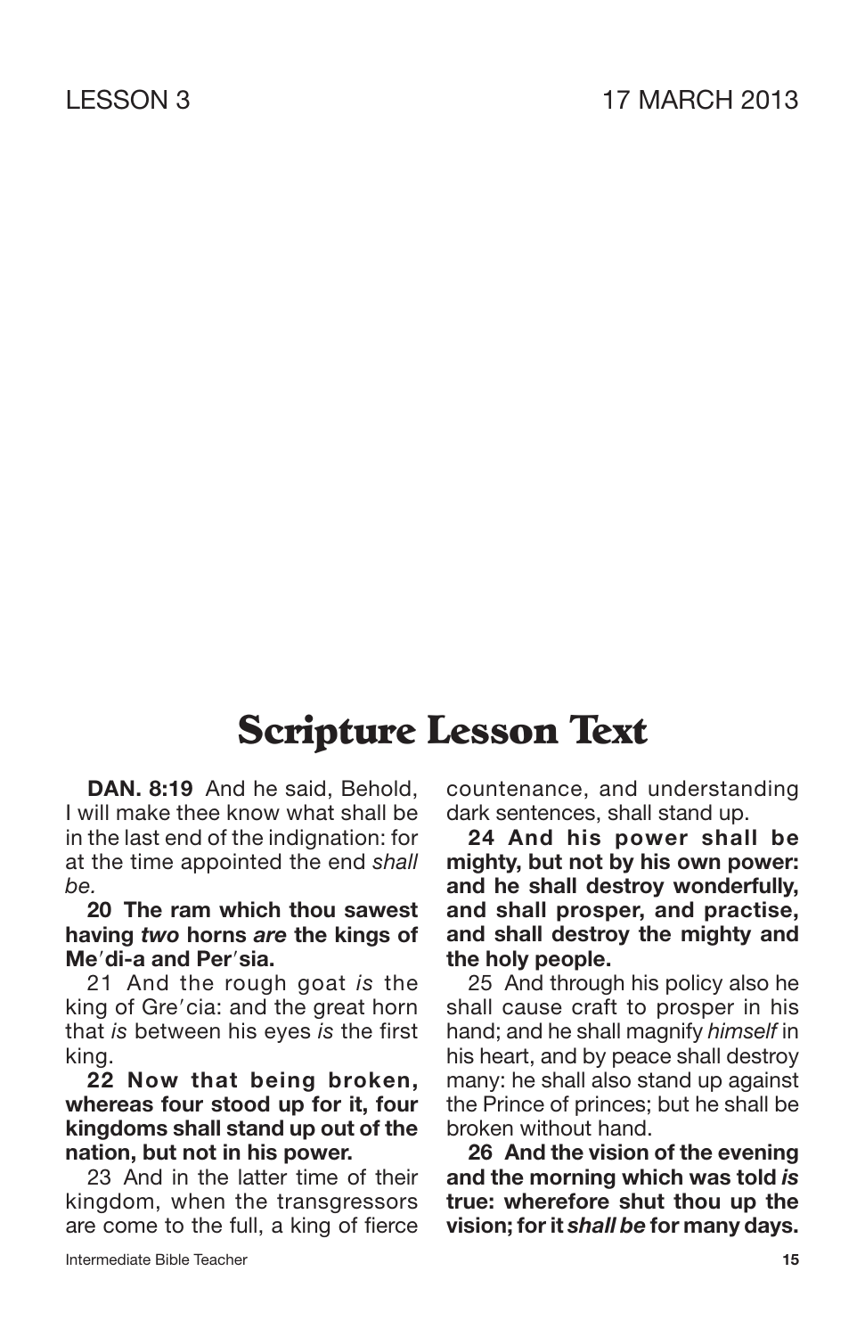LESSON 3 17 MARCH 2013

# Scripture Lesson Text

**DAN. 8:19** And he said, Behold, I will make thee know what shall be in the last end of the indignation: for at the time appointed the end *shall be.*

**20 The ram which thou sawest having *two* horns *are* the kings of Me′di-a and Per′sia.**

21 And the rough goat *is* the king of Gre′cia: and the great horn that *is* between his eyes *is* the first king.

**22 Now that being broken, whereas four stood up for it, four kingdoms shall stand up out of the nation, but not in his power.**

23 And in the latter time of their kingdom, when the transgressors are come to the full, a king of fierce countenance, and understanding dark sentences, shall stand up.

**24 And his power shall be mighty, but not by his own power: and he shall destroy wonderfully, and shall prosper, and practise, and shall destroy the mighty and the holy people.**

25 And through his policy also he shall cause craft to prosper in his hand; and he shall magnify *himself* in his heart, and by peace shall destroy many: he shall also stand up against the Prince of princes; but he shall be broken without hand.

**26 And the vision of the evening and the morning which was told *is* true: wherefore shut thou up the vision; for it *shall be* for many days.**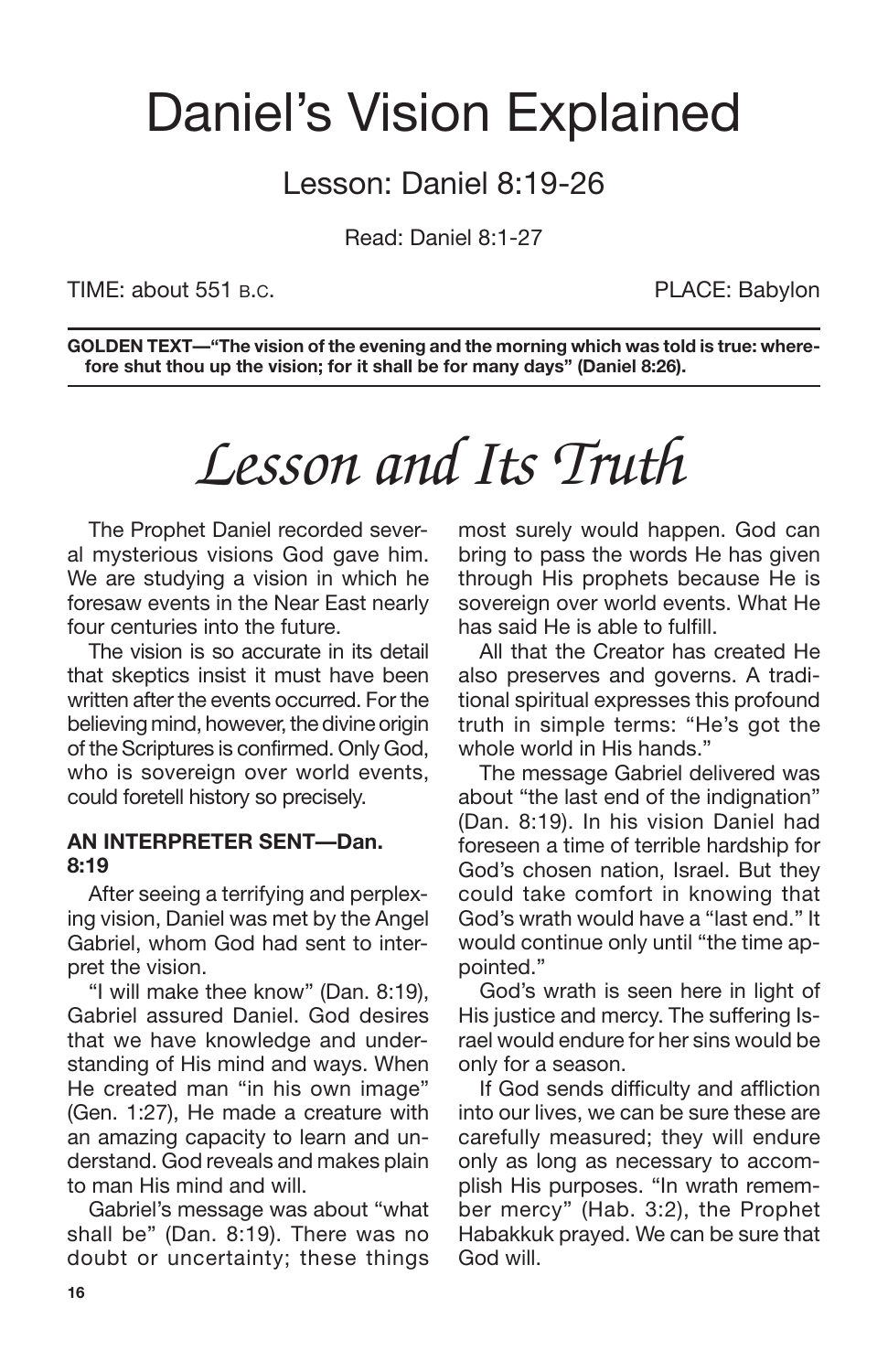# Daniel's Vision Explained

## Lesson: Daniel 8:19-26

Read: Daniel 8:1-27

TIME: about 551 B.C. PLACE: Babylon

**GOLDEN TEXT—"The vision of the evening and the morning which was told is true: wherefore shut thou up the vision; for it shall be for many days" (Daniel 8:26).**

# *Lesson and Its Truth*

The Prophet Daniel recorded several mysterious visions God gave him. We are studying a vision in which he foresaw events in the Near East nearly four centuries into the future.

The vision is so accurate in its detail that skeptics insist it must have been written after the events occurred. For the believing mind, however, the divine origin of the Scriptures is confirmed. Only God, who is sovereign over world events, could foretell history so precisely.

### AN INTERPRETER SENT—Dan. 8:19

After seeing a terrifying and perplexing vision, Daniel was met by the Angel Gabriel, whom God had sent to interpret the vision.

"I will make thee know" (Dan. 8:19), Gabriel assured Daniel. God desires that we have knowledge and understanding of His mind and ways. When He created man "in his own image" (Gen. 1:27), He made a creature with an amazing capacity to learn and understand. God reveals and makes plain to man His mind and will.

Gabriel's message was about "what shall be" (Dan. 8:19). There was no doubt or uncertainty; these things most surely would happen. God can bring to pass the words He has given through His prophets because He is sovereign over world events. What He has said He is able to fulfill.

All that the Creator has created He also preserves and governs. A traditional spiritual expresses this profound truth in simple terms: "He's got the whole world in His hands."

The message Gabriel delivered was about "the last end of the indignation" (Dan. 8:19). In his vision Daniel had foreseen a time of terrible hardship for God's chosen nation, Israel. But they could take comfort in knowing that God's wrath would have a "last end." It would continue only until "the time appointed."

God's wrath is seen here in light of His justice and mercy. The suffering Israel would endure for her sins would be only for a season.

If God sends difficulty and affliction into our lives, we can be sure these are carefully measured; they will endure only as long as necessary to accomplish His purposes. "In wrath remember mercy" (Hab. 3:2), the Prophet Habakkuk prayed. We can be sure that God will.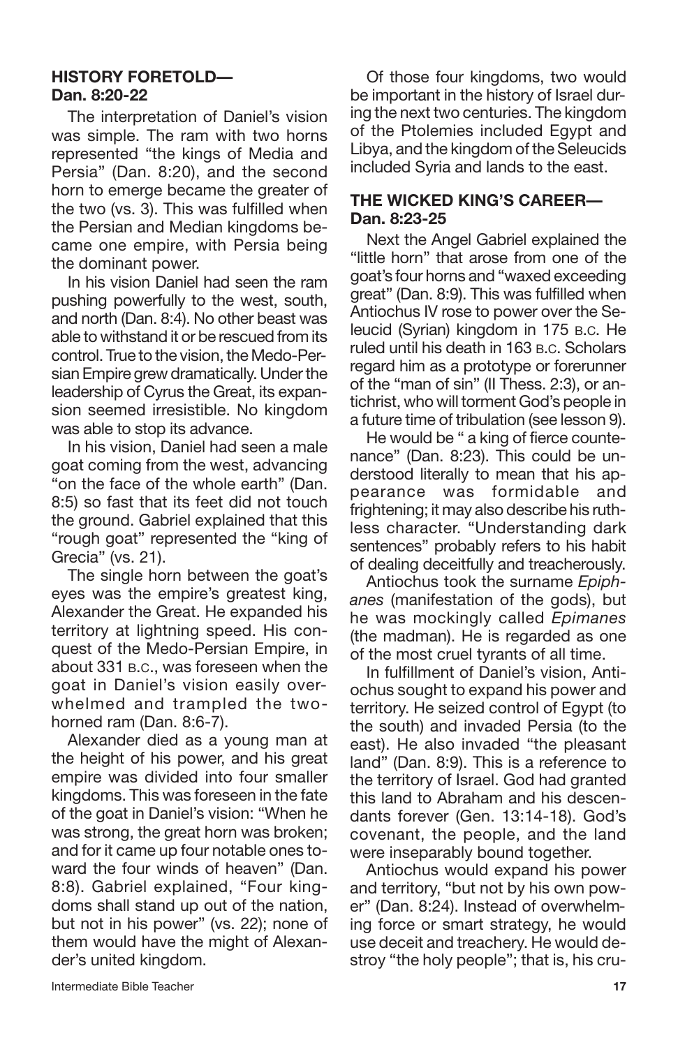### HISTORY FORETOLD—Dan. 8:20-22

The interpretation of Daniel's vision was simple. The ram with two horns represented "the kings of Media and Persia" (Dan. 8:20), and the second horn to emerge became the greater of the two (vs. 3). This was fulfilled when the Persian and Median kingdoms became one empire, with Persia being the dominant power.

In his vision Daniel had seen the ram pushing powerfully to the west, south, and north (Dan. 8:4). No other beast was able to withstand it or be rescued from its control. True to the vision, the Medo-Persian Empire grew dramatically. Under the leadership of Cyrus the Great, its expansion seemed irresistible. No kingdom was able to stop its advance.

In his vision, Daniel had seen a male goat coming from the west, advancing "on the face of the whole earth" (Dan. 8:5) so fast that its feet did not touch the ground. Gabriel explained that this "rough goat" represented the "king of Grecia" (vs. 21).

The single horn between the goat's eyes was the empire's greatest king, Alexander the Great. He expanded his territory at lightning speed. His conquest of the Medo-Persian Empire, in about 331 B.C., was foreseen when the goat in Daniel's vision easily overwhelmed and trampled the two-horned ram (Dan. 8:6-7).

Alexander died as a young man at the height of his power, and his great empire was divided into four smaller kingdoms. This was foreseen in the fate of the goat in Daniel's vision: "When he was strong, the great horn was broken; and for it came up four notable ones toward the four winds of heaven" (Dan. 8:8). Gabriel explained, "Four kingdoms shall stand up out of the nation, but not in his power" (vs. 22); none of them would have the might of Alexander's united kingdom.

Of those four kingdoms, two would be important in the history of Israel during the next two centuries. The kingdom of the Ptolemies included Egypt and Libya, and the kingdom of the Seleucids included Syria and lands to the east.

### THE WICKED KING'S CAREER—Dan. 8:23-25

Next the Angel Gabriel explained the "little horn" that arose from one of the goat's four horns and "waxed exceeding great" (Dan. 8:9). This was fulfilled when Antiochus IV rose to power over the Seleucid (Syrian) kingdom in 175 B.C. He ruled until his death in 163 B.C. Scholars regard him as a prototype or forerunner of the "man of sin" (II Thess. 2:3), or antichrist, who will torment God's people in a future time of tribulation (see lesson 9).

He would be " a king of fierce countenance" (Dan. 8:23). This could be understood literally to mean that his appearance was formidable and frightening; it may also describe his ruthless character. "Understanding dark sentences" probably refers to his habit of dealing deceitfully and treacherously.

Antiochus took the surname *Epiphanes* (manifestation of the gods), but he was mockingly called *Epimanes* (the madman). He is regarded as one of the most cruel tyrants of all time.

In fulfillment of Daniel's vision, Antiochus sought to expand his power and territory. He seized control of Egypt (to the south) and invaded Persia (to the east). He also invaded "the pleasant land" (Dan. 8:9). This is a reference to the territory of Israel. God had granted this land to Abraham and his descendants forever (Gen. 13:14-18). God's covenant, the people, and the land were inseparably bound together.

Antiochus would expand his power and territory, "but not by his own power" (Dan. 8:24). Instead of overwhelming force or smart strategy, he would use deceit and treachery. He would destroy "the holy people"; that is, his cru-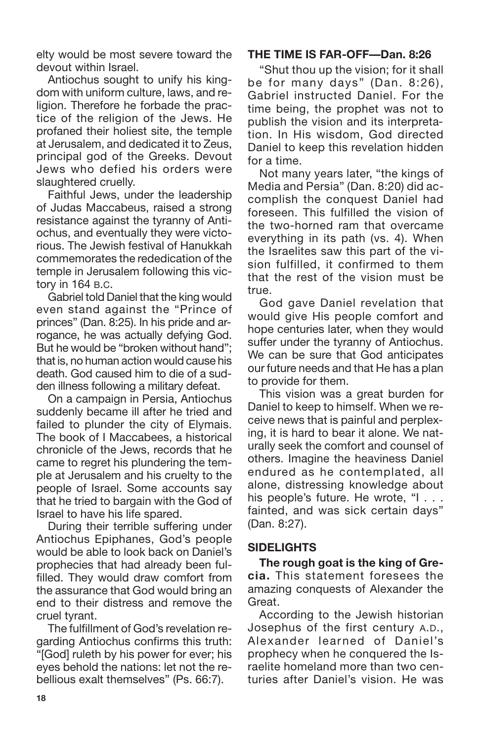elty would be most severe toward the devout within Israel.

Antiochus sought to unify his kingdom with uniform culture, laws, and religion. Therefore he forbade the practice of the religion of the Jews. He profaned their holiest site, the temple at Jerusalem, and dedicated it to Zeus, principal god of the Greeks. Devout Jews who defied his orders were slaughtered cruelly.

Faithful Jews, under the leadership of Judas Maccabeus, raised a strong resistance against the tyranny of Antiochus, and eventually they were victorious. The Jewish festival of Hanukkah commemorates the rededication of the temple in Jerusalem following this victory in 164 B.C.

Gabriel told Daniel that the king would even stand against the "Prince of princes" (Dan. 8:25). In his pride and arrogance, he was actually defying God. But he would be "broken without hand"; that is, no human action would cause his death. God caused him to die of a sudden illness following a military defeat.

On a campaign in Persia, Antiochus suddenly became ill after he tried and failed to plunder the city of Elymais. The book of I Maccabees, a historical chronicle of the Jews, records that he came to regret his plundering the temple at Jerusalem and his cruelty to the people of Israel. Some accounts say that he tried to bargain with the God of Israel to have his life spared.

During their terrible suffering under Antiochus Epiphanes, God's people would be able to look back on Daniel's prophecies that had already been fulfilled. They would draw comfort from the assurance that God would bring an end to their distress and remove the cruel tyrant.

The fulfillment of God's revelation regarding Antiochus confirms this truth: "[God] ruleth by his power for ever; his eyes behold the nations: let not the rebellious exalt themselves" (Ps. 66:7).

### THE TIME IS FAR-OFF—Dan. 8:26

"Shut thou up the vision; for it shall be for many days" (Dan. 8:26), Gabriel instructed Daniel. For the time being, the prophet was not to publish the vision and its interpretation. In His wisdom, God directed Daniel to keep this revelation hidden for a time.

Not many years later, "the kings of Media and Persia" (Dan. 8:20) did accomplish the conquest Daniel had foreseen. This fulfilled the vision of the two-horned ram that overcame everything in its path (vs. 4). When the Israelites saw this part of the vision fulfilled, it confirmed to them that the rest of the vision must be true.

God gave Daniel revelation that would give His people comfort and hope centuries later, when they would suffer under the tyranny of Antiochus. We can be sure that God anticipates our future needs and that He has a plan to provide for them.

This vision was a great burden for Daniel to keep to himself. When we receive news that is painful and perplexing, it is hard to bear it alone. We naturally seek the comfort and counsel of others. Imagine the heaviness Daniel endured as he contemplated, all alone, distressing knowledge about his people's future. He wrote, "I . . . fainted, and was sick certain days" (Dan. 8:27).

### SIDELIGHTS

**The rough goat is the king of Grecia.** This statement foresees the amazing conquests of Alexander the Great.

According to the Jewish historian Josephus of the first century A.D., Alexander learned of Daniel's prophecy when he conquered the Israelite homeland more than two centuries after Daniel's vision. He was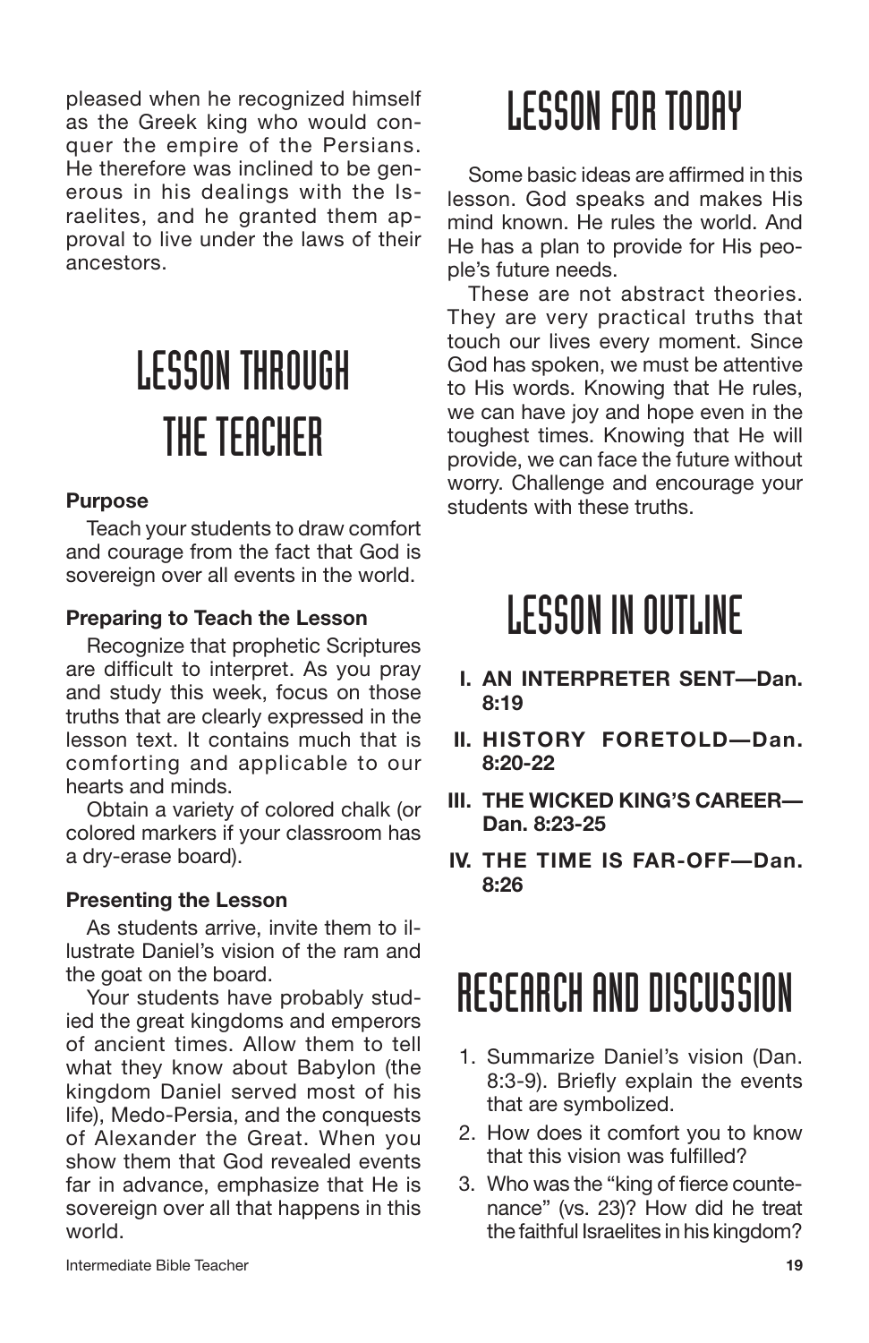pleased when he recognized himself as the Greek king who would conquer the empire of the Persians. He therefore was inclined to be generous in his dealings with the Israelites, and he granted them approval to live under the laws of their ancestors.

# LESSON THROUGH THE TEACHER

**Purpose**

Teach your students to draw comfort and courage from the fact that God is sovereign over all events in the world.

**Preparing to Teach the Lesson**

Recognize that prophetic Scriptures are difficult to interpret. As you pray and study this week, focus on those truths that are clearly expressed in the lesson text. It contains much that is comforting and applicable to our hearts and minds.

Obtain a variety of colored chalk (or colored markers if your classroom has a dry-erase board).

**Presenting the Lesson**

As students arrive, invite them to illustrate Daniel's vision of the ram and the goat on the board.

Your students have probably studied the great kingdoms and emperors of ancient times. Allow them to tell what they know about Babylon (the kingdom Daniel served most of his life), Medo-Persia, and the conquests of Alexander the Great. When you show them that God revealed events far in advance, emphasize that He is sovereign over all that happens in this world.

# LESSON FOR TODAY

Some basic ideas are affirmed in this lesson. God speaks and makes His mind known. He rules the world. And He has a plan to provide for His people's future needs.

These are not abstract theories. They are very practical truths that touch our lives every moment. Since God has spoken, we must be attentive to His words. Knowing that He rules, we can have joy and hope even in the toughest times. Knowing that He will provide, we can face the future without worry. Challenge and encourage your students with these truths.

# LESSON IN OUTLINE

- **I. AN INTERPRETER SENT—Dan. 8:19**
- **II. HISTORY FORETOLD—Dan. 8:20-22**
- **III. THE WICKED KING'S CAREER—Dan. 8:23-25**
- **IV. THE TIME IS FAR-OFF—Dan. 8:26**

# RESEARCH AND DISCUSSION

1. Summarize Daniel's vision (Dan. 8:3-9). Briefly explain the events that are symbolized.
2. How does it comfort you to know that this vision was fulfilled?
3. Who was the "king of fierce countenance" (vs. 23)? How did he treat the faithful Israelites in his kingdom?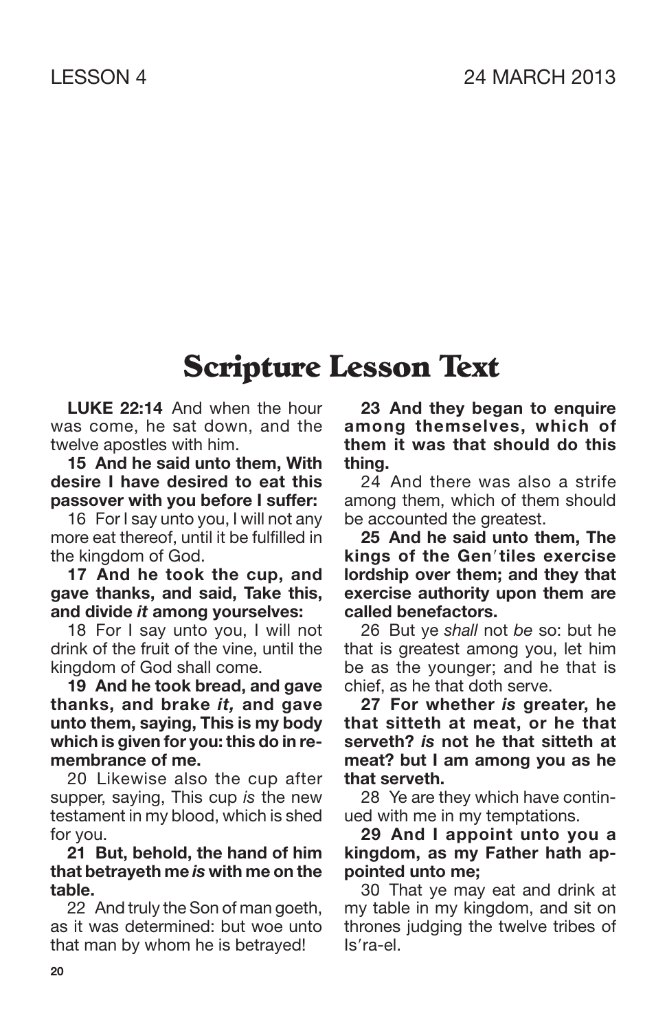LESSON 4

24 MARCH 2013

# Scripture Lesson Text

**LUKE 22:14** And when the hour was come, he sat down, and the twelve apostles with him.

**15 And he said unto them, With desire I have desired to eat this passover with you before I suffer:**

16 For I say unto you, I will not any more eat thereof, until it be fulfilled in the kingdom of God.

**17 And he took the cup, and gave thanks, and said, Take this, and divide *it* among yourselves:**

18 For I say unto you, I will not drink of the fruit of the vine, until the kingdom of God shall come.

**19 And he took bread, and gave thanks, and brake *it,* and gave unto them, saying, This is my body which is given for you: this do in remembrance of me.**

20 Likewise also the cup after supper, saying, This cup *is* the new testament in my blood, which is shed for you.

**21 But, behold, the hand of him that betrayeth me *is* with me on the table.**

22 And truly the Son of man goeth, as it was determined: but woe unto that man by whom he is betrayed!

**23 And they began to enquire among themselves, which of them it was that should do this thing.**

24 And there was also a strife among them, which of them should be accounted the greatest.

**25 And he said unto them, The kings of the Gen′tiles exercise lordship over them; and they that exercise authority upon them are called benefactors.**

26 But ye *shall* not *be* so: but he that is greatest among you, let him be as the younger; and he that is chief, as he that doth serve.

**27 For whether *is* greater, he that sitteth at meat, or he that serveth? *is* not he that sitteth at meat? but I am among you as he that serveth.**

28 Ye are they which have continued with me in my temptations.

**29 And I appoint unto you a kingdom, as my Father hath appointed unto me;**

30 That ye may eat and drink at my table in my kingdom, and sit on thrones judging the twelve tribes of Is′ra-el.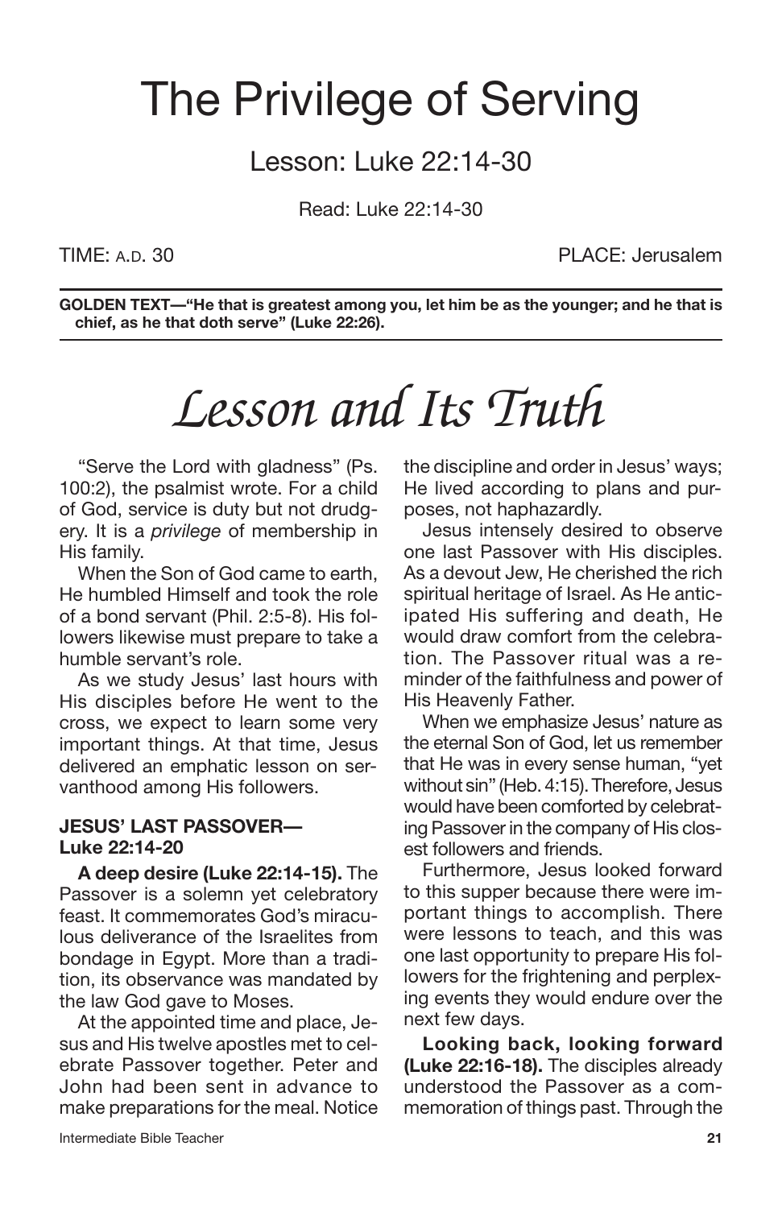# The Privilege of Serving

## Lesson: Luke 22:14-30

Read: Luke 22:14-30

TIME: A.D. 30 PLACE: Jerusalem

**GOLDEN TEXT—"He that is greatest among you, let him be as the younger; and he that is chief, as he that doth serve" (Luke 22:26).**

# *Lesson and Its Truth*

"Serve the Lord with gladness" (Ps. 100:2), the psalmist wrote. For a child of God, service is duty but not drudgery. It is a *privilege* of membership in His family.

When the Son of God came to earth, He humbled Himself and took the role of a bond servant (Phil. 2:5-8). His followers likewise must prepare to take a humble servant's role.

As we study Jesus' last hours with His disciples before He went to the cross, we expect to learn some very important things. At that time, Jesus delivered an emphatic lesson on servanthood among His followers.

### JESUS' LAST PASSOVER—Luke 22:14-20

**A deep desire (Luke 22:14-15).** The Passover is a solemn yet celebratory feast. It commemorates God's miraculous deliverance of the Israelites from bondage in Egypt. More than a tradition, its observance was mandated by the law God gave to Moses.

At the appointed time and place, Jesus and His twelve apostles met to celebrate Passover together. Peter and John had been sent in advance to make preparations for the meal. Notice the discipline and order in Jesus' ways; He lived according to plans and purposes, not haphazardly.

Jesus intensely desired to observe one last Passover with His disciples. As a devout Jew, He cherished the rich spiritual heritage of Israel. As He anticipated His suffering and death, He would draw comfort from the celebration. The Passover ritual was a reminder of the faithfulness and power of His Heavenly Father.

When we emphasize Jesus' nature as the eternal Son of God, let us remember that He was in every sense human, "yet without sin" (Heb. 4:15). Therefore, Jesus would have been comforted by celebrating Passover in the company of His closest followers and friends.

Furthermore, Jesus looked forward to this supper because there were important things to accomplish. There were lessons to teach, and this was one last opportunity to prepare His followers for the frightening and perplexing events they would endure over the next few days.

**Looking back, looking forward (Luke 22:16-18).** The disciples already understood the Passover as a commemoration of things past. Through the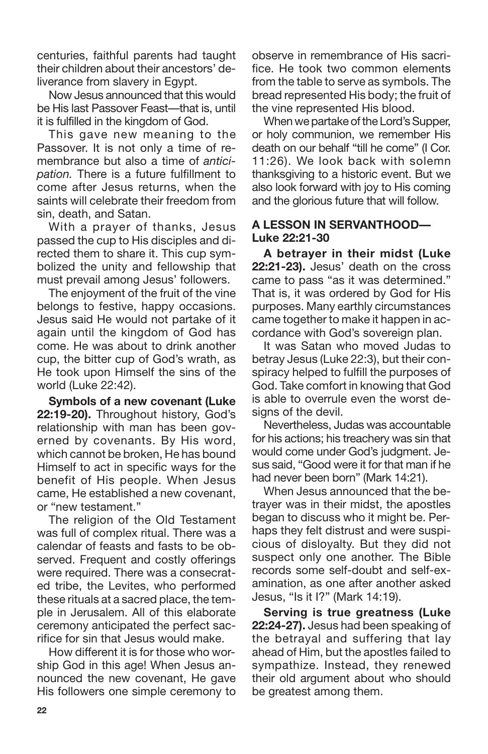centuries, faithful parents had taught their children about their ancestors' deliverance from slavery in Egypt.

Now Jesus announced that this would be His last Passover Feast—that is, until it is fulfilled in the kingdom of God.

This gave new meaning to the Passover. It is not only a time of remembrance but also a time of *anticipation.* There is a future fulfillment to come after Jesus returns, when the saints will celebrate their freedom from sin, death, and Satan.

With a prayer of thanks, Jesus passed the cup to His disciples and directed them to share it. This cup symbolized the unity and fellowship that must prevail among Jesus' followers.

The enjoyment of the fruit of the vine belongs to festive, happy occasions. Jesus said He would not partake of it again until the kingdom of God has come. He was about to drink another cup, the bitter cup of God's wrath, as He took upon Himself the sins of the world (Luke 22:42).

**Symbols of a new covenant (Luke 22:19-20).** Throughout history, God's relationship with man has been governed by covenants. By His word, which cannot be broken, He has bound Himself to act in specific ways for the benefit of His people. When Jesus came, He established a new covenant, or "new testament."

The religion of the Old Testament was full of complex ritual. There was a calendar of feasts and fasts to be observed. Frequent and costly offerings were required. There was a consecrated tribe, the Levites, who performed these rituals at a sacred place, the temple in Jerusalem. All of this elaborate ceremony anticipated the perfect sacrifice for sin that Jesus would make.

How different it is for those who worship God in this age! When Jesus announced the new covenant, He gave His followers one simple ceremony to observe in remembrance of His sacrifice. He took two common elements from the table to serve as symbols. The bread represented His body; the fruit of the vine represented His blood.

When we partake of the Lord's Supper, or holy communion, we remember His death on our behalf "till he come" (I Cor. 11:26). We look back with solemn thanksgiving to a historic event. But we also look forward with joy to His coming and the glorious future that will follow.

### A LESSON IN SERVANTHOOD—Luke 22:21-30

**A betrayer in their midst (Luke 22:21-23).** Jesus' death on the cross came to pass "as it was determined." That is, it was ordered by God for His purposes. Many earthly circumstances came together to make it happen in accordance with God's sovereign plan.

It was Satan who moved Judas to betray Jesus (Luke 22:3), but their conspiracy helped to fulfill the purposes of God. Take comfort in knowing that God is able to overrule even the worst designs of the devil.

Nevertheless, Judas was accountable for his actions; his treachery was sin that would come under God's judgment. Jesus said, "Good were it for that man if he had never been born" (Mark 14:21).

When Jesus announced that the betrayer was in their midst, the apostles began to discuss who it might be. Perhaps they felt distrust and were suspicious of disloyalty. But they did not suspect only one another. The Bible records some self-doubt and self-examination, as one after another asked Jesus, "Is it I?" (Mark 14:19).

**Serving is true greatness (Luke 22:24-27).** Jesus had been speaking of the betrayal and suffering that lay ahead of Him, but the apostles failed to sympathize. Instead, they renewed their old argument about who should be greatest among them.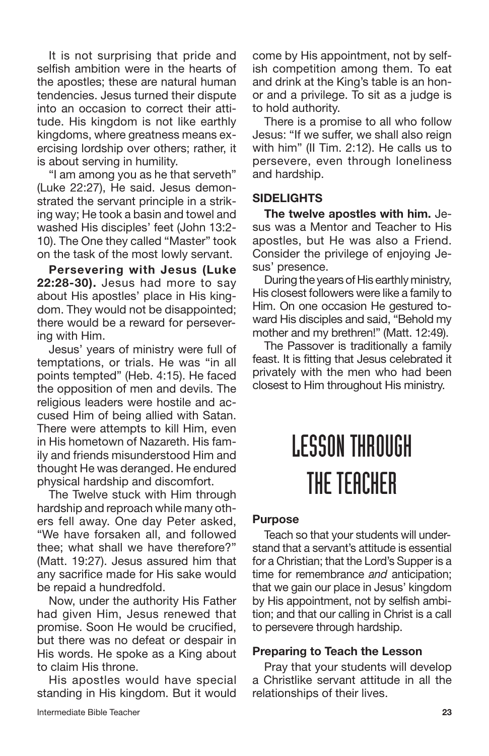It is not surprising that pride and selfish ambition were in the hearts of the apostles; these are natural human tendencies. Jesus turned their dispute into an occasion to correct their attitude. His kingdom is not like earthly kingdoms, where greatness means exercising lordship over others; rather, it is about serving in humility.

"I am among you as he that serveth" (Luke 22:27), He said. Jesus demonstrated the servant principle in a striking way; He took a basin and towel and washed His disciples' feet (John 13:2-10). The One they called "Master" took on the task of the most lowly servant.

**Persevering with Jesus (Luke 22:28-30).** Jesus had more to say about His apostles' place in His kingdom. They would not be disappointed; there would be a reward for persevering with Him.

Jesus' years of ministry were full of temptations, or trials. He was "in all points tempted" (Heb. 4:15). He faced the opposition of men and devils. The religious leaders were hostile and accused Him of being allied with Satan. There were attempts to kill Him, even in His hometown of Nazareth. His family and friends misunderstood Him and thought He was deranged. He endured physical hardship and discomfort.

The Twelve stuck with Him through hardship and reproach while many others fell away. One day Peter asked, "We have forsaken all, and followed thee; what shall we have therefore?" (Matt. 19:27). Jesus assured him that any sacrifice made for His sake would be repaid a hundredfold.

Now, under the authority His Father had given Him, Jesus renewed that promise. Soon He would be crucified, but there was no defeat or despair in His words. He spoke as a King about to claim His throne.

His apostles would have special standing in His kingdom. But it would come by His appointment, not by selfish competition among them. To eat and drink at the King's table is an honor and a privilege. To sit as a judge is to hold authority.

There is a promise to all who follow Jesus: "If we suffer, we shall also reign with him" (II Tim. 2:12). He calls us to persevere, even through loneliness and hardship.

### SIDELIGHTS

**The twelve apostles with him.** Jesus was a Mentor and Teacher to His apostles, but He was also a Friend. Consider the privilege of enjoying Jesus' presence.

During the years of His earthly ministry, His closest followers were like a family to Him. On one occasion He gestured toward His disciples and said, "Behold my mother and my brethren!" (Matt. 12:49).

The Passover is traditionally a family feast. It is fitting that Jesus celebrated it privately with the men who had been closest to Him throughout His ministry.

## LESSON THROUGH THE TEACHER

### Purpose

Teach so that your students will understand that a servant's attitude is essential for a Christian; that the Lord's Supper is a time for remembrance *and* anticipation; that we gain our place in Jesus' kingdom by His appointment, not by selfish ambition; and that our calling in Christ is a call to persevere through hardship.

### Preparing to Teach the Lesson

Pray that your students will develop a Christlike servant attitude in all the relationships of their lives.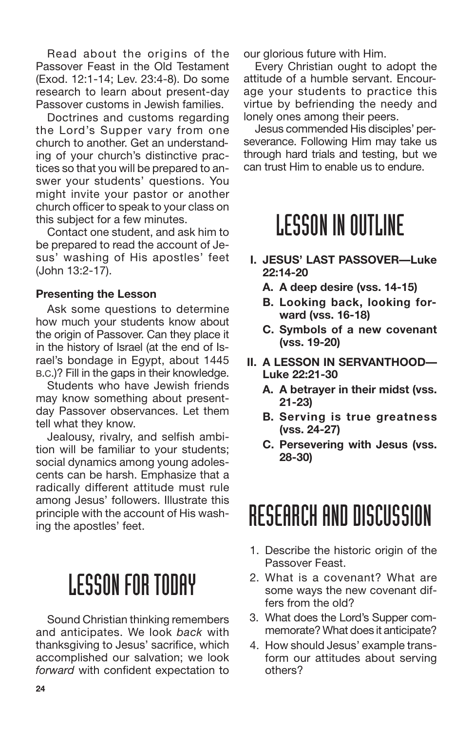Read about the origins of the Passover Feast in the Old Testament (Exod. 12:1-14; Lev. 23:4-8). Do some research to learn about present-day Passover customs in Jewish families.

Doctrines and customs regarding the Lord's Supper vary from one church to another. Get an understanding of your church's distinctive practices so that you will be prepared to answer your students' questions. You might invite your pastor or another church officer to speak to your class on this subject for a few minutes.

Contact one student, and ask him to be prepared to read the account of Jesus' washing of His apostles' feet (John 13:2-17).

**Presenting the Lesson**

Ask some questions to determine how much your students know about the origin of Passover. Can they place it in the history of Israel (at the end of Israel's bondage in Egypt, about 1445 B.C.)? Fill in the gaps in their knowledge.

Students who have Jewish friends may know something about present-day Passover observances. Let them tell what they know.

Jealousy, rivalry, and selfish ambition will be familiar to your students; social dynamics among young adolescents can be harsh. Emphasize that a radically different attitude must rule among Jesus' followers. Illustrate this principle with the account of His washing the apostles' feet.

# LESSON FOR TODAY

Sound Christian thinking remembers and anticipates. We look *back* with thanksgiving to Jesus' sacrifice, which accomplished our salvation; we look *forward* with confident expectation to our glorious future with Him.

Every Christian ought to adopt the attitude of a humble servant. Encourage your students to practice this virtue by befriending the needy and lonely ones among their peers.

Jesus commended His disciples' perseverance. Following Him may take us through hard trials and testing, but we can trust Him to enable us to endure.

# LESSON IN OUTLINE

- **I. JESUS' LAST PASSOVER—Luke 22:14-20**
  - **A. A deep desire (vss. 14-15)**
  - **B. Looking back, looking forward (vss. 16-18)**
  - **C. Symbols of a new covenant (vss. 19-20)**
- **II. A LESSON IN SERVANTHOOD—Luke 22:21-30**
  - **A. A betrayer in their midst (vss. 21-23)**
  - **B. Serving is true greatness (vss. 24-27)**
  - **C. Persevering with Jesus (vss. 28-30)**

# RESEARCH AND DISCUSSION

1. Describe the historic origin of the Passover Feast.
2. What is a covenant? What are some ways the new covenant differs from the old?
3. What does the Lord's Supper commemorate? What does it anticipate?
4. How should Jesus' example transform our attitudes about serving others?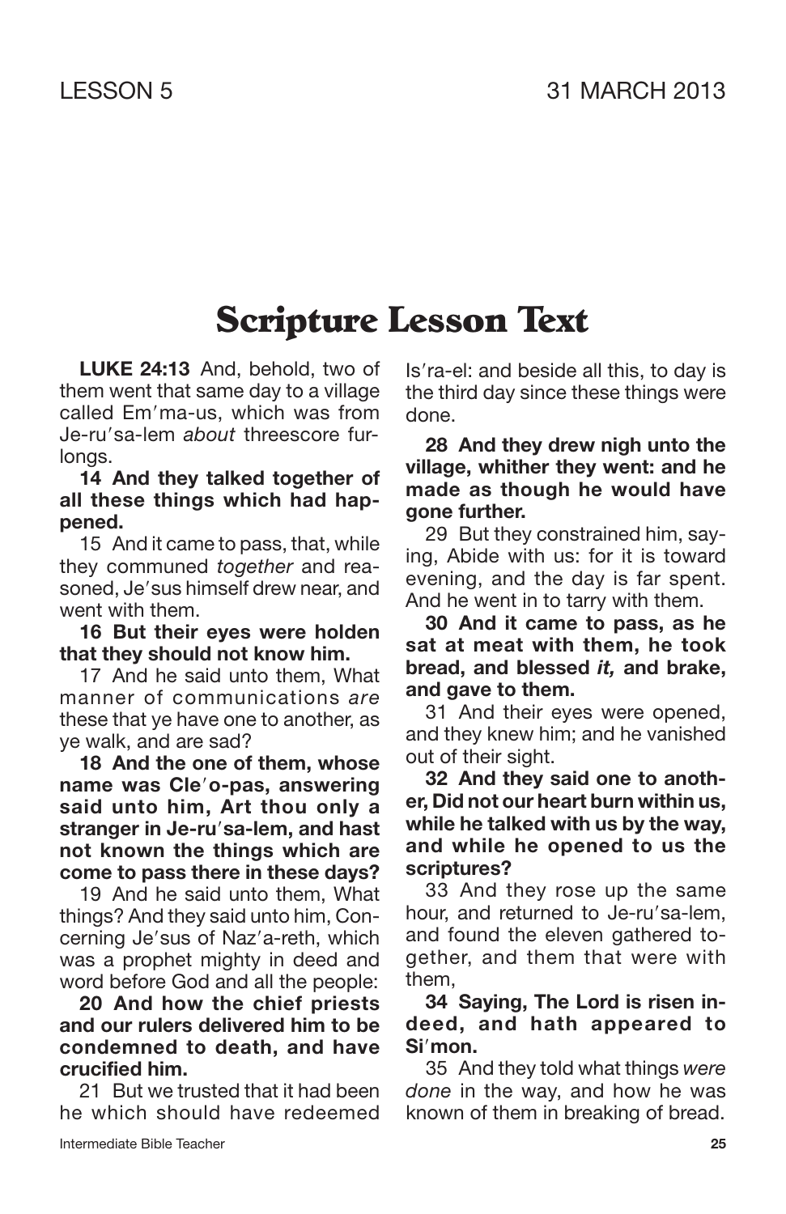LESSON 5 31 MARCH 2013

# Scripture Lesson Text

**LUKE 24:13** And, behold, two of them went that same day to a village called Em′ma-us, which was from Je-ru′sa-lem *about* threescore furlongs.

**14 And they talked together of all these things which had happened.**

15 And it came to pass, that, while they communed *together* and reasoned, Je′sus himself drew near, and went with them.

**16 But their eyes were holden that they should not know him.**

17 And he said unto them, What manner of communications *are* these that ye have one to another, as ye walk, and are sad?

**18 And the one of them, whose name was Cle′o-pas, answering said unto him, Art thou only a stranger in Je-ru′sa-lem, and hast not known the things which are come to pass there in these days?**

19 And he said unto them, What things? And they said unto him, Concerning Je′sus of Naz′a-reth, which was a prophet mighty in deed and word before God and all the people:

**20 And how the chief priests and our rulers delivered him to be condemned to death, and have crucified him.**

21 But we trusted that it had been he which should have redeemed Is′ra-el: and beside all this, to day is the third day since these things were done.

**28 And they drew nigh unto the village, whither they went: and he made as though he would have gone further.**

29 But they constrained him, saying, Abide with us: for it is toward evening, and the day is far spent. And he went in to tarry with them.

**30 And it came to pass, as he sat at meat with them, he took bread, and blessed *it,* and brake, and gave to them.**

31 And their eyes were opened, and they knew him; and he vanished out of their sight.

**32 And they said one to another, Did not our heart burn within us, while he talked with us by the way, and while he opened to us the scriptures?**

33 And they rose up the same hour, and returned to Je-ru′sa-lem, and found the eleven gathered together, and them that were with them,

**34 Saying, The Lord is risen indeed, and hath appeared to Si′mon.**

35 And they told what things *were done* in the way, and how he was known of them in breaking of bread.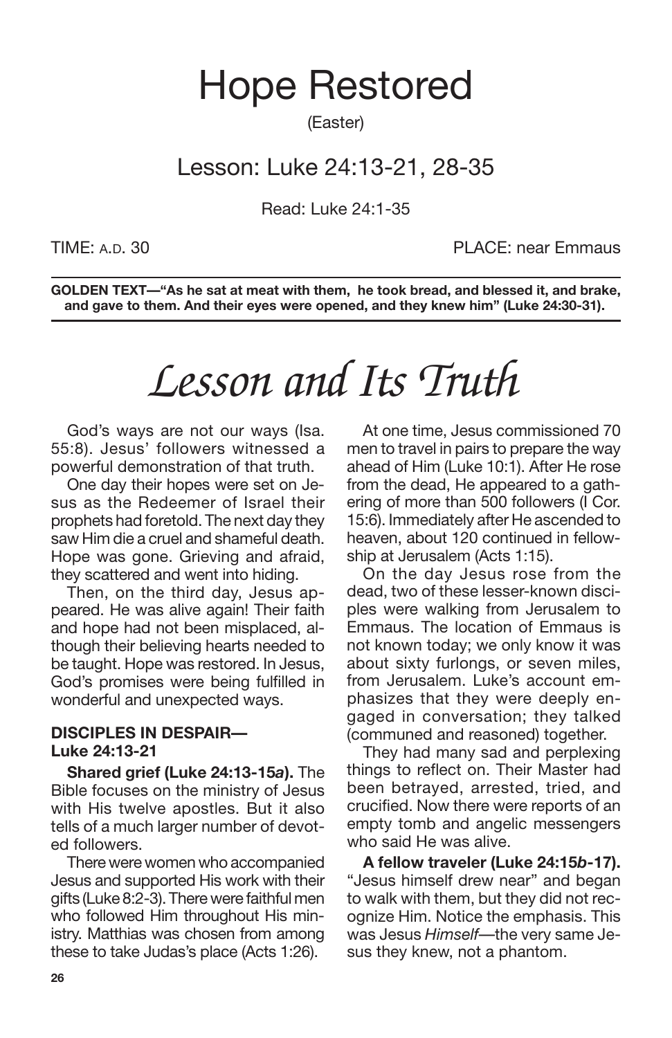# Hope Restored

(Easter)

## Lesson: Luke 24:13-21, 28-35

Read: Luke 24:1-35

TIME: A.D. 30

PLACE: near Emmaus

**GOLDEN TEXT—"As he sat at meat with them, he took bread, and blessed it, and brake, and gave to them. And their eyes were opened, and they knew him" (Luke 24:30-31).**

# *Lesson and Its Truth*

God's ways are not our ways (Isa. 55:8). Jesus' followers witnessed a powerful demonstration of that truth.

One day their hopes were set on Jesus as the Redeemer of Israel their prophets had foretold. The next day they saw Him die a cruel and shameful death. Hope was gone. Grieving and afraid, they scattered and went into hiding.

Then, on the third day, Jesus appeared. He was alive again! Their faith and hope had not been misplaced, although their believing hearts needed to be taught. Hope was restored. In Jesus, God's promises were being fulfilled in wonderful and unexpected ways.

### DISCIPLES IN DESPAIR—Luke 24:13-21

**Shared grief (Luke 24:13-15*a*).** The Bible focuses on the ministry of Jesus with His twelve apostles. But it also tells of a much larger number of devoted followers.

There were women who accompanied Jesus and supported His work with their gifts (Luke 8:2-3). There were faithful men who followed Him throughout His ministry. Matthias was chosen from among these to take Judas's place (Acts 1:26).

At one time, Jesus commissioned 70 men to travel in pairs to prepare the way ahead of Him (Luke 10:1). After He rose from the dead, He appeared to a gathering of more than 500 followers (I Cor. 15:6). Immediately after He ascended to heaven, about 120 continued in fellowship at Jerusalem (Acts 1:15).

On the day Jesus rose from the dead, two of these lesser-known disciples were walking from Jerusalem to Emmaus. The location of Emmaus is not known today; we only know it was about sixty furlongs, or seven miles, from Jerusalem. Luke's account emphasizes that they were deeply engaged in conversation; they talked (communed and reasoned) together.

They had many sad and perplexing things to reflect on. Their Master had been betrayed, arrested, tried, and crucified. Now there were reports of an empty tomb and angelic messengers who said He was alive.

**A fellow traveler (Luke 24:15*b*-17).** "Jesus himself drew near" and began to walk with them, but they did not recognize Him. Notice the emphasis. This was Jesus *Himself*—the very same Jesus they knew, not a phantom.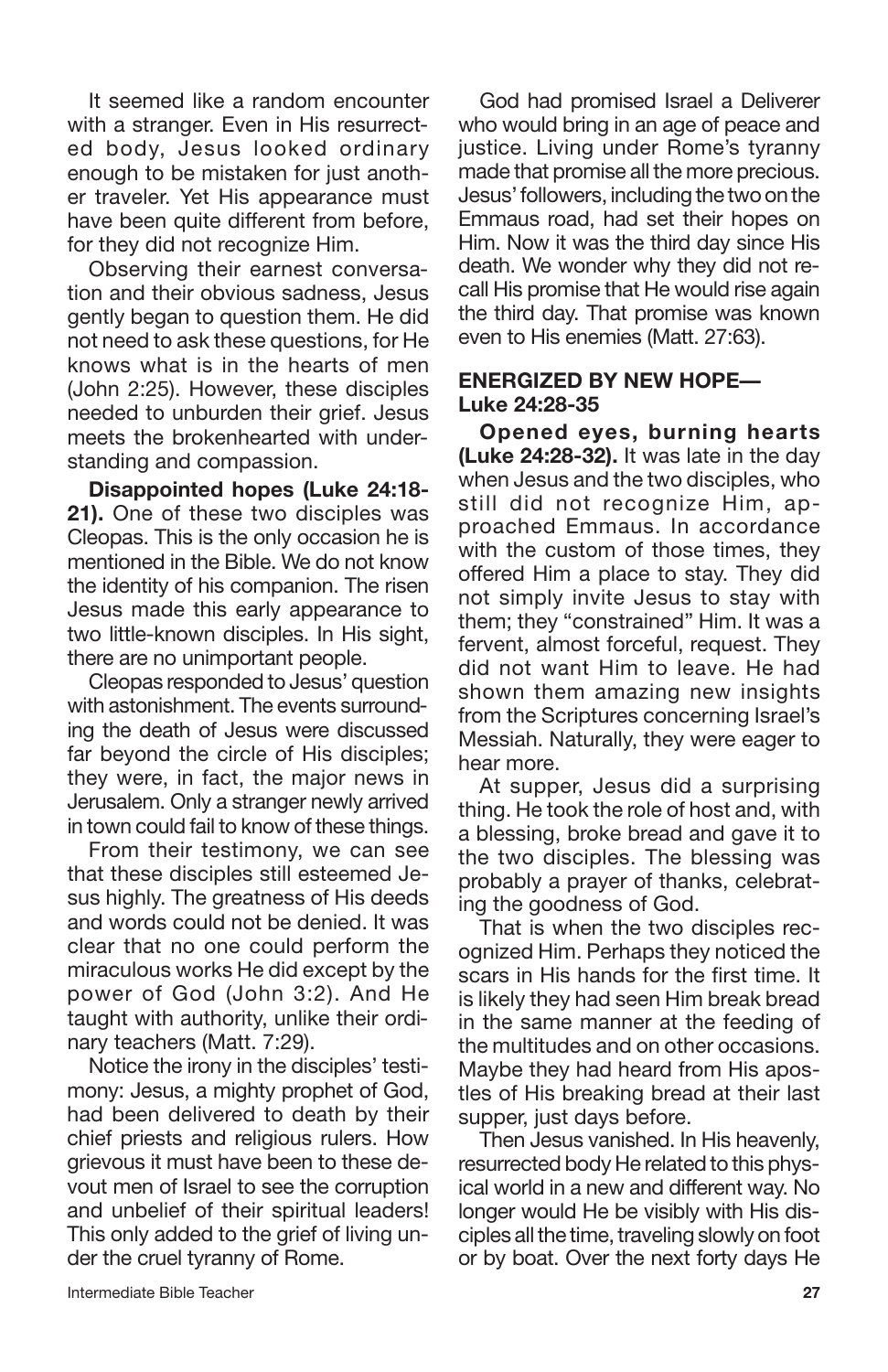It seemed like a random encounter with a stranger. Even in His resurrected body, Jesus looked ordinary enough to be mistaken for just another traveler. Yet His appearance must have been quite different from before, for they did not recognize Him.

Observing their earnest conversation and their obvious sadness, Jesus gently began to question them. He did not need to ask these questions, for He knows what is in the hearts of men (John 2:25). However, these disciples needed to unburden their grief. Jesus meets the brokenhearted with understanding and compassion.

**Disappointed hopes (Luke 24:18-21).** One of these two disciples was Cleopas. This is the only occasion he is mentioned in the Bible. We do not know the identity of his companion. The risen Jesus made this early appearance to two little-known disciples. In His sight, there are no unimportant people.

Cleopas responded to Jesus' question with astonishment. The events surrounding the death of Jesus were discussed far beyond the circle of His disciples; they were, in fact, the major news in Jerusalem. Only a stranger newly arrived in town could fail to know of these things.

From their testimony, we can see that these disciples still esteemed Jesus highly. The greatness of His deeds and words could not be denied. It was clear that no one could perform the miraculous works He did except by the power of God (John 3:2). And He taught with authority, unlike their ordinary teachers (Matt. 7:29).

Notice the irony in the disciples' testimony: Jesus, a mighty prophet of God, had been delivered to death by their chief priests and religious rulers. How grievous it must have been to these devout men of Israel to see the corruption and unbelief of their spiritual leaders! This only added to the grief of living under the cruel tyranny of Rome.

God had promised Israel a Deliverer who would bring in an age of peace and justice. Living under Rome's tyranny made that promise all the more precious. Jesus' followers, including the two on the Emmaus road, had set their hopes on Him. Now it was the third day since His death. We wonder why they did not recall His promise that He would rise again the third day. That promise was known even to His enemies (Matt. 27:63).

## ENERGIZED BY NEW HOPE—Luke 24:28-35

**Opened eyes, burning hearts (Luke 24:28-32).** It was late in the day when Jesus and the two disciples, who still did not recognize Him, approached Emmaus. In accordance with the custom of those times, they offered Him a place to stay. They did not simply invite Jesus to stay with them; they "constrained" Him. It was a fervent, almost forceful, request. They did not want Him to leave. He had shown them amazing new insights from the Scriptures concerning Israel's Messiah. Naturally, they were eager to hear more.

At supper, Jesus did a surprising thing. He took the role of host and, with a blessing, broke bread and gave it to the two disciples. The blessing was probably a prayer of thanks, celebrating the goodness of God.

That is when the two disciples recognized Him. Perhaps they noticed the scars in His hands for the first time. It is likely they had seen Him break bread in the same manner at the feeding of the multitudes and on other occasions. Maybe they had heard from His apostles of His breaking bread at their last supper, just days before.

Then Jesus vanished. In His heavenly, resurrected body He related to this physical world in a new and different way. No longer would He be visibly with His disciples all the time, traveling slowly on foot or by boat. Over the next forty days He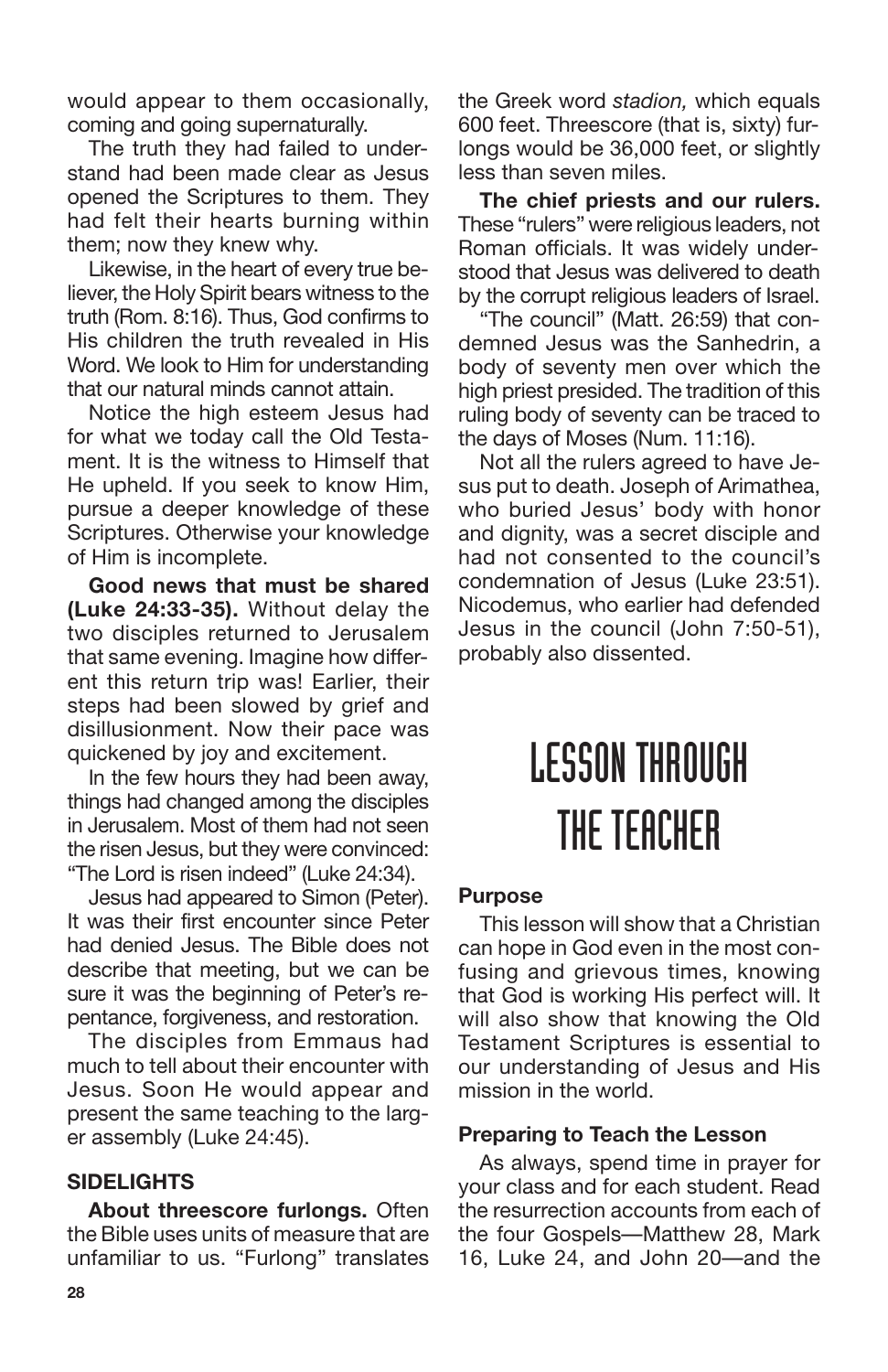would appear to them occasionally, coming and going supernaturally.

The truth they had failed to understand had been made clear as Jesus opened the Scriptures to them. They had felt their hearts burning within them; now they knew why.

Likewise, in the heart of every true believer, the Holy Spirit bears witness to the truth (Rom. 8:16). Thus, God confirms to His children the truth revealed in His Word. We look to Him for understanding that our natural minds cannot attain.

Notice the high esteem Jesus had for what we today call the Old Testament. It is the witness to Himself that He upheld. If you seek to know Him, pursue a deeper knowledge of these Scriptures. Otherwise your knowledge of Him is incomplete.

**Good news that must be shared (Luke 24:33-35).** Without delay the two disciples returned to Jerusalem that same evening. Imagine how different this return trip was! Earlier, their steps had been slowed by grief and disillusionment. Now their pace was quickened by joy and excitement.

In the few hours they had been away, things had changed among the disciples in Jerusalem. Most of them had not seen the risen Jesus, but they were convinced: "The Lord is risen indeed" (Luke 24:34).

Jesus had appeared to Simon (Peter). It was their first encounter since Peter had denied Jesus. The Bible does not describe that meeting, but we can be sure it was the beginning of Peter's repentance, forgiveness, and restoration.

The disciples from Emmaus had much to tell about their encounter with Jesus. Soon He would appear and present the same teaching to the larger assembly (Luke 24:45).

### SIDELIGHTS

**About threescore furlongs.** Often the Bible uses units of measure that are unfamiliar to us. "Furlong" translates the Greek word *stadion,* which equals 600 feet. Threescore (that is, sixty) furlongs would be 36,000 feet, or slightly less than seven miles.

**The chief priests and our rulers.** These "rulers" were religious leaders, not Roman officials. It was widely understood that Jesus was delivered to death by the corrupt religious leaders of Israel.

"The council" (Matt. 26:59) that condemned Jesus was the Sanhedrin, a body of seventy men over which the high priest presided. The tradition of this ruling body of seventy can be traced to the days of Moses (Num. 11:16).

Not all the rulers agreed to have Jesus put to death. Joseph of Arimathea, who buried Jesus' body with honor and dignity, was a secret disciple and had not consented to the council's condemnation of Jesus (Luke 23:51). Nicodemus, who earlier had defended Jesus in the council (John 7:50-51), probably also dissented.

## LESSON THROUGH THE TEACHER

### Purpose

This lesson will show that a Christian can hope in God even in the most confusing and grievous times, knowing that God is working His perfect will. It will also show that knowing the Old Testament Scriptures is essential to our understanding of Jesus and His mission in the world.

### Preparing to Teach the Lesson

As always, spend time in prayer for your class and for each student. Read the resurrection accounts from each of the four Gospels—Matthew 28, Mark 16, Luke 24, and John 20—and the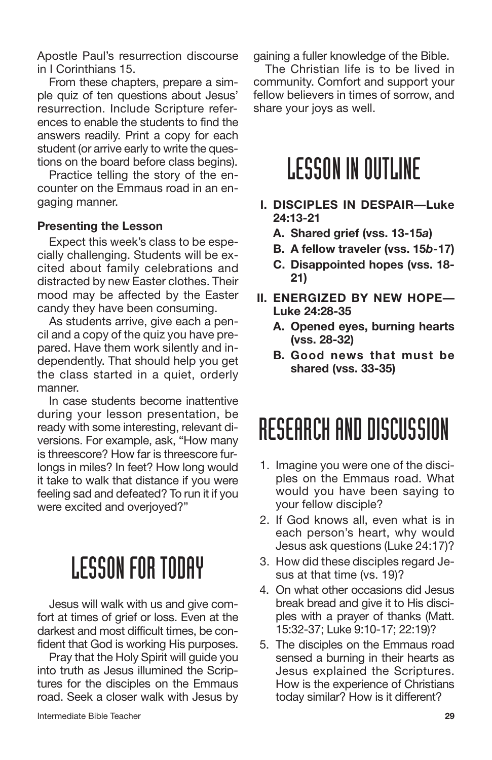Apostle Paul's resurrection discourse in I Corinthians 15.

From these chapters, prepare a simple quiz of ten questions about Jesus' resurrection. Include Scripture references to enable the students to find the answers readily. Print a copy for each student (or arrive early to write the questions on the board before class begins).

Practice telling the story of the encounter on the Emmaus road in an engaging manner.

**Presenting the Lesson**

Expect this week's class to be especially challenging. Students will be excited about family celebrations and distracted by new Easter clothes. Their mood may be affected by the Easter candy they have been consuming.

As students arrive, give each a pencil and a copy of the quiz you have prepared. Have them work silently and independently. That should help you get the class started in a quiet, orderly manner.

In case students become inattentive during your lesson presentation, be ready with some interesting, relevant diversions. For example, ask, "How many is threescore? How far is threescore furlongs in miles? In feet? How long would it take to walk that distance if you were feeling sad and defeated? To run it if you were excited and overjoyed?"

# LESSON FOR TODAY

Jesus will walk with us and give comfort at times of grief or loss. Even at the darkest and most difficult times, be confident that God is working His purposes.

Pray that the Holy Spirit will guide you into truth as Jesus illumined the Scriptures for the disciples on the Emmaus road. Seek a closer walk with Jesus by gaining a fuller knowledge of the Bible.

The Christian life is to be lived in community. Comfort and support your fellow believers in times of sorrow, and share your joys as well.

# LESSON IN OUTLINE

- **I. DISCIPLES IN DESPAIR—Luke 24:13-21**
  - **A. Shared grief (vss. 13-15*a*)**
  - **B. A fellow traveler (vss. 15*b*-17)**
  - **C. Disappointed hopes (vss. 18-21)**
- **II. ENERGIZED BY NEW HOPE—Luke 24:28-35**
  - **A. Opened eyes, burning hearts (vss. 28-32)**
  - **B. Good news that must be shared (vss. 33-35)**

# RESEARCH AND DISCUSSION

1. Imagine you were one of the disciples on the Emmaus road. What would you have been saying to your fellow disciple?
2. If God knows all, even what is in each person's heart, why would Jesus ask questions (Luke 24:17)?
3. How did these disciples regard Jesus at that time (vs. 19)?
4. On what other occasions did Jesus break bread and give it to His disciples with a prayer of thanks (Matt. 15:32-37; Luke 9:10-17; 22:19)?
5. The disciples on the Emmaus road sensed a burning in their hearts as Jesus explained the Scriptures. How is the experience of Christians today similar? How is it different?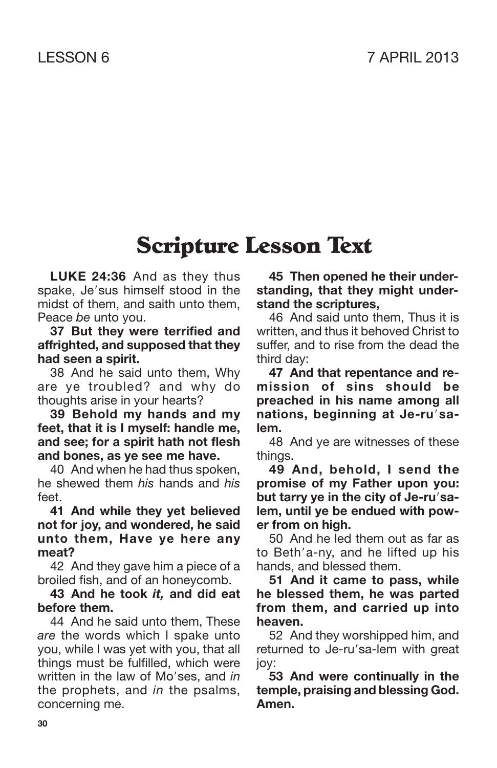LESSON 6 7 APRIL 2013

# Scripture Lesson Text

**LUKE 24:36** And as they thus spake, Je′sus himself stood in the midst of them, and saith unto them, Peace *be* unto you.

**37 But they were terrified and affrighted, and supposed that they had seen a spirit.**

38 And he said unto them, Why are ye troubled? and why do thoughts arise in your hearts?

**39 Behold my hands and my feet, that it is I myself: handle me, and see; for a spirit hath not flesh and bones, as ye see me have.**

40 And when he had thus spoken, he shewed them *his* hands and *his* feet.

**41 And while they yet believed not for joy, and wondered, he said unto them, Have ye here any meat?**

42 And they gave him a piece of a broiled fish, and of an honeycomb.

**43 And he took *it,* and did eat before them.**

44 And he said unto them, These *are* the words which I spake unto you, while I was yet with you, that all things must be fulfilled, which were written in the law of Mo′ses, and *in* the prophets, and *in* the psalms, concerning me.

**45 Then opened he their understanding, that they might understand the scriptures,**

46 And said unto them, Thus it is written, and thus it behoved Christ to suffer, and to rise from the dead the third day:

**47 And that repentance and remission of sins should be preached in his name among all nations, beginning at Je-ru′sa-lem.**

48 And ye are witnesses of these things.

**49 And, behold, I send the promise of my Father upon you: but tarry ye in the city of Je-ru′sa-lem, until ye be endued with power from on high.**

50 And he led them out as far as to Beth′a-ny, and he lifted up his hands, and blessed them.

**51 And it came to pass, while he blessed them, he was parted from them, and carried up into heaven.**

52 And they worshipped him, and returned to Je-ru′sa-lem with great joy:

**53 And were continually in the temple, praising and blessing God. Amen.**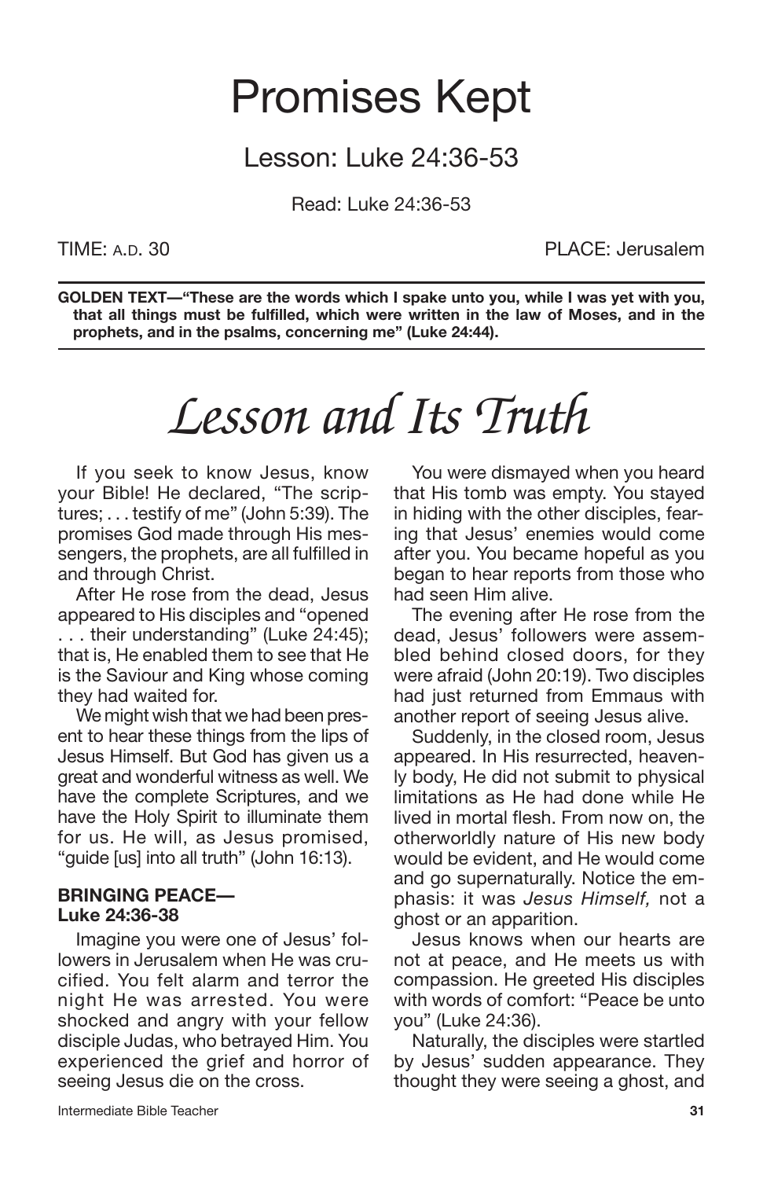# Promises Kept

## Lesson: Luke 24:36-53

Read: Luke 24:36-53

TIME: A.D. 30 PLACE: Jerusalem

**GOLDEN TEXT—"These are the words which I spake unto you, while I was yet with you, that all things must be fulfilled, which were written in the law of Moses, and in the prophets, and in the psalms, concerning me" (Luke 24:44).**

# *Lesson and Its Truth*

If you seek to know Jesus, know your Bible! He declared, "The scriptures; . . . testify of me" (John 5:39). The promises God made through His messengers, the prophets, are all fulfilled in and through Christ.

After He rose from the dead, Jesus appeared to His disciples and "opened . . . their understanding" (Luke 24:45); that is, He enabled them to see that He is the Saviour and King whose coming they had waited for.

We might wish that we had been present to hear these things from the lips of Jesus Himself. But God has given us a great and wonderful witness as well. We have the complete Scriptures, and we have the Holy Spirit to illuminate them for us. He will, as Jesus promised, "guide [us] into all truth" (John 16:13).

### BRINGING PEACE—Luke 24:36-38

Imagine you were one of Jesus' followers in Jerusalem when He was crucified. You felt alarm and terror the night He was arrested. You were shocked and angry with your fellow disciple Judas, who betrayed Him. You experienced the grief and horror of seeing Jesus die on the cross.

You were dismayed when you heard that His tomb was empty. You stayed in hiding with the other disciples, fearing that Jesus' enemies would come after you. You became hopeful as you began to hear reports from those who had seen Him alive.

The evening after He rose from the dead, Jesus' followers were assembled behind closed doors, for they were afraid (John 20:19). Two disciples had just returned from Emmaus with another report of seeing Jesus alive.

Suddenly, in the closed room, Jesus appeared. In His resurrected, heavenly body, He did not submit to physical limitations as He had done while He lived in mortal flesh. From now on, the otherworldly nature of His new body would be evident, and He would come and go supernaturally. Notice the emphasis: it was *Jesus Himself,* not a ghost or an apparition.

Jesus knows when our hearts are not at peace, and He meets us with compassion. He greeted His disciples with words of comfort: "Peace be unto you" (Luke 24:36).

Naturally, the disciples were startled by Jesus' sudden appearance. They thought they were seeing a ghost, and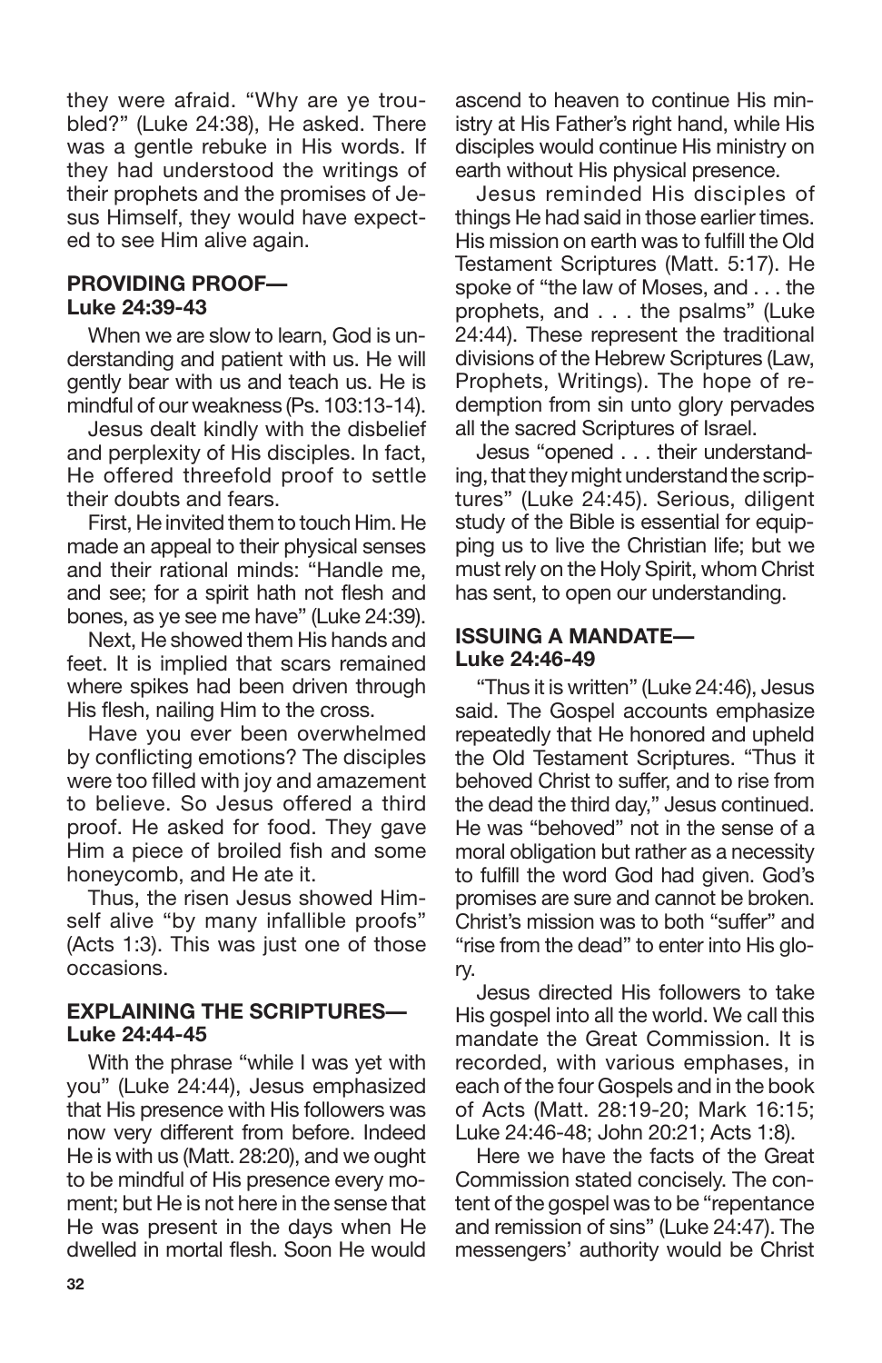they were afraid. "Why are ye troubled?" (Luke 24:38), He asked. There was a gentle rebuke in His words. If they had understood the writings of their prophets and the promises of Jesus Himself, they would have expected to see Him alive again.

### PROVIDING PROOF—Luke 24:39-43

When we are slow to learn, God is understanding and patient with us. He will gently bear with us and teach us. He is mindful of our weakness (Ps. 103:13-14).

Jesus dealt kindly with the disbelief and perplexity of His disciples. In fact, He offered threefold proof to settle their doubts and fears.

First, He invited them to touch Him. He made an appeal to their physical senses and their rational minds: "Handle me, and see; for a spirit hath not flesh and bones, as ye see me have" (Luke 24:39).

Next, He showed them His hands and feet. It is implied that scars remained where spikes had been driven through His flesh, nailing Him to the cross.

Have you ever been overwhelmed by conflicting emotions? The disciples were too filled with joy and amazement to believe. So Jesus offered a third proof. He asked for food. They gave Him a piece of broiled fish and some honeycomb, and He ate it.

Thus, the risen Jesus showed Himself alive "by many infallible proofs" (Acts 1:3). This was just one of those occasions.

### EXPLAINING THE SCRIPTURES—Luke 24:44-45

With the phrase "while I was yet with you" (Luke 24:44), Jesus emphasized that His presence with His followers was now very different from before. Indeed He is with us (Matt. 28:20), and we ought to be mindful of His presence every moment; but He is not here in the sense that He was present in the days when He dwelled in mortal flesh. Soon He would ascend to heaven to continue His ministry at His Father's right hand, while His disciples would continue His ministry on earth without His physical presence.

Jesus reminded His disciples of things He had said in those earlier times. His mission on earth was to fulfill the Old Testament Scriptures (Matt. 5:17). He spoke of "the law of Moses, and . . . the prophets, and . . . the psalms" (Luke 24:44). These represent the traditional divisions of the Hebrew Scriptures (Law, Prophets, Writings). The hope of redemption from sin unto glory pervades all the sacred Scriptures of Israel.

Jesus "opened . . . their understanding, that they might understand the scriptures" (Luke 24:45). Serious, diligent study of the Bible is essential for equipping us to live the Christian life; but we must rely on the Holy Spirit, whom Christ has sent, to open our understanding.

### ISSUING A MANDATE—Luke 24:46-49

"Thus it is written" (Luke 24:46), Jesus said. The Gospel accounts emphasize repeatedly that He honored and upheld the Old Testament Scriptures. "Thus it behoved Christ to suffer, and to rise from the dead the third day," Jesus continued. He was "behoved" not in the sense of a moral obligation but rather as a necessity to fulfill the word God had given. God's promises are sure and cannot be broken. Christ's mission was to both "suffer" and "rise from the dead" to enter into His glory.

Jesus directed His followers to take His gospel into all the world. We call this mandate the Great Commission. It is recorded, with various emphases, in each of the four Gospels and in the book of Acts (Matt. 28:19-20; Mark 16:15; Luke 24:46-48; John 20:21; Acts 1:8).

Here we have the facts of the Great Commission stated concisely. The content of the gospel was to be "repentance and remission of sins" (Luke 24:47). The messengers' authority would be Christ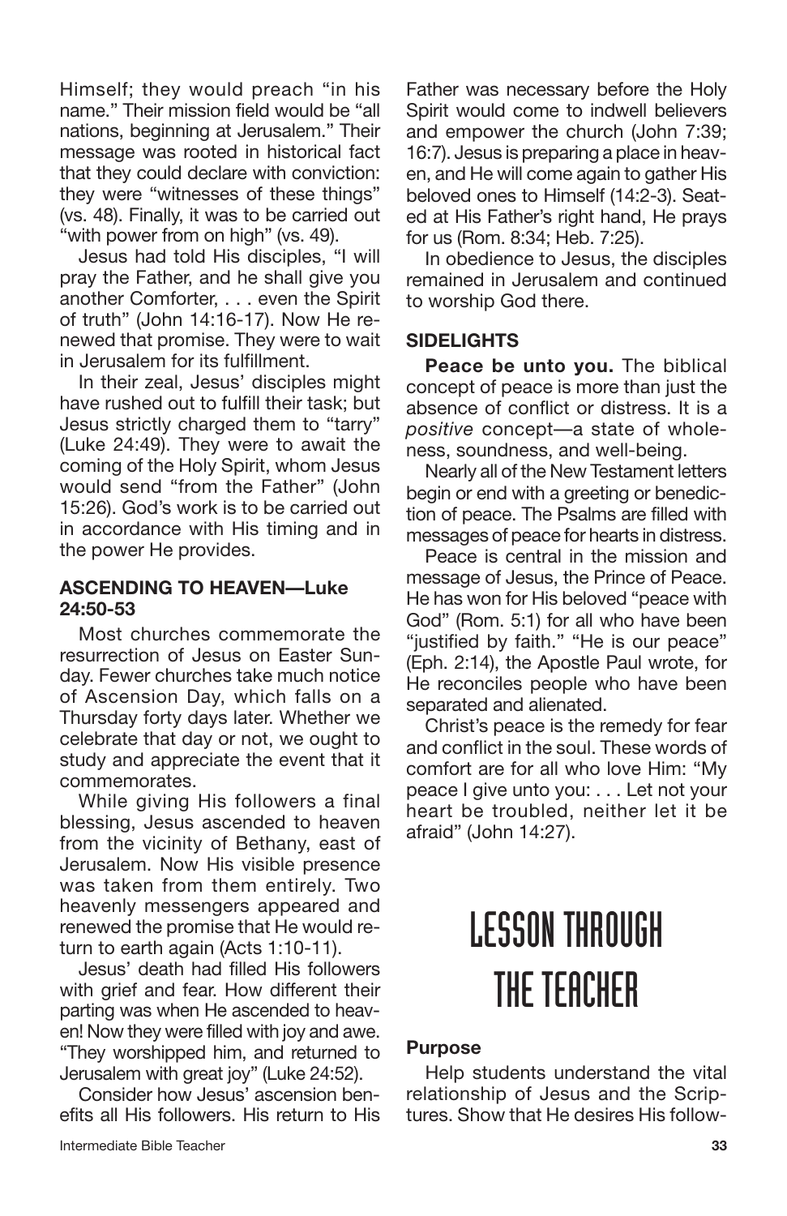Himself; they would preach "in his name." Their mission field would be "all nations, beginning at Jerusalem." Their message was rooted in historical fact that they could declare with conviction: they were "witnesses of these things" (vs. 48). Finally, it was to be carried out "with power from on high" (vs. 49).

Jesus had told His disciples, "I will pray the Father, and he shall give you another Comforter, . . . even the Spirit of truth" (John 14:16-17). Now He renewed that promise. They were to wait in Jerusalem for its fulfillment.

In their zeal, Jesus' disciples might have rushed out to fulfill their task; but Jesus strictly charged them to "tarry" (Luke 24:49). They were to await the coming of the Holy Spirit, whom Jesus would send "from the Father" (John 15:26). God's work is to be carried out in accordance with His timing and in the power He provides.

### ASCENDING TO HEAVEN—Luke 24:50-53

Most churches commemorate the resurrection of Jesus on Easter Sunday. Fewer churches take much notice of Ascension Day, which falls on a Thursday forty days later. Whether we celebrate that day or not, we ought to study and appreciate the event that it commemorates.

While giving His followers a final blessing, Jesus ascended to heaven from the vicinity of Bethany, east of Jerusalem. Now His visible presence was taken from them entirely. Two heavenly messengers appeared and renewed the promise that He would return to earth again (Acts 1:10-11).

Jesus' death had filled His followers with grief and fear. How different their parting was when He ascended to heaven! Now they were filled with joy and awe. "They worshipped him, and returned to Jerusalem with great joy" (Luke 24:52).

Consider how Jesus' ascension benefits all His followers. His return to His Father was necessary before the Holy Spirit would come to indwell believers and empower the church (John 7:39; 16:7). Jesus is preparing a place in heaven, and He will come again to gather His beloved ones to Himself (14:2-3). Seated at His Father's right hand, He prays for us (Rom. 8:34; Heb. 7:25).

In obedience to Jesus, the disciples remained in Jerusalem and continued to worship God there.

### SIDELIGHTS

**Peace be unto you.** The biblical concept of peace is more than just the absence of conflict or distress. It is a *positive* concept—a state of wholeness, soundness, and well-being.

Nearly all of the New Testament letters begin or end with a greeting or benediction of peace. The Psalms are filled with messages of peace for hearts in distress.

Peace is central in the mission and message of Jesus, the Prince of Peace. He has won for His beloved "peace with God" (Rom. 5:1) for all who have been "justified by faith." "He is our peace" (Eph. 2:14), the Apostle Paul wrote, for He reconciles people who have been separated and alienated.

Christ's peace is the remedy for fear and conflict in the soul. These words of comfort are for all who love Him: "My peace I give unto you: . . . Let not your heart be troubled, neither let it be afraid" (John 14:27).

# LESSON THROUGH THE TEACHER

### Purpose

Help students understand the vital relationship of Jesus and the Scriptures. Show that He desires His follow-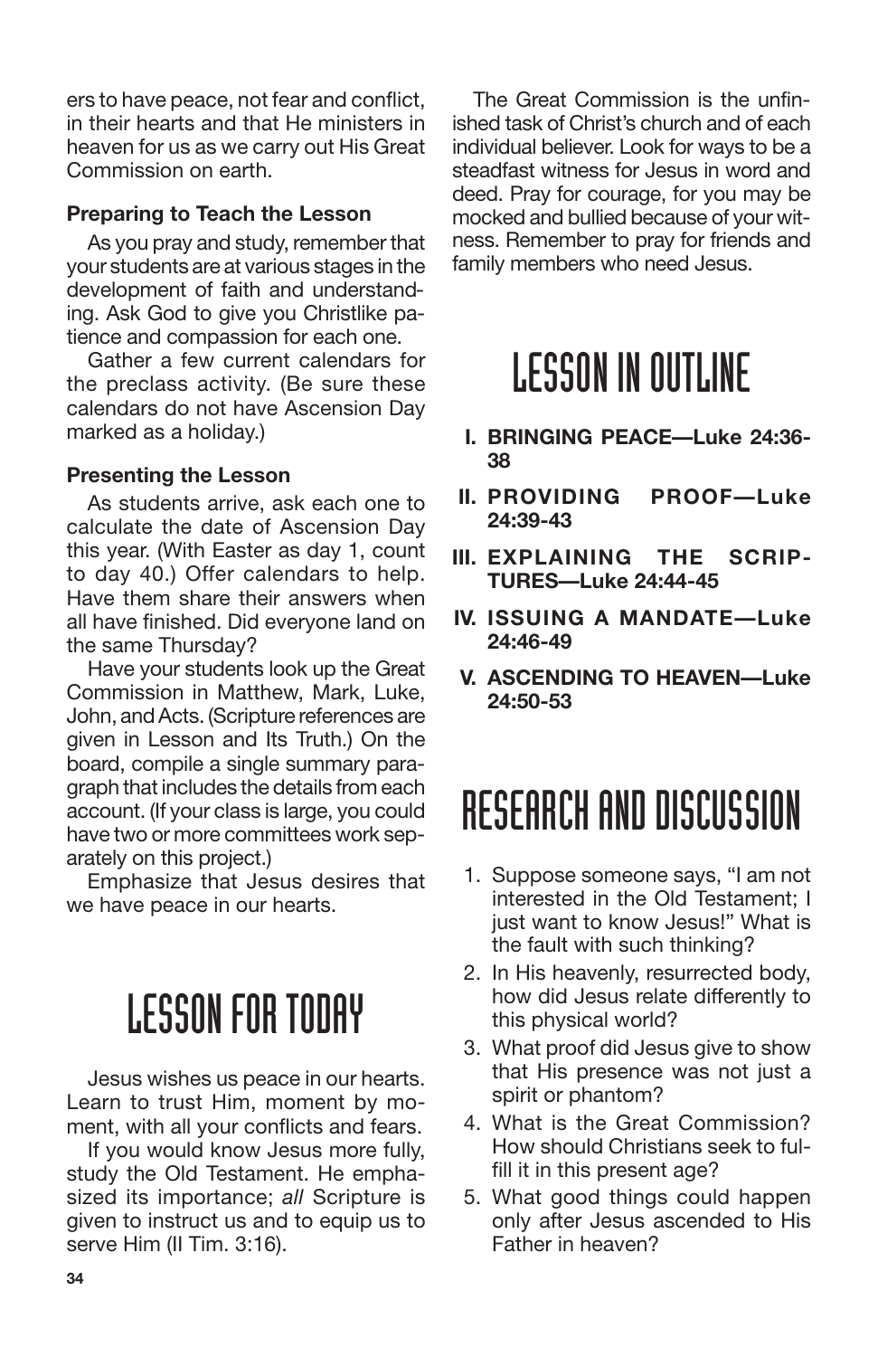ers to have peace, not fear and conflict, in their hearts and that He ministers in heaven for us as we carry out His Great Commission on earth.

**Preparing to Teach the Lesson**

As you pray and study, remember that your students are at various stages in the development of faith and understanding. Ask God to give you Christlike patience and compassion for each one.

Gather a few current calendars for the preclass activity. (Be sure these calendars do not have Ascension Day marked as a holiday.)

**Presenting the Lesson**

As students arrive, ask each one to calculate the date of Ascension Day this year. (With Easter as day 1, count to day 40.) Offer calendars to help. Have them share their answers when all have finished. Did everyone land on the same Thursday?

Have your students look up the Great Commission in Matthew, Mark, Luke, John, and Acts. (Scripture references are given in Lesson and Its Truth.) On the board, compile a single summary paragraph that includes the details from each account. (If your class is large, you could have two or more committees work separately on this project.)

Emphasize that Jesus desires that we have peace in our hearts.

## LESSON FOR TODAY

Jesus wishes us peace in our hearts. Learn to trust Him, moment by moment, with all your conflicts and fears.

If you would know Jesus more fully, study the Old Testament. He emphasized its importance; *all* Scripture is given to instruct us and to equip us to serve Him (II Tim. 3:16).

The Great Commission is the unfinished task of Christ's church and of each individual believer. Look for ways to be a steadfast witness for Jesus in word and deed. Pray for courage, for you may be mocked and bullied because of your witness. Remember to pray for friends and family members who need Jesus.

## LESSON IN OUTLINE

**I. BRINGING PEACE—Luke 24:36-38**

**II. PROVIDING PROOF—Luke 24:39-43**

**III. EXPLAINING THE SCRIPTURES—Luke 24:44-45**

**IV. ISSUING A MANDATE—Luke 24:46-49**

**V. ASCENDING TO HEAVEN—Luke 24:50-53**

## RESEARCH AND DISCUSSION

1. Suppose someone says, "I am not interested in the Old Testament; I just want to know Jesus!" What is the fault with such thinking?
2. In His heavenly, resurrected body, how did Jesus relate differently to this physical world?
3. What proof did Jesus give to show that His presence was not just a spirit or phantom?
4. What is the Great Commission? How should Christians seek to fulfill it in this present age?
5. What good things could happen only after Jesus ascended to His Father in heaven?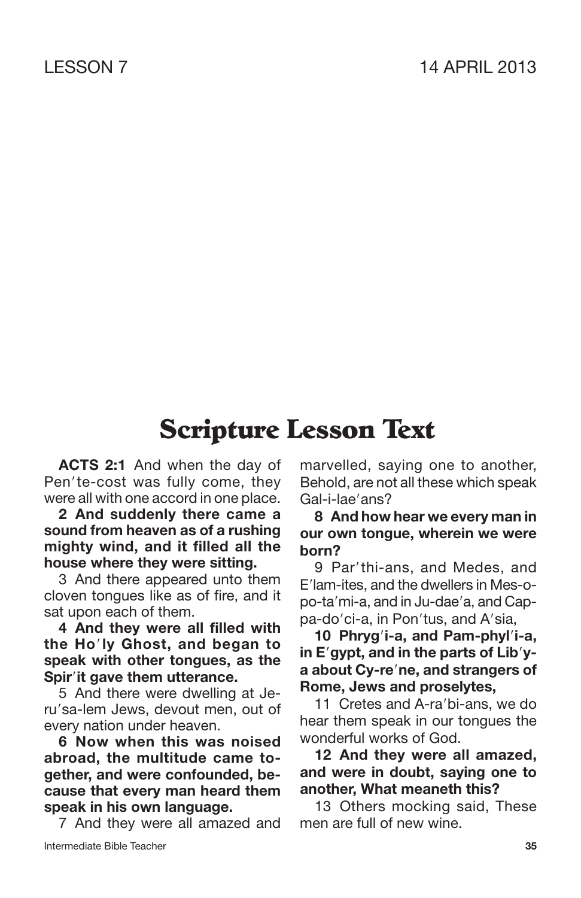LESSON 7 14 APRIL 2013

# Scripture Lesson Text

**ACTS 2:1** And when the day of Pen′te-cost was fully come, they were all with one accord in one place.

**2 And suddenly there came a sound from heaven as of a rushing mighty wind, and it filled all the house where they were sitting.**

3 And there appeared unto them cloven tongues like as of fire, and it sat upon each of them.

**4 And they were all filled with the Ho′ly Ghost, and began to speak with other tongues, as the Spir′it gave them utterance.**

5 And there were dwelling at Je-ru′sa-lem Jews, devout men, out of every nation under heaven.

**6 Now when this was noised abroad, the multitude came together, and were confounded, because that every man heard them speak in his own language.**

7 And they were all amazed and marvelled, saying one to another, Behold, are not all these which speak Gal-i-lae′ans?

**8 And how hear we every man in our own tongue, wherein we were born?**

9 Par′thi-ans, and Medes, and E′lam-ites, and the dwellers in Mes-o-po-ta′mi-a, and in Ju-dae′a, and Cap-pa-do′ci-a, in Pon′tus, and A′sia,

**10 Phryg′i-a, and Pam-phyl′i-a, in E′gypt, and in the parts of Lib′y-a about Cy-re′ne, and strangers of Rome, Jews and proselytes,**

11 Cretes and A-ra′bi-ans, we do hear them speak in our tongues the wonderful works of God.

**12 And they were all amazed, and were in doubt, saying one to another, What meaneth this?**

13 Others mocking said, These men are full of new wine.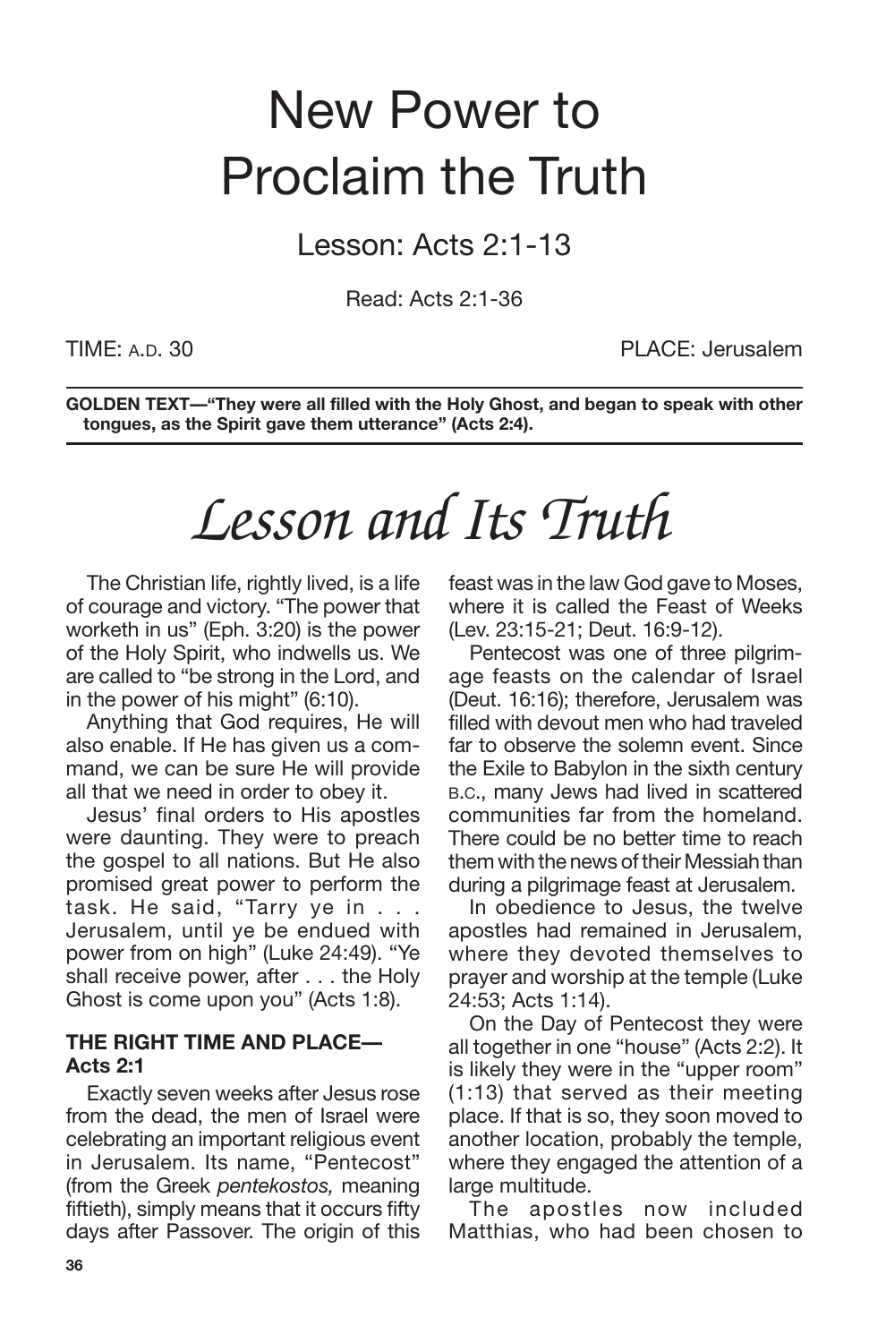# New Power to Proclaim the Truth

## Lesson: Acts 2:1-13

Read: Acts 2:1-36

TIME: A.D. 30 PLACE: Jerusalem

**GOLDEN TEXT—"They were all filled with the Holy Ghost, and began to speak with other tongues, as the Spirit gave them utterance" (Acts 2:4).**

# *Lesson and Its Truth*

The Christian life, rightly lived, is a life of courage and victory. "The power that worketh in us" (Eph. 3:20) is the power of the Holy Spirit, who indwells us. We are called to "be strong in the Lord, and in the power of his might" (6:10).

Anything that God requires, He will also enable. If He has given us a command, we can be sure He will provide all that we need in order to obey it.

Jesus' final orders to His apostles were daunting. They were to preach the gospel to all nations. But He also promised great power to perform the task. He said, "Tarry ye in . . . Jerusalem, until ye be endued with power from on high" (Luke 24:49). "Ye shall receive power, after . . . the Holy Ghost is come upon you" (Acts 1:8).

### THE RIGHT TIME AND PLACE—Acts 2:1

Exactly seven weeks after Jesus rose from the dead, the men of Israel were celebrating an important religious event in Jerusalem. Its name, "Pentecost" (from the Greek *pentekostos,* meaning fiftieth), simply means that it occurs fifty days after Passover. The origin of this feast was in the law God gave to Moses, where it is called the Feast of Weeks (Lev. 23:15-21; Deut. 16:9-12).

Pentecost was one of three pilgrimage feasts on the calendar of Israel (Deut. 16:16); therefore, Jerusalem was filled with devout men who had traveled far to observe the solemn event. Since the Exile to Babylon in the sixth century B.C., many Jews had lived in scattered communities far from the homeland. There could be no better time to reach them with the news of their Messiah than during a pilgrimage feast at Jerusalem.

In obedience to Jesus, the twelve apostles had remained in Jerusalem, where they devoted themselves to prayer and worship at the temple (Luke 24:53; Acts 1:14).

On the Day of Pentecost they were all together in one "house" (Acts 2:2). It is likely they were in the "upper room" (1:13) that served as their meeting place. If that is so, they soon moved to another location, probably the temple, where they engaged the attention of a large multitude.

The apostles now included Matthias, who had been chosen to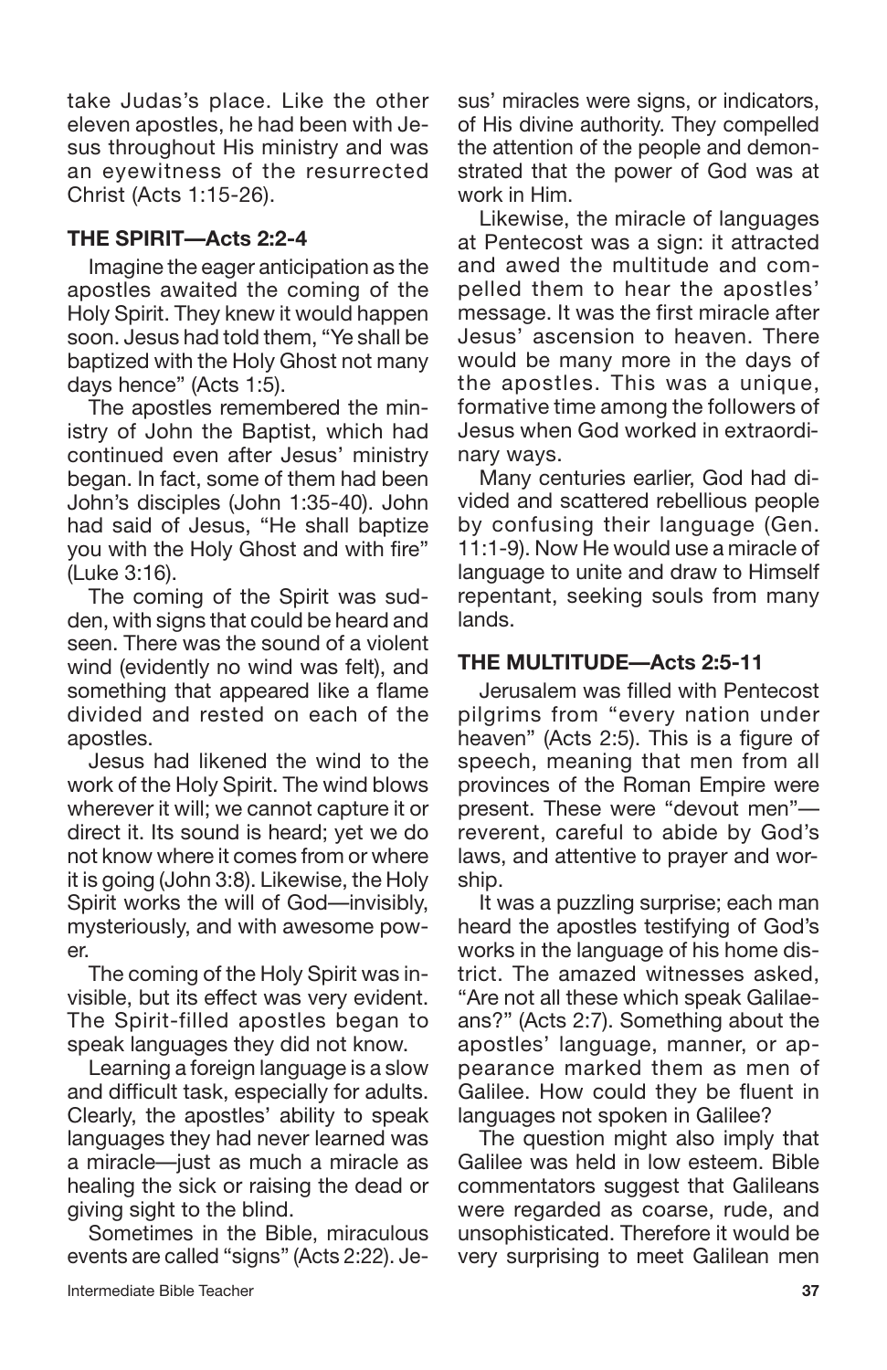take Judas's place. Like the other eleven apostles, he had been with Jesus throughout His ministry and was an eyewitness of the resurrected Christ (Acts 1:15-26).

### THE SPIRIT—Acts 2:2-4

Imagine the eager anticipation as the apostles awaited the coming of the Holy Spirit. They knew it would happen soon. Jesus had told them, "Ye shall be baptized with the Holy Ghost not many days hence" (Acts 1:5).

The apostles remembered the ministry of John the Baptist, which had continued even after Jesus' ministry began. In fact, some of them had been John's disciples (John 1:35-40). John had said of Jesus, "He shall baptize you with the Holy Ghost and with fire" (Luke 3:16).

The coming of the Spirit was sudden, with signs that could be heard and seen. There was the sound of a violent wind (evidently no wind was felt), and something that appeared like a flame divided and rested on each of the apostles.

Jesus had likened the wind to the work of the Holy Spirit. The wind blows wherever it will; we cannot capture it or direct it. Its sound is heard; yet we do not know where it comes from or where it is going (John 3:8). Likewise, the Holy Spirit works the will of God—invisibly, mysteriously, and with awesome power.

The coming of the Holy Spirit was invisible, but its effect was very evident. The Spirit-filled apostles began to speak languages they did not know.

Learning a foreign language is a slow and difficult task, especially for adults. Clearly, the apostles' ability to speak languages they had never learned was a miracle—just as much a miracle as healing the sick or raising the dead or giving sight to the blind.

Sometimes in the Bible, miraculous events are called "signs" (Acts 2:22). Jesus' miracles were signs, or indicators, of His divine authority. They compelled the attention of the people and demonstrated that the power of God was at work in Him.

Likewise, the miracle of languages at Pentecost was a sign: it attracted and awed the multitude and compelled them to hear the apostles' message. It was the first miracle after Jesus' ascension to heaven. There would be many more in the days of the apostles. This was a unique, formative time among the followers of Jesus when God worked in extraordinary ways.

Many centuries earlier, God had divided and scattered rebellious people by confusing their language (Gen. 11:1-9). Now He would use a miracle of language to unite and draw to Himself repentant, seeking souls from many lands.

### THE MULTITUDE—Acts 2:5-11

Jerusalem was filled with Pentecost pilgrims from "every nation under heaven" (Acts 2:5). This is a figure of speech, meaning that men from all provinces of the Roman Empire were present. These were "devout men"—reverent, careful to abide by God's laws, and attentive to prayer and worship.

It was a puzzling surprise; each man heard the apostles testifying of God's works in the language of his home district. The amazed witnesses asked, "Are not all these which speak Galilaeans?" (Acts 2:7). Something about the apostles' language, manner, or appearance marked them as men of Galilee. How could they be fluent in languages not spoken in Galilee?

The question might also imply that Galilee was held in low esteem. Bible commentators suggest that Galileans were regarded as coarse, rude, and unsophisticated. Therefore it would be very surprising to meet Galilean men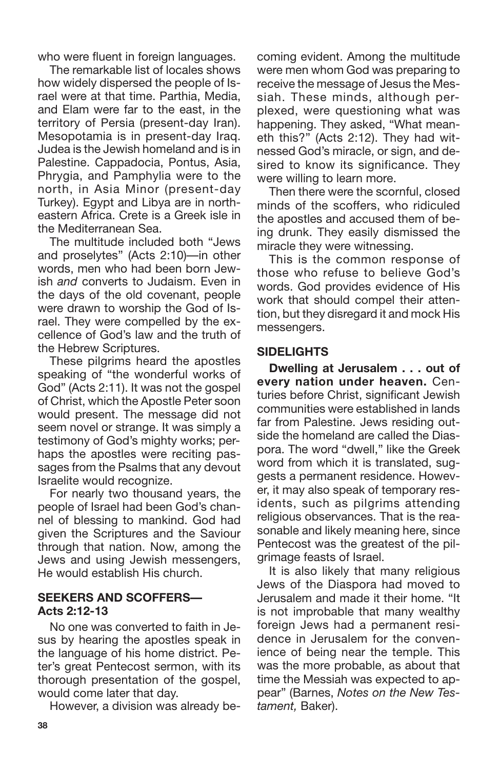who were fluent in foreign languages.

The remarkable list of locales shows how widely dispersed the people of Israel were at that time. Parthia, Media, and Elam were far to the east, in the territory of Persia (present-day Iran). Mesopotamia is in present-day Iraq. Judea is the Jewish homeland and is in Palestine. Cappadocia, Pontus, Asia, Phrygia, and Pamphylia were to the north, in Asia Minor (present-day Turkey). Egypt and Libya are in northeastern Africa. Crete is a Greek isle in the Mediterranean Sea.

The multitude included both "Jews and proselytes" (Acts 2:10)—in other words, men who had been born Jewish *and* converts to Judaism. Even in the days of the old covenant, people were drawn to worship the God of Israel. They were compelled by the excellence of God's law and the truth of the Hebrew Scriptures.

These pilgrims heard the apostles speaking of "the wonderful works of God" (Acts 2:11). It was not the gospel of Christ, which the Apostle Peter soon would present. The message did not seem novel or strange. It was simply a testimony of God's mighty works; perhaps the apostles were reciting passages from the Psalms that any devout Israelite would recognize.

For nearly two thousand years, the people of Israel had been God's channel of blessing to mankind. God had given the Scriptures and the Saviour through that nation. Now, among the Jews and using Jewish messengers, He would establish His church.

### SEEKERS AND SCOFFERS—Acts 2:12-13

No one was converted to faith in Jesus by hearing the apostles speak in the language of his home district. Peter's great Pentecost sermon, with its thorough presentation of the gospel, would come later that day.

However, a division was already becoming evident. Among the multitude were men whom God was preparing to receive the message of Jesus the Messiah. These minds, although perplexed, were questioning what was happening. They asked, "What meaneth this?" (Acts 2:12). They had witnessed God's miracle, or sign, and desired to know its significance. They were willing to learn more.

Then there were the scornful, closed minds of the scoffers, who ridiculed the apostles and accused them of being drunk. They easily dismissed the miracle they were witnessing.

This is the common response of those who refuse to believe God's words. God provides evidence of His work that should compel their attention, but they disregard it and mock His messengers.

### SIDELIGHTS

**Dwelling at Jerusalem . . . out of every nation under heaven.** Centuries before Christ, significant Jewish communities were established in lands far from Palestine. Jews residing outside the homeland are called the Diaspora. The word "dwell," like the Greek word from which it is translated, suggests a permanent residence. However, it may also speak of temporary residents, such as pilgrims attending religious observances. That is the reasonable and likely meaning here, since Pentecost was the greatest of the pilgrimage feasts of Israel.

It is also likely that many religious Jews of the Diaspora had moved to Jerusalem and made it their home. "It is not improbable that many wealthy foreign Jews had a permanent residence in Jerusalem for the convenience of being near the temple. This was the more probable, as about that time the Messiah was expected to appear" (Barnes, *Notes on the New Testament,* Baker).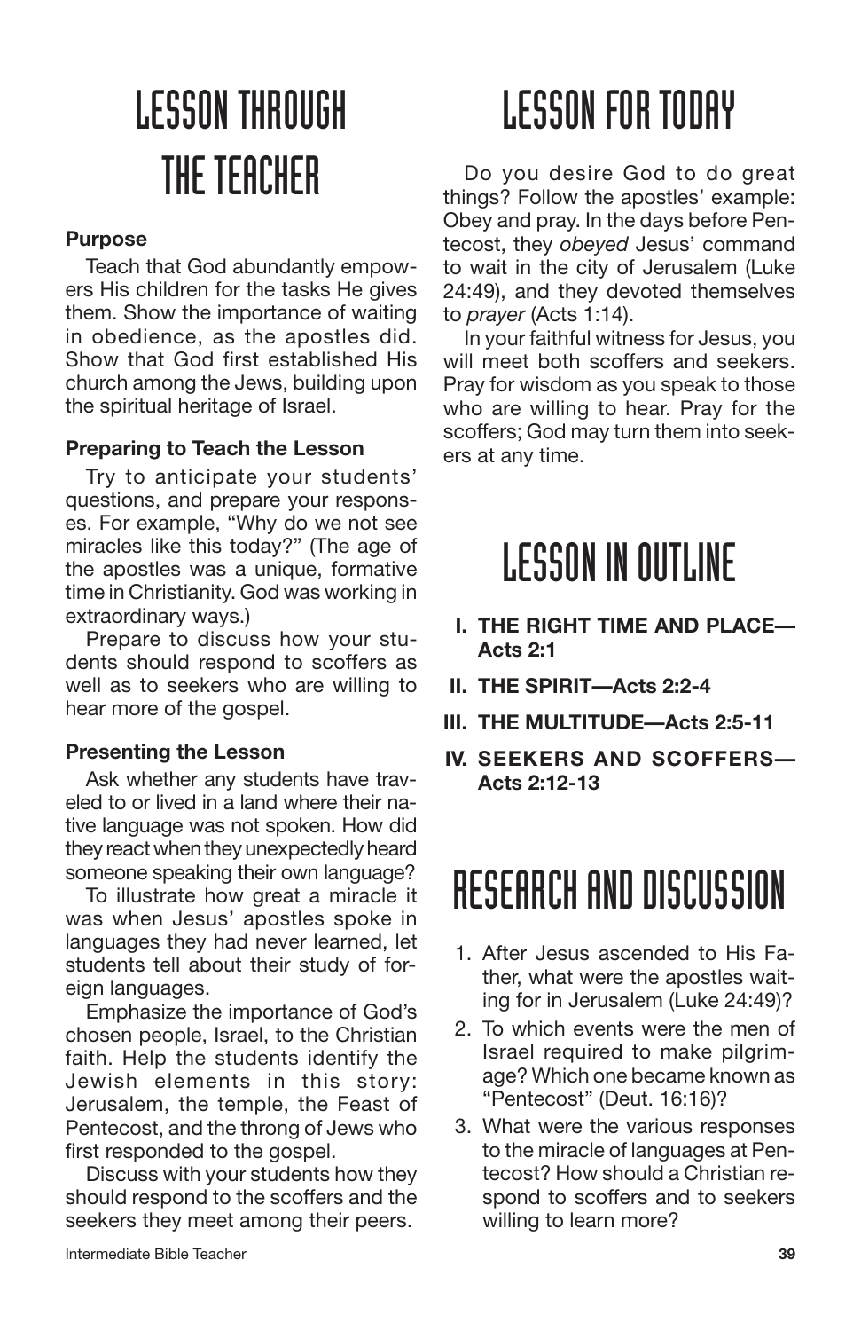# LESSON THROUGH THE TEACHER

### Purpose

Teach that God abundantly empowers His children for the tasks He gives them. Show the importance of waiting in obedience, as the apostles did. Show that God first established His church among the Jews, building upon the spiritual heritage of Israel.

### Preparing to Teach the Lesson

Try to anticipate your students' questions, and prepare your responses. For example, "Why do we not see miracles like this today?" (The age of the apostles was a unique, formative time in Christianity. God was working in extraordinary ways.)

Prepare to discuss how your students should respond to scoffers as well as to seekers who are willing to hear more of the gospel.

### Presenting the Lesson

Ask whether any students have traveled to or lived in a land where their native language was not spoken. How did they react when they unexpectedly heard someone speaking their own language?

To illustrate how great a miracle it was when Jesus' apostles spoke in languages they had never learned, let students tell about their study of foreign languages.

Emphasize the importance of God's chosen people, Israel, to the Christian faith. Help the students identify the Jewish elements in this story: Jerusalem, the temple, the Feast of Pentecost, and the throng of Jews who first responded to the gospel.

Discuss with your students how they should respond to the scoffers and the seekers they meet among their peers.

# LESSON FOR TODAY

Do you desire God to do great things? Follow the apostles' example: Obey and pray. In the days before Pentecost, they *obeyed* Jesus' command to wait in the city of Jerusalem (Luke 24:49), and they devoted themselves to *prayer* (Acts 1:14).

In your faithful witness for Jesus, you will meet both scoffers and seekers. Pray for wisdom as you speak to those who are willing to hear. Pray for the scoffers; God may turn them into seekers at any time.

# LESSON IN OUTLINE

- **I. THE RIGHT TIME AND PLACE—Acts 2:1**
- **II. THE SPIRIT—Acts 2:2-4**
- **III. THE MULTITUDE—Acts 2:5-11**
- **IV. SEEKERS AND SCOFFERS—Acts 2:12-13**

# RESEARCH AND DISCUSSION

1. After Jesus ascended to His Father, what were the apostles waiting for in Jerusalem (Luke 24:49)?
2. To which events were the men of Israel required to make pilgrimage? Which one became known as "Pentecost" (Deut. 16:16)?
3. What were the various responses to the miracle of languages at Pentecost? How should a Christian respond to scoffers and to seekers willing to learn more?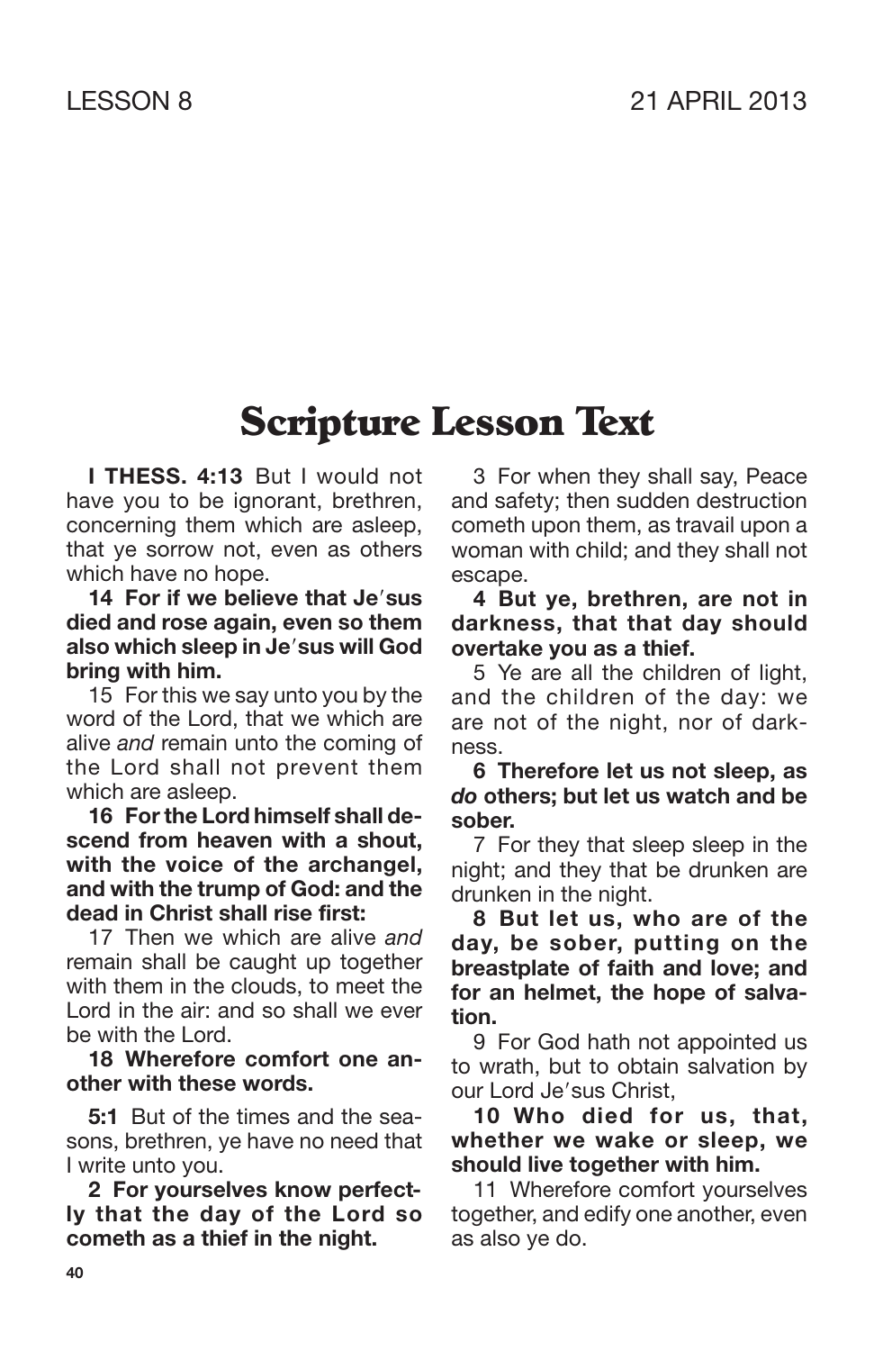LESSON 8 21 APRIL 2013

# Scripture Lesson Text

**I THESS. 4:13** But I would not have you to be ignorant, brethren, concerning them which are asleep, that ye sorrow not, even as others which have no hope.

**14 For if we believe that Je′sus died and rose again, even so them also which sleep in Je′sus will God bring with him.**

15 For this we say unto you by the word of the Lord, that we which are alive *and* remain unto the coming of the Lord shall not prevent them which are asleep.

**16 For the Lord himself shall descend from heaven with a shout, with the voice of the archangel, and with the trump of God: and the dead in Christ shall rise first:**

17 Then we which are alive *and* remain shall be caught up together with them in the clouds, to meet the Lord in the air: and so shall we ever be with the Lord.

**18 Wherefore comfort one another with these words.**

**5:1** But of the times and the seasons, brethren, ye have no need that I write unto you.

**2 For yourselves know perfectly that the day of the Lord so cometh as a thief in the night.**

3 For when they shall say, Peace and safety; then sudden destruction cometh upon them, as travail upon a woman with child; and they shall not escape.

**4 But ye, brethren, are not in darkness, that that day should overtake you as a thief.**

5 Ye are all the children of light, and the children of the day: we are not of the night, nor of darkness.

**6 Therefore let us not sleep, as *do* others; but let us watch and be sober.**

7 For they that sleep sleep in the night; and they that be drunken are drunken in the night.

**8 But let us, who are of the day, be sober, putting on the breastplate of faith and love; and for an helmet, the hope of salvation.**

9 For God hath not appointed us to wrath, but to obtain salvation by our Lord Je′sus Christ,

**10 Who died for us, that, whether we wake or sleep, we should live together with him.**

11 Wherefore comfort yourselves together, and edify one another, even as also ye do.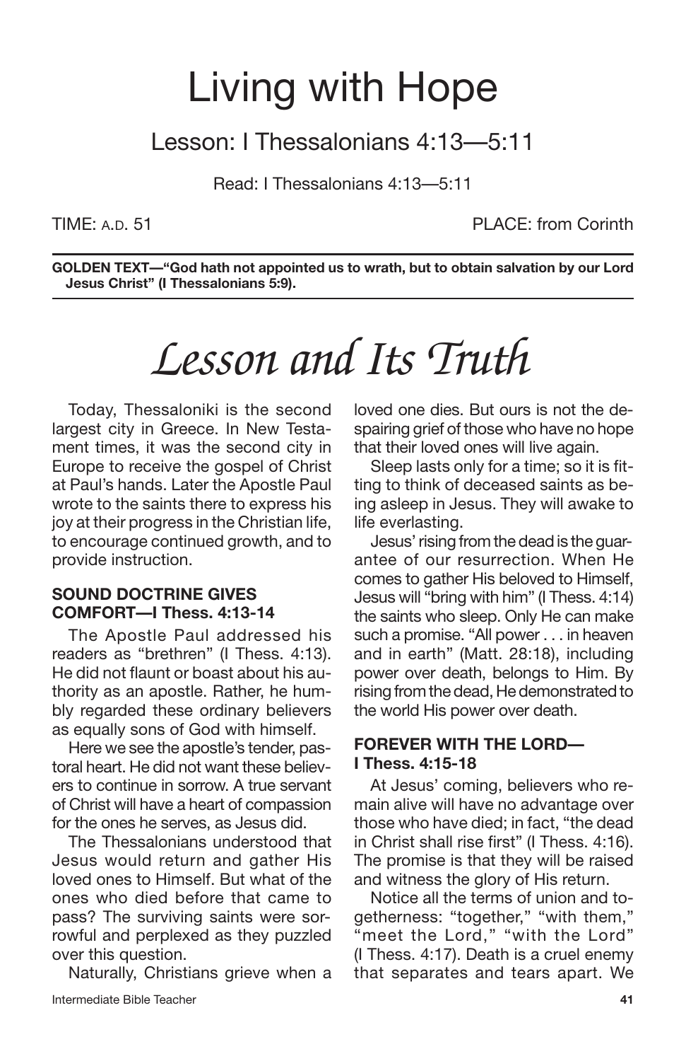# Living with Hope

## Lesson: I Thessalonians 4:13—5:11

Read: I Thessalonians 4:13—5:11

TIME: A.D. 51 PLACE: from Corinth

**GOLDEN TEXT—"God hath not appointed us to wrath, but to obtain salvation by our Lord Jesus Christ" (I Thessalonians 5:9).**

# *Lesson and Its Truth*

Today, Thessaloniki is the second largest city in Greece. In New Testament times, it was the second city in Europe to receive the gospel of Christ at Paul's hands. Later the Apostle Paul wrote to the saints there to express his joy at their progress in the Christian life, to encourage continued growth, and to provide instruction.

### SOUND DOCTRINE GIVES COMFORT—I Thess. 4:13-14

The Apostle Paul addressed his readers as "brethren" (I Thess. 4:13). He did not flaunt or boast about his authority as an apostle. Rather, he humbly regarded these ordinary believers as equally sons of God with himself.

Here we see the apostle's tender, pastoral heart. He did not want these believers to continue in sorrow. A true servant of Christ will have a heart of compassion for the ones he serves, as Jesus did.

The Thessalonians understood that Jesus would return and gather His loved ones to Himself. But what of the ones who died before that came to pass? The surviving saints were sorrowful and perplexed as they puzzled over this question.

Naturally, Christians grieve when a loved one dies. But ours is not the despairing grief of those who have no hope that their loved ones will live again.

Sleep lasts only for a time; so it is fitting to think of deceased saints as being asleep in Jesus. They will awake to life everlasting.

Jesus' rising from the dead is the guarantee of our resurrection. When He comes to gather His beloved to Himself, Jesus will "bring with him" (I Thess. 4:14) the saints who sleep. Only He can make such a promise. "All power . . . in heaven and in earth" (Matt. 28:18), including power over death, belongs to Him. By rising from the dead, He demonstrated to the world His power over death.

### FOREVER WITH THE LORD—I Thess. 4:15-18

At Jesus' coming, believers who remain alive will have no advantage over those who have died; in fact, "the dead in Christ shall rise first" (I Thess. 4:16). The promise is that they will be raised and witness the glory of His return.

Notice all the terms of union and togetherness: "together," "with them," "meet the Lord," "with the Lord" (I Thess. 4:17). Death is a cruel enemy that separates and tears apart. We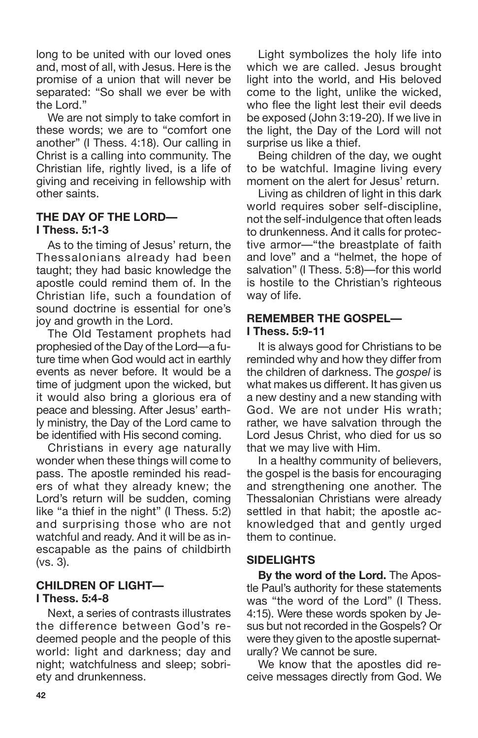long to be united with our loved ones and, most of all, with Jesus. Here is the promise of a union that will never be separated: "So shall we ever be with the Lord."

We are not simply to take comfort in these words; we are to "comfort one another" (I Thess. 4:18). Our calling in Christ is a calling into community. The Christian life, rightly lived, is a life of giving and receiving in fellowship with other saints.

### THE DAY OF THE LORD— I Thess. 5:1-3

As to the timing of Jesus' return, the Thessalonians already had been taught; they had basic knowledge the apostle could remind them of. In the Christian life, such a foundation of sound doctrine is essential for one's joy and growth in the Lord.

The Old Testament prophets had prophesied of the Day of the Lord—a future time when God would act in earthly events as never before. It would be a time of judgment upon the wicked, but it would also bring a glorious era of peace and blessing. After Jesus' earthly ministry, the Day of the Lord came to be identified with His second coming.

Christians in every age naturally wonder when these things will come to pass. The apostle reminded his readers of what they already knew; the Lord's return will be sudden, coming like "a thief in the night" (I Thess. 5:2) and surprising those who are not watchful and ready. And it will be as inescapable as the pains of childbirth (vs. 3).

### CHILDREN OF LIGHT— I Thess. 5:4-8

Next, a series of contrasts illustrates the difference between God's redeemed people and the people of this world: light and darkness; day and night; watchfulness and sleep; sobriety and drunkenness.

Light symbolizes the holy life into which we are called. Jesus brought light into the world, and His beloved come to the light, unlike the wicked, who flee the light lest their evil deeds be exposed (John 3:19-20). If we live in the light, the Day of the Lord will not surprise us like a thief.

Being children of the day, we ought to be watchful. Imagine living every moment on the alert for Jesus' return.

Living as children of light in this dark world requires sober self-discipline, not the self-indulgence that often leads to drunkenness. And it calls for protective armor—"the breastplate of faith and love" and a "helmet, the hope of salvation" (I Thess. 5:8)—for this world is hostile to the Christian's righteous way of life.

### REMEMBER THE GOSPEL— I Thess. 5:9-11

It is always good for Christians to be reminded why and how they differ from the children of darkness. The *gospel* is what makes us different. It has given us a new destiny and a new standing with God. We are not under His wrath; rather, we have salvation through the Lord Jesus Christ, who died for us so that we may live with Him.

In a healthy community of believers, the gospel is the basis for encouraging and strengthening one another. The Thessalonian Christians were already settled in that habit; the apostle acknowledged that and gently urged them to continue.

### SIDELIGHTS

**By the word of the Lord.** The Apostle Paul's authority for these statements was "the word of the Lord" (I Thess. 4:15). Were these words spoken by Jesus but not recorded in the Gospels? Or were they given to the apostle supernaturally? We cannot be sure.

We know that the apostles did receive messages directly from God. We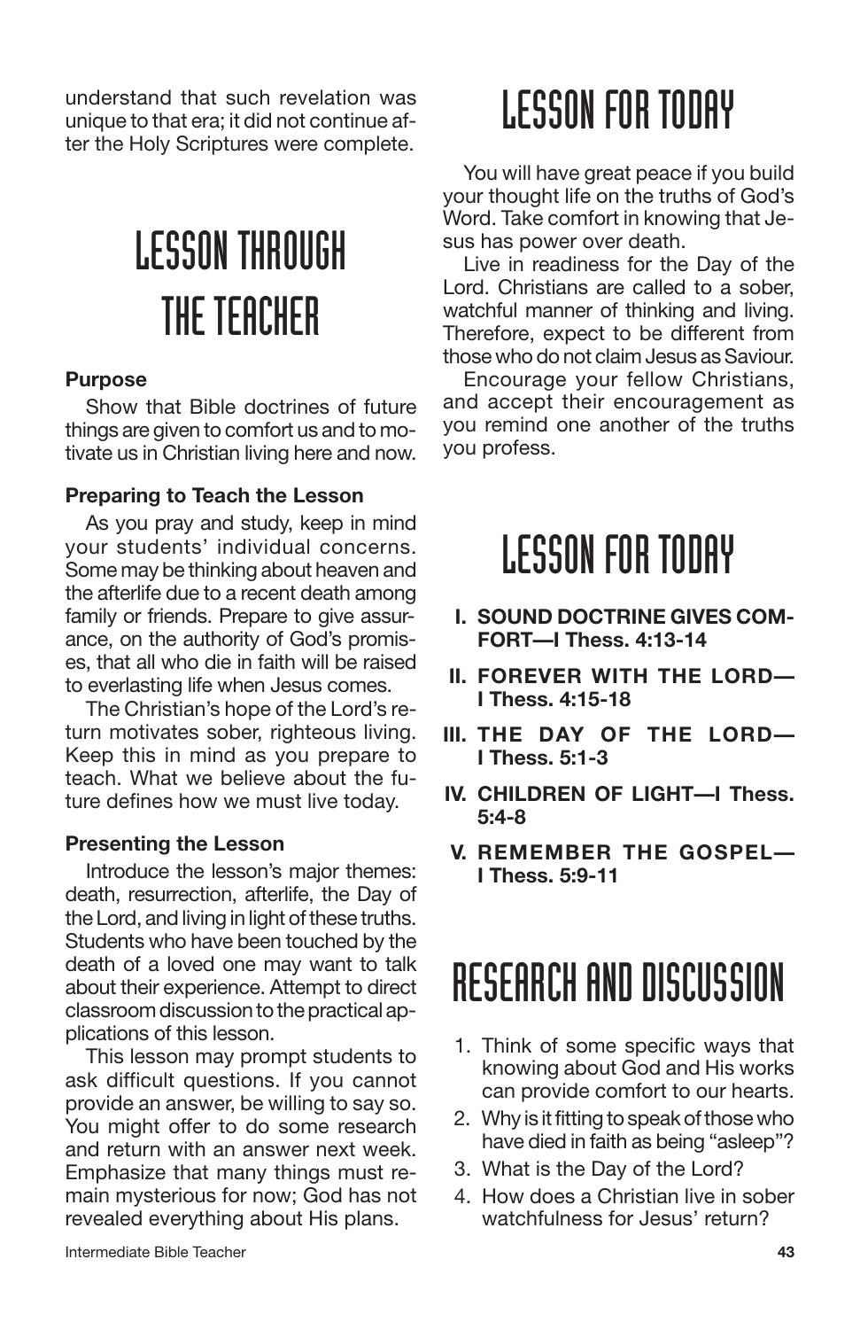understand that such revelation was unique to that era; it did not continue after the Holy Scriptures were complete.

# LESSON THROUGH THE TEACHER

**Purpose**

Show that Bible doctrines of future things are given to comfort us and to motivate us in Christian living here and now.

**Preparing to Teach the Lesson**

As you pray and study, keep in mind your students' individual concerns. Some may be thinking about heaven and the afterlife due to a recent death among family or friends. Prepare to give assurance, on the authority of God's promises, that all who die in faith will be raised to everlasting life when Jesus comes.

The Christian's hope of the Lord's return motivates sober, righteous living. Keep this in mind as you prepare to teach. What we believe about the future defines how we must live today.

**Presenting the Lesson**

Introduce the lesson's major themes: death, resurrection, afterlife, the Day of the Lord, and living in light of these truths. Students who have been touched by the death of a loved one may want to talk about their experience. Attempt to direct classroom discussion to the practical applications of this lesson.

This lesson may prompt students to ask difficult questions. If you cannot provide an answer, be willing to say so. You might offer to do some research and return with an answer next week. Emphasize that many things must remain mysterious for now; God has not revealed everything about His plans.

# LESSON FOR TODAY

You will have great peace if you build your thought life on the truths of God's Word. Take comfort in knowing that Jesus has power over death.

Live in readiness for the Day of the Lord. Christians are called to a sober, watchful manner of thinking and living. Therefore, expect to be different from those who do not claim Jesus as Saviour.

Encourage your fellow Christians, and accept their encouragement as you remind one another of the truths you profess.

# LESSON FOR TODAY

I. **SOUND DOCTRINE GIVES COMFORT—I Thess. 4:13-14**

II. **FOREVER WITH THE LORD—I Thess. 4:15-18**

III. **THE DAY OF THE LORD—I Thess. 5:1-3**

IV. **CHILDREN OF LIGHT—I Thess. 5:4-8**

V. **REMEMBER THE GOSPEL—I Thess. 5:9-11**

# RESEARCH AND DISCUSSION

1. Think of some specific ways that knowing about God and His works can provide comfort to our hearts.
2. Why is it fitting to speak of those who have died in faith as being "asleep"?
3. What is the Day of the Lord?
4. How does a Christian live in sober watchfulness for Jesus' return?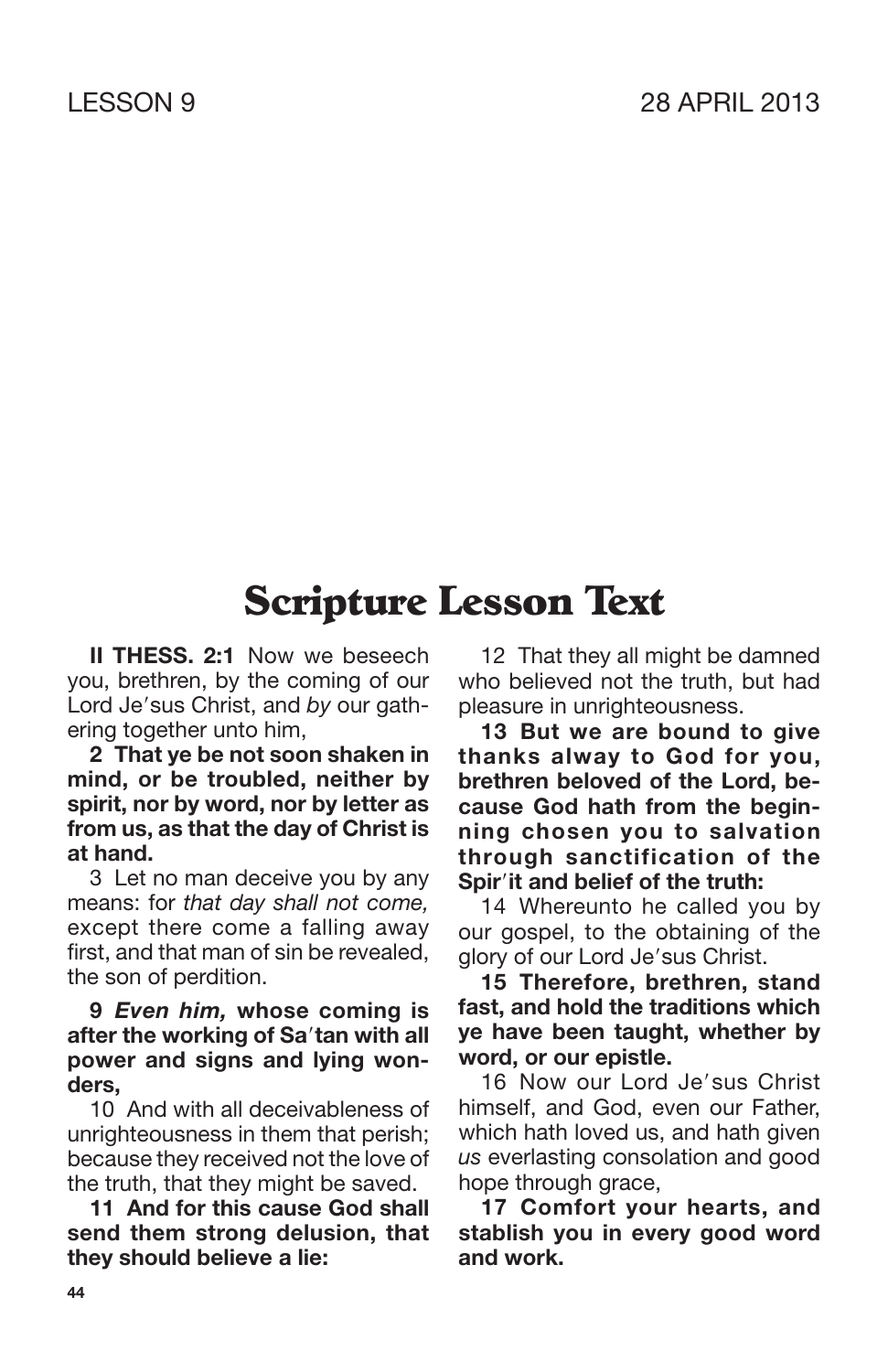LESSON 9 28 APRIL 2013

# Scripture Lesson Text

**II THESS. 2:1** Now we beseech you, brethren, by the coming of our Lord Je′sus Christ, and *by* our gathering together unto him,

**2 That ye be not soon shaken in mind, or be troubled, neither by spirit, nor by word, nor by letter as from us, as that the day of Christ is at hand.**

3 Let no man deceive you by any means: for *that day shall not come,* except there come a falling away first, and that man of sin be revealed, the son of perdition.

**9 *Even him,* whose coming is after the working of Sa′tan with all power and signs and lying wonders,**

10 And with all deceivableness of unrighteousness in them that perish; because they received not the love of the truth, that they might be saved.

**11 And for this cause God shall send them strong delusion, that they should believe a lie:**

12 That they all might be damned who believed not the truth, but had pleasure in unrighteousness.

**13 But we are bound to give thanks alway to God for you, brethren beloved of the Lord, because God hath from the beginning chosen you to salvation through sanctification of the Spir′it and belief of the truth:**

14 Whereunto he called you by our gospel, to the obtaining of the glory of our Lord Je′sus Christ.

**15 Therefore, brethren, stand fast, and hold the traditions which ye have been taught, whether by word, or our epistle.**

16 Now our Lord Je′sus Christ himself, and God, even our Father, which hath loved us, and hath given *us* everlasting consolation and good hope through grace,

**17 Comfort your hearts, and stablish you in every good word and work.**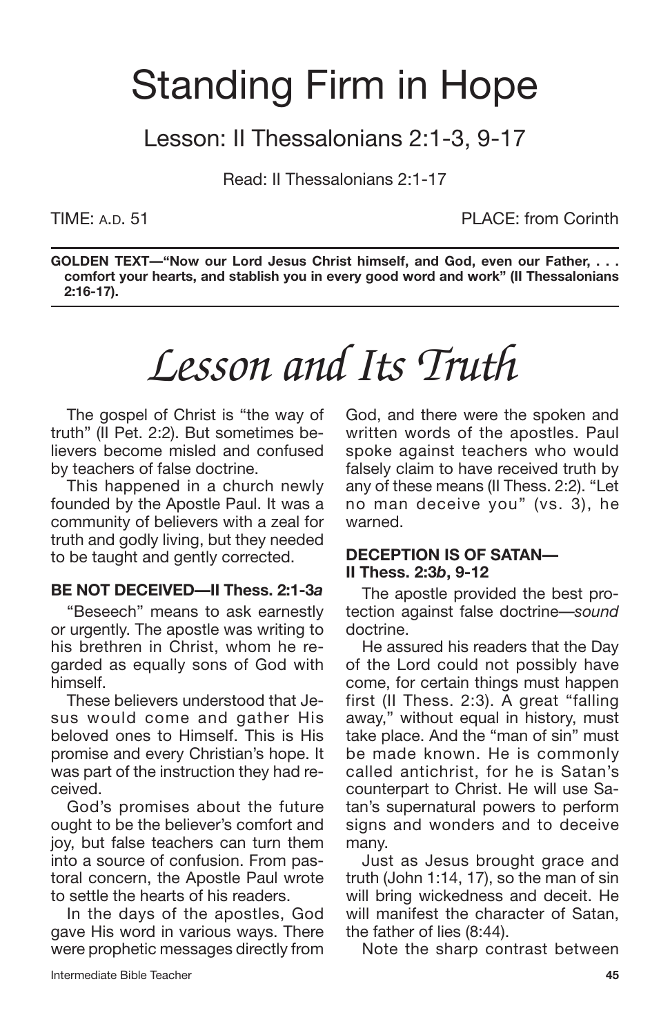# Standing Firm in Hope

## Lesson: II Thessalonians 2:1-3, 9-17

Read: II Thessalonians 2:1-17

TIME: A.D. 51 PLACE: from Corinth

**GOLDEN TEXT—"Now our Lord Jesus Christ himself, and God, even our Father, . . . comfort your hearts, and stablish you in every good word and work" (II Thessalonians 2:16-17).**

# *Lesson and Its Truth*

The gospel of Christ is "the way of truth" (II Pet. 2:2). But sometimes believers become misled and confused by teachers of false doctrine.

This happened in a church newly founded by the Apostle Paul. It was a community of believers with a zeal for truth and godly living, but they needed to be taught and gently corrected.

### BE NOT DECEIVED—II Thess. 2:1-3*a*

"Beseech" means to ask earnestly or urgently. The apostle was writing to his brethren in Christ, whom he regarded as equally sons of God with himself.

These believers understood that Jesus would come and gather His beloved ones to Himself. This is His promise and every Christian's hope. It was part of the instruction they had received.

God's promises about the future ought to be the believer's comfort and joy, but false teachers can turn them into a source of confusion. From pastoral concern, the Apostle Paul wrote to settle the hearts of his readers.

In the days of the apostles, God gave His word in various ways. There were prophetic messages directly from God, and there were the spoken and written words of the apostles. Paul spoke against teachers who would falsely claim to have received truth by any of these means (II Thess. 2:2). "Let no man deceive you" (vs. 3), he warned.

### DECEPTION IS OF SATAN—II Thess. 2:3*b*, 9-12

The apostle provided the best protection against false doctrine—*sound* doctrine.

He assured his readers that the Day of the Lord could not possibly have come, for certain things must happen first (II Thess. 2:3). A great "falling away," without equal in history, must take place. And the "man of sin" must be made known. He is commonly called antichrist, for he is Satan's counterpart to Christ. He will use Satan's supernatural powers to perform signs and wonders and to deceive many.

Just as Jesus brought grace and truth (John 1:14, 17), so the man of sin will bring wickedness and deceit. He will manifest the character of Satan, the father of lies (8:44).

Note the sharp contrast between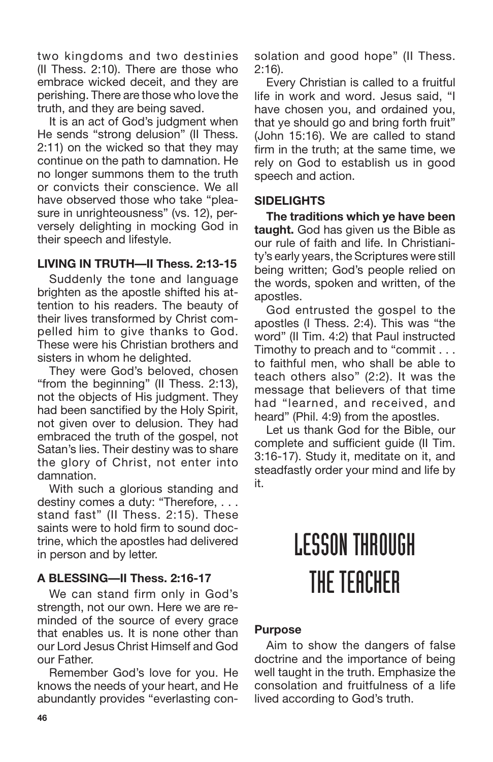two kingdoms and two destinies (II Thess. 2:10). There are those who embrace wicked deceit, and they are perishing. There are those who love the truth, and they are being saved.

It is an act of God's judgment when He sends "strong delusion" (II Thess. 2:11) on the wicked so that they may continue on the path to damnation. He no longer summons them to the truth or convicts their conscience. We all have observed those who take "pleasure in unrighteousness" (vs. 12), perversely delighting in mocking God in their speech and lifestyle.

### LIVING IN TRUTH—II Thess. 2:13-15

Suddenly the tone and language brighten as the apostle shifted his attention to his readers. The beauty of their lives transformed by Christ compelled him to give thanks to God. These were his Christian brothers and sisters in whom he delighted.

They were God's beloved, chosen "from the beginning" (II Thess. 2:13), not the objects of His judgment. They had been sanctified by the Holy Spirit, not given over to delusion. They had embraced the truth of the gospel, not Satan's lies. Their destiny was to share the glory of Christ, not enter into damnation.

With such a glorious standing and destiny comes a duty: "Therefore, . . . stand fast" (II Thess. 2:15). These saints were to hold firm to sound doctrine, which the apostles had delivered in person and by letter.

### A BLESSING—II Thess. 2:16-17

We can stand firm only in God's strength, not our own. Here we are reminded of the source of every grace that enables us. It is none other than our Lord Jesus Christ Himself and God our Father.

Remember God's love for you. He knows the needs of your heart, and He abundantly provides "everlasting consolation and good hope" (II Thess. 2:16).

Every Christian is called to a fruitful life in work and word. Jesus said, "I have chosen you, and ordained you, that ye should go and bring forth fruit" (John 15:16). We are called to stand firm in the truth; at the same time, we rely on God to establish us in good speech and action.

### SIDELIGHTS

**The traditions which ye have been taught.** God has given us the Bible as our rule of faith and life. In Christianity's early years, the Scriptures were still being written; God's people relied on the words, spoken and written, of the apostles.

God entrusted the gospel to the apostles (I Thess. 2:4). This was "the word" (II Tim. 4:2) that Paul instructed Timothy to preach and to "commit . . . to faithful men, who shall be able to teach others also" (2:2). It was the message that believers of that time had "learned, and received, and heard" (Phil. 4:9) from the apostles.

Let us thank God for the Bible, our complete and sufficient guide (II Tim. 3:16-17). Study it, meditate on it, and steadfastly order your mind and life by it.

## LESSON THROUGH THE TEACHER

### Purpose

Aim to show the dangers of false doctrine and the importance of being well taught in the truth. Emphasize the consolation and fruitfulness of a life lived according to God's truth.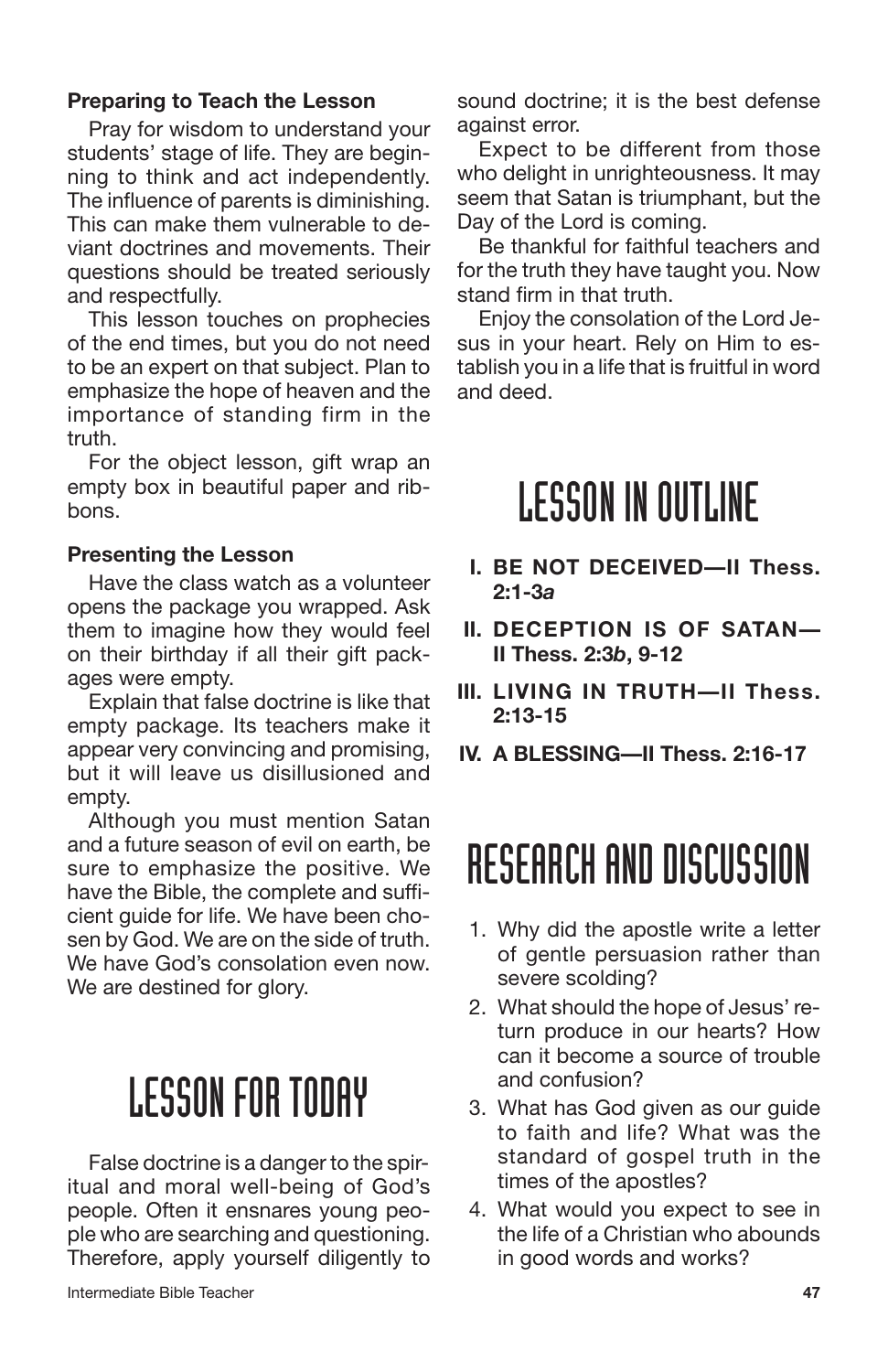**Preparing to Teach the Lesson**

Pray for wisdom to understand your students' stage of life. They are beginning to think and act independently. The influence of parents is diminishing. This can make them vulnerable to deviant doctrines and movements. Their questions should be treated seriously and respectfully.

This lesson touches on prophecies of the end times, but you do not need to be an expert on that subject. Plan to emphasize the hope of heaven and the importance of standing firm in the truth.

For the object lesson, gift wrap an empty box in beautiful paper and ribbons.

**Presenting the Lesson**

Have the class watch as a volunteer opens the package you wrapped. Ask them to imagine how they would feel on their birthday if all their gift packages were empty.

Explain that false doctrine is like that empty package. Its teachers make it appear very convincing and promising, but it will leave us disillusioned and empty.

Although you must mention Satan and a future season of evil on earth, be sure to emphasize the positive. We have the Bible, the complete and sufficient guide for life. We have been chosen by God. We are on the side of truth. We have God's consolation even now. We are destined for glory.

# LESSON FOR TODAY

False doctrine is a danger to the spiritual and moral well-being of God's people. Often it ensnares young people who are searching and questioning. Therefore, apply yourself diligently to sound doctrine; it is the best defense against error.

Expect to be different from those who delight in unrighteousness. It may seem that Satan is triumphant, but the Day of the Lord is coming.

Be thankful for faithful teachers and for the truth they have taught you. Now stand firm in that truth.

Enjoy the consolation of the Lord Jesus in your heart. Rely on Him to establish you in a life that is fruitful in word and deed.

# LESSON IN OUTLINE

**I. BE NOT DECEIVED—II Thess. 2:1-3*a***

**II. DECEPTION IS OF SATAN—II Thess. 2:3*b*, 9-12**

**III. LIVING IN TRUTH—II Thess. 2:13-15**

**IV. A BLESSING—II Thess. 2:16-17**

# RESEARCH AND DISCUSSION

1. Why did the apostle write a letter of gentle persuasion rather than severe scolding?
2. What should the hope of Jesus' return produce in our hearts? How can it become a source of trouble and confusion?
3. What has God given as our guide to faith and life? What was the standard of gospel truth in the times of the apostles?
4. What would you expect to see in the life of a Christian who abounds in good words and works?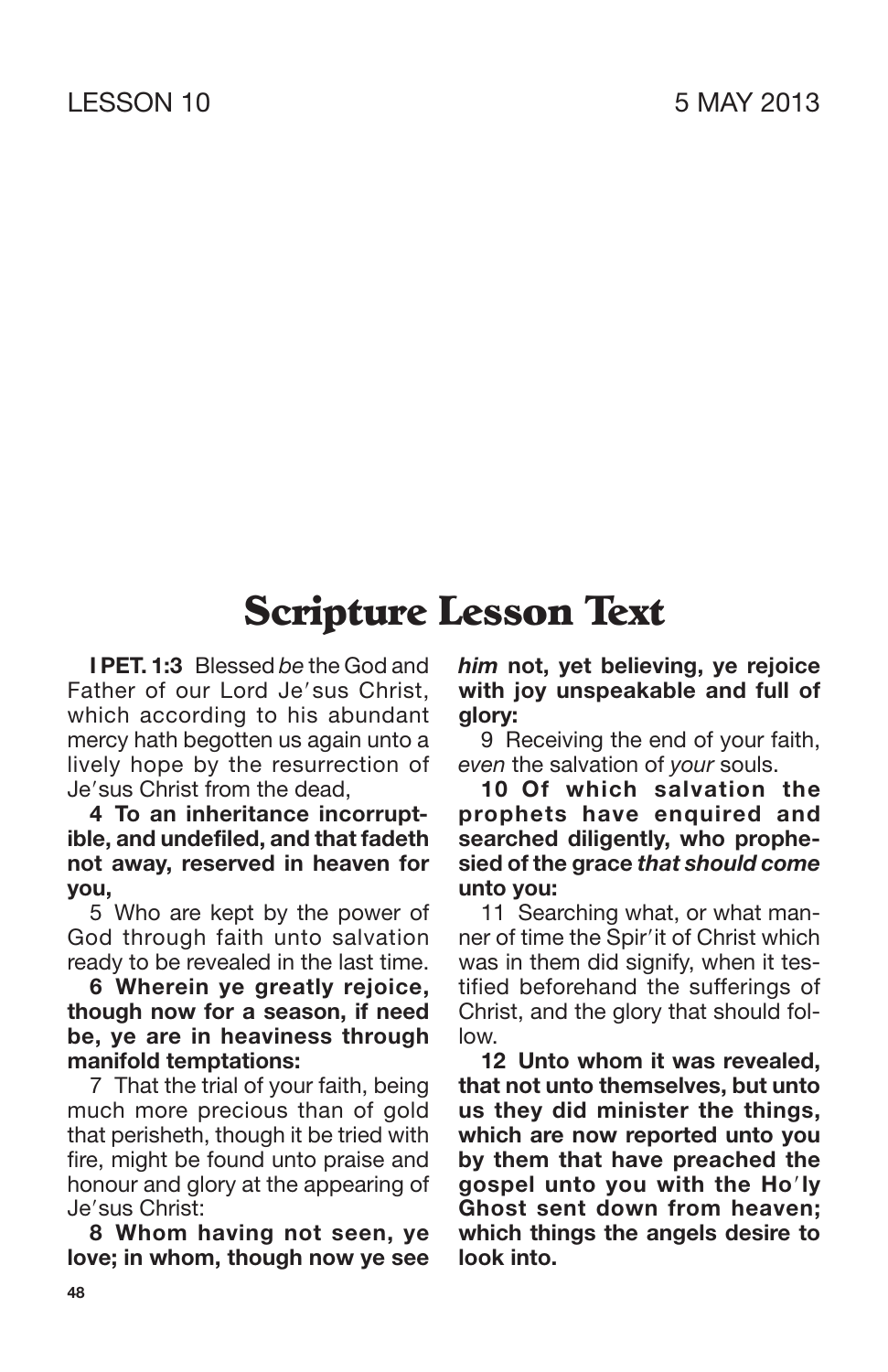LESSON 10 5 MAY 2013

# Scripture Lesson Text

**I PET. 1:3** Blessed *be* the God and Father of our Lord Je′sus Christ, which according to his abundant mercy hath begotten us again unto a lively hope by the resurrection of Je′sus Christ from the dead,

**4 To an inheritance incorruptible, and undefiled, and that fadeth not away, reserved in heaven for you,**

5 Who are kept by the power of God through faith unto salvation ready to be revealed in the last time.

**6 Wherein ye greatly rejoice, though now for a season, if need be, ye are in heaviness through manifold temptations:**

7 That the trial of your faith, being much more precious than of gold that perisheth, though it be tried with fire, might be found unto praise and honour and glory at the appearing of Je′sus Christ:

**8 Whom having not seen, ye love; in whom, though now ye see *him* not, yet believing, ye rejoice with joy unspeakable and full of glory:**

9 Receiving the end of your faith, *even* the salvation of *your* souls.

**10 Of which salvation the prophets have enquired and searched diligently, who prophesied of the grace *that should come* unto you:**

11 Searching what, or what manner of time the Spir′it of Christ which was in them did signify, when it testified beforehand the sufferings of Christ, and the glory that should follow.

**12 Unto whom it was revealed, that not unto themselves, but unto us they did minister the things, which are now reported unto you by them that have preached the gospel unto you with the Ho′ly Ghost sent down from heaven; which things the angels desire to look into.**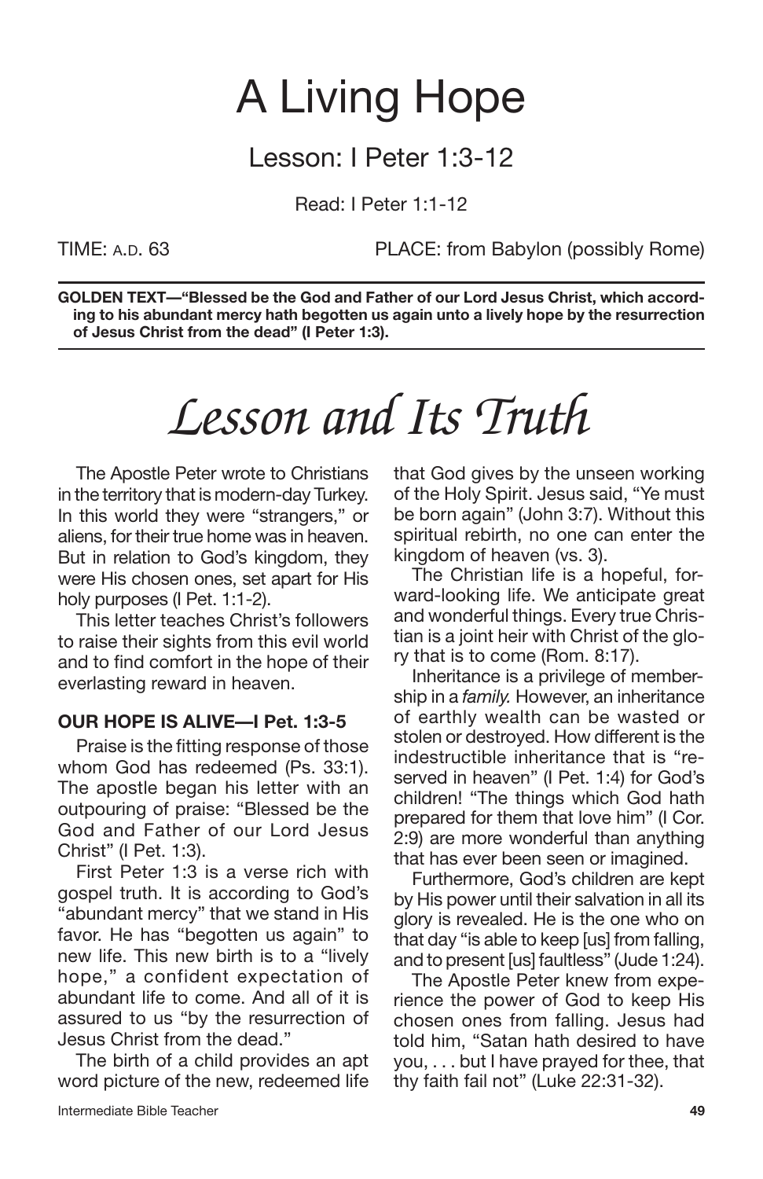# A Living Hope

## Lesson: I Peter 1:3-12

Read: I Peter 1:1-12

TIME: A.D. 63 PLACE: from Babylon (possibly Rome)

**GOLDEN TEXT—"Blessed be the God and Father of our Lord Jesus Christ, which according to his abundant mercy hath begotten us again unto a lively hope by the resurrection of Jesus Christ from the dead" (I Peter 1:3).**

# *Lesson and Its Truth*

The Apostle Peter wrote to Christians in the territory that is modern-day Turkey. In this world they were "strangers," or aliens, for their true home was in heaven. But in relation to God's kingdom, they were His chosen ones, set apart for His holy purposes (I Pet. 1:1-2).

This letter teaches Christ's followers to raise their sights from this evil world and to find comfort in the hope of their everlasting reward in heaven.

### OUR HOPE IS ALIVE—I Pet. 1:3-5

Praise is the fitting response of those whom God has redeemed (Ps. 33:1). The apostle began his letter with an outpouring of praise: "Blessed be the God and Father of our Lord Jesus Christ" (I Pet. 1:3).

First Peter 1:3 is a verse rich with gospel truth. It is according to God's "abundant mercy" that we stand in His favor. He has "begotten us again" to new life. This new birth is to a "lively hope," a confident expectation of abundant life to come. And all of it is assured to us "by the resurrection of Jesus Christ from the dead."

The birth of a child provides an apt word picture of the new, redeemed life that God gives by the unseen working of the Holy Spirit. Jesus said, "Ye must be born again" (John 3:7). Without this spiritual rebirth, no one can enter the kingdom of heaven (vs. 3).

The Christian life is a hopeful, forward-looking life. We anticipate great and wonderful things. Every true Christian is a joint heir with Christ of the glory that is to come (Rom. 8:17).

Inheritance is a privilege of membership in a *family.* However, an inheritance of earthly wealth can be wasted or stolen or destroyed. How different is the indestructible inheritance that is "reserved in heaven" (I Pet. 1:4) for God's children! "The things which God hath prepared for them that love him" (I Cor. 2:9) are more wonderful than anything that has ever been seen or imagined.

Furthermore, God's children are kept by His power until their salvation in all its glory is revealed. He is the one who on that day "is able to keep [us] from falling, and to present [us] faultless" (Jude 1:24).

The Apostle Peter knew from experience the power of God to keep His chosen ones from falling. Jesus had told him, "Satan hath desired to have you, . . . but I have prayed for thee, that thy faith fail not" (Luke 22:31-32).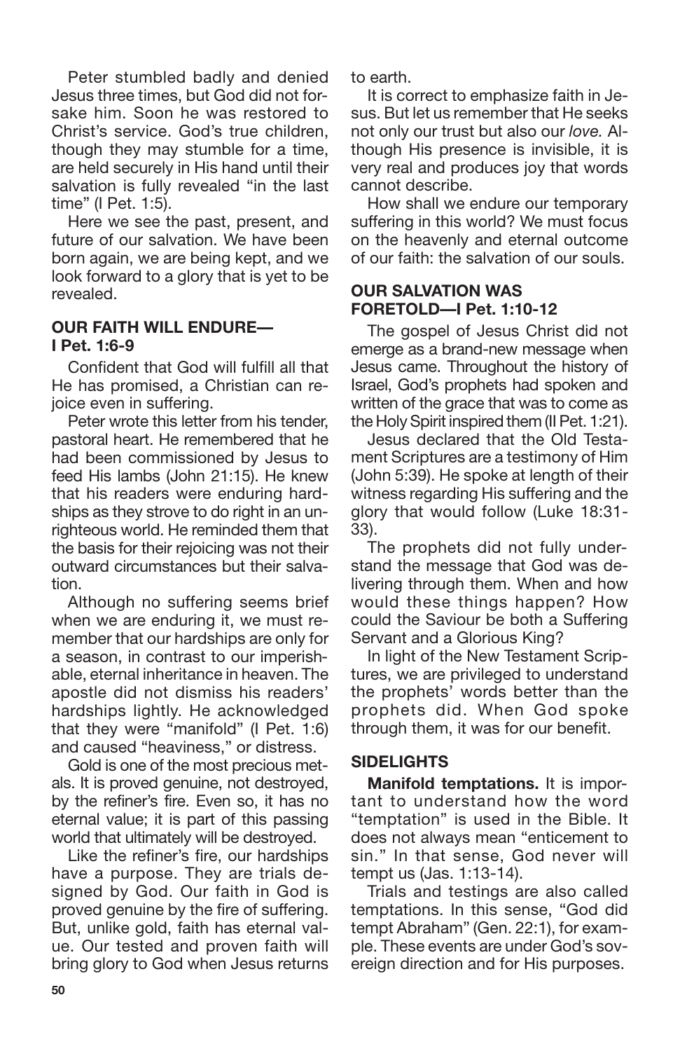Peter stumbled badly and denied Jesus three times, but God did not forsake him. Soon he was restored to Christ's service. God's true children, though they may stumble for a time, are held securely in His hand until their salvation is fully revealed "in the last time" (I Pet. 1:5).

Here we see the past, present, and future of our salvation. We have been born again, we are being kept, and we look forward to a glory that is yet to be revealed.

### OUR FAITH WILL ENDURE—I Pet. 1:6-9

Confident that God will fulfill all that He has promised, a Christian can rejoice even in suffering.

Peter wrote this letter from his tender, pastoral heart. He remembered that he had been commissioned by Jesus to feed His lambs (John 21:15). He knew that his readers were enduring hardships as they strove to do right in an unrighteous world. He reminded them that the basis for their rejoicing was not their outward circumstances but their salvation.

Although no suffering seems brief when we are enduring it, we must remember that our hardships are only for a season, in contrast to our imperishable, eternal inheritance in heaven. The apostle did not dismiss his readers' hardships lightly. He acknowledged that they were "manifold" (I Pet. 1:6) and caused "heaviness," or distress.

Gold is one of the most precious metals. It is proved genuine, not destroyed, by the refiner's fire. Even so, it has no eternal value; it is part of this passing world that ultimately will be destroyed.

Like the refiner's fire, our hardships have a purpose. They are trials designed by God. Our faith in God is proved genuine by the fire of suffering. But, unlike gold, faith has eternal value. Our tested and proven faith will bring glory to God when Jesus returns to earth.

It is correct to emphasize faith in Jesus. But let us remember that He seeks not only our trust but also our *love.* Although His presence is invisible, it is very real and produces joy that words cannot describe.

How shall we endure our temporary suffering in this world? We must focus on the heavenly and eternal outcome of our faith: the salvation of our souls.

### OUR SALVATION WAS FORETOLD—I Pet. 1:10-12

The gospel of Jesus Christ did not emerge as a brand-new message when Jesus came. Throughout the history of Israel, God's prophets had spoken and written of the grace that was to come as the Holy Spirit inspired them (II Pet. 1:21).

Jesus declared that the Old Testament Scriptures are a testimony of Him (John 5:39). He spoke at length of their witness regarding His suffering and the glory that would follow (Luke 18:31-33).

The prophets did not fully understand the message that God was delivering through them. When and how would these things happen? How could the Saviour be both a Suffering Servant and a Glorious King?

In light of the New Testament Scriptures, we are privileged to understand the prophets' words better than the prophets did. When God spoke through them, it was for our benefit.

### SIDELIGHTS

**Manifold temptations.** It is important to understand how the word "temptation" is used in the Bible. It does not always mean "enticement to sin." In that sense, God never will tempt us (Jas. 1:13-14).

Trials and testings are also called temptations. In this sense, "God did tempt Abraham" (Gen. 22:1), for example. These events are under God's sovereign direction and for His purposes.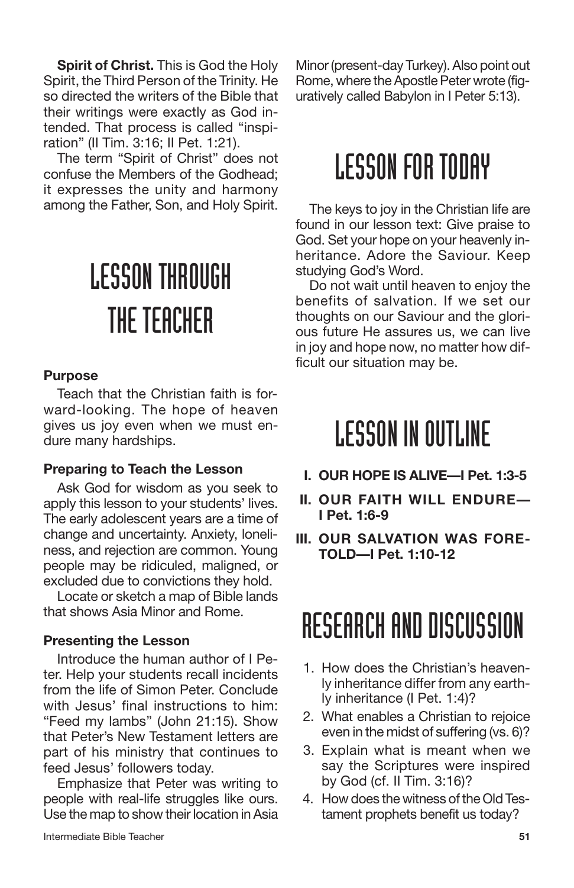**Spirit of Christ.** This is God the Holy Spirit, the Third Person of the Trinity. He so directed the writers of the Bible that their writings were exactly as God intended. That process is called "inspiration" (II Tim. 3:16; II Pet. 1:21).

The term "Spirit of Christ" does not confuse the Members of the Godhead; it expresses the unity and harmony among the Father, Son, and Holy Spirit.

# LESSON THROUGH THE TEACHER

### Purpose

Teach that the Christian faith is forward-looking. The hope of heaven gives us joy even when we must endure many hardships.

### Preparing to Teach the Lesson

Ask God for wisdom as you seek to apply this lesson to your students' lives. The early adolescent years are a time of change and uncertainty. Anxiety, loneliness, and rejection are common. Young people may be ridiculed, maligned, or excluded due to convictions they hold.

Locate or sketch a map of Bible lands that shows Asia Minor and Rome.

### Presenting the Lesson

Introduce the human author of I Peter. Help your students recall incidents from the life of Simon Peter. Conclude with Jesus' final instructions to him: "Feed my lambs" (John 21:15). Show that Peter's New Testament letters are part of his ministry that continues to feed Jesus' followers today.

Emphasize that Peter was writing to people with real-life struggles like ours. Use the map to show their location in Asia Minor (present-day Turkey). Also point out Rome, where the Apostle Peter wrote (figuratively called Babylon in I Peter 5:13).

# LESSON FOR TODAY

The keys to joy in the Christian life are found in our lesson text: Give praise to God. Set your hope on your heavenly inheritance. Adore the Saviour. Keep studying God's Word.

Do not wait until heaven to enjoy the benefits of salvation. If we set our thoughts on our Saviour and the glorious future He assures us, we can live in joy and hope now, no matter how difficult our situation may be.

# LESSON IN OUTLINE

- **I. OUR HOPE IS ALIVE—I Pet. 1:3-5**
- **II. OUR FAITH WILL ENDURE—I Pet. 1:6-9**
- **III. OUR SALVATION WAS FORETOLD—I Pet. 1:10-12**

# RESEARCH AND DISCUSSION

1. How does the Christian's heavenly inheritance differ from any earthly inheritance (I Pet. 1:4)?
2. What enables a Christian to rejoice even in the midst of suffering (vs. 6)?
3. Explain what is meant when we say the Scriptures were inspired by God (cf. II Tim. 3:16)?
4. How does the witness of the Old Testament prophets benefit us today?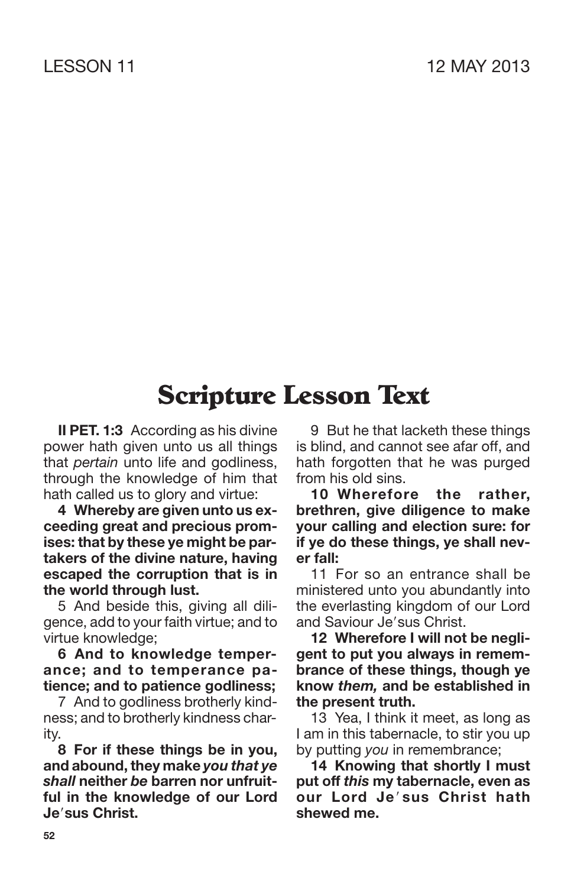LESSON 11 12 MAY 2013

# Scripture Lesson Text

**II PET. 1:3** According as his divine power hath given unto us all things that *pertain* unto life and godliness, through the knowledge of him that hath called us to glory and virtue:

**4 Whereby are given unto us exceeding great and precious promises: that by these ye might be partakers of the divine nature, having escaped the corruption that is in the world through lust.**

5 And beside this, giving all diligence, add to your faith virtue; and to virtue knowledge;

**6 And to knowledge temperance; and to temperance patience; and to patience godliness;**

7 And to godliness brotherly kindness; and to brotherly kindness charity.

**8 For if these things be in you, and abound, they make *you that ye shall* neither *be* barren nor unfruitful in the knowledge of our Lord Je′sus Christ.**

9 But he that lacketh these things is blind, and cannot see afar off, and hath forgotten that he was purged from his old sins.

**10 Wherefore the rather, brethren, give diligence to make your calling and election sure: for if ye do these things, ye shall never fall:**

11 For so an entrance shall be ministered unto you abundantly into the everlasting kingdom of our Lord and Saviour Je′sus Christ.

**12 Wherefore I will not be negligent to put you always in remembrance of these things, though ye know *them,* and be established in the present truth.**

13 Yea, I think it meet, as long as I am in this tabernacle, to stir you up by putting *you* in remembrance;

**14 Knowing that shortly I must put off *this* my tabernacle, even as our Lord Je′sus Christ hath shewed me.**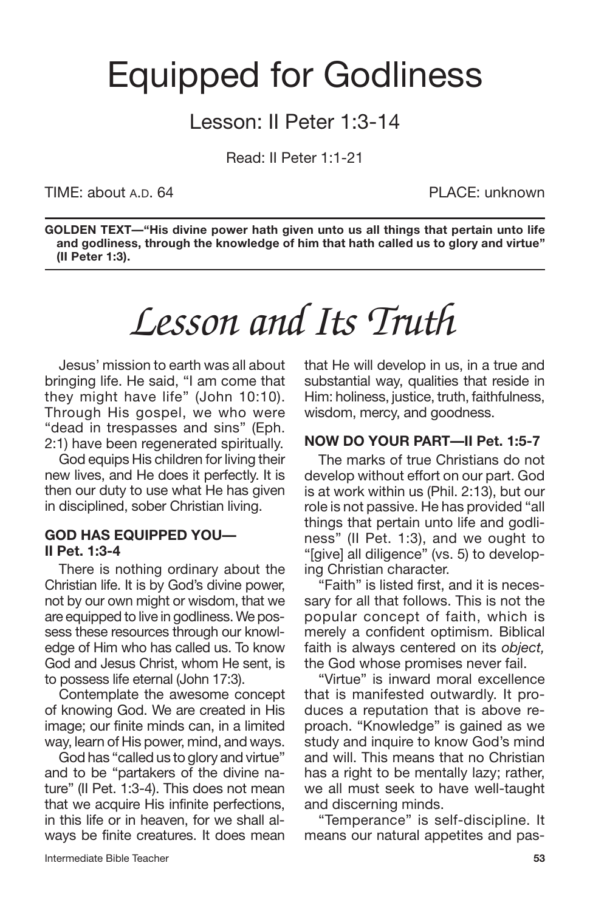# Equipped for Godliness

## Lesson: II Peter 1:3-14

Read: II Peter 1:1-21

TIME: about A.D. 64 PLACE: unknown

**GOLDEN TEXT—"His divine power hath given unto us all things that pertain unto life and godliness, through the knowledge of him that hath called us to glory and virtue" (II Peter 1:3).**

# *Lesson and Its Truth*

Jesus' mission to earth was all about bringing life. He said, "I am come that they might have life" (John 10:10). Through His gospel, we who were "dead in trespasses and sins" (Eph. 2:1) have been regenerated spiritually.

God equips His children for living their new lives, and He does it perfectly. It is then our duty to use what He has given in disciplined, sober Christian living.

### GOD HAS EQUIPPED YOU—II Pet. 1:3-4

There is nothing ordinary about the Christian life. It is by God's divine power, not by our own might or wisdom, that we are equipped to live in godliness. We possess these resources through our knowledge of Him who has called us. To know God and Jesus Christ, whom He sent, is to possess life eternal (John 17:3).

Contemplate the awesome concept of knowing God. We are created in His image; our finite minds can, in a limited way, learn of His power, mind, and ways.

God has "called us to glory and virtue" and to be "partakers of the divine nature" (II Pet. 1:3-4). This does not mean that we acquire His infinite perfections, in this life or in heaven, for we shall always be finite creatures. It does mean that He will develop in us, in a true and substantial way, qualities that reside in Him: holiness, justice, truth, faithfulness, wisdom, mercy, and goodness.

### NOW DO YOUR PART—II Pet. 1:5-7

The marks of true Christians do not develop without effort on our part. God is at work within us (Phil. 2:13), but our role is not passive. He has provided "all things that pertain unto life and godliness" (II Pet. 1:3), and we ought to "[give] all diligence" (vs. 5) to developing Christian character.

"Faith" is listed first, and it is necessary for all that follows. This is not the popular concept of faith, which is merely a confident optimism. Biblical faith is always centered on its *object,* the God whose promises never fail.

"Virtue" is inward moral excellence that is manifested outwardly. It produces a reputation that is above reproach. "Knowledge" is gained as we study and inquire to know God's mind and will. This means that no Christian has a right to be mentally lazy; rather, we all must seek to have well-taught and discerning minds.

"Temperance" is self-discipline. It means our natural appetites and pas-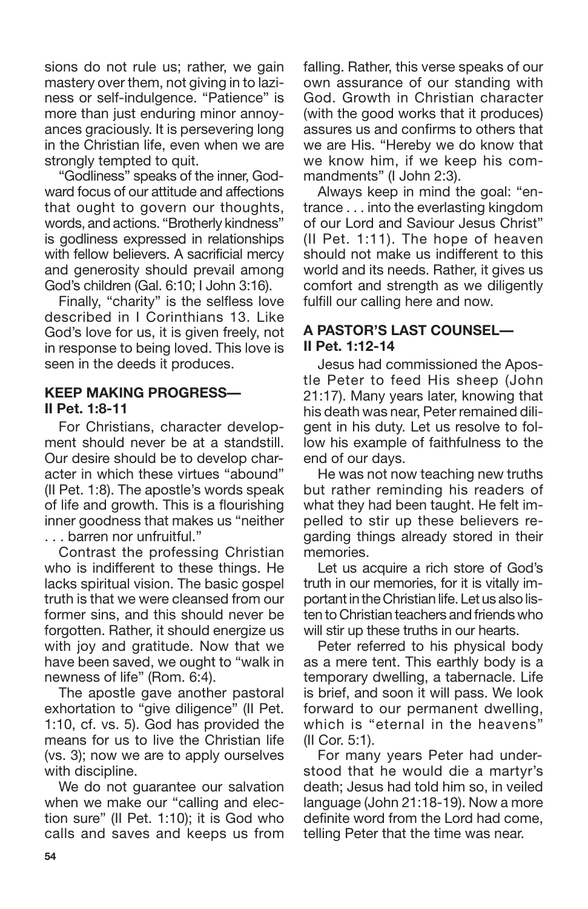sions do not rule us; rather, we gain mastery over them, not giving in to laziness or self-indulgence. "Patience" is more than just enduring minor annoyances graciously. It is persevering long in the Christian life, even when we are strongly tempted to quit.

"Godliness" speaks of the inner, Godward focus of our attitude and affections that ought to govern our thoughts, words, and actions. "Brotherly kindness" is godliness expressed in relationships with fellow believers. A sacrificial mercy and generosity should prevail among God's children (Gal. 6:10; I John 3:16).

Finally, "charity" is the selfless love described in I Corinthians 13. Like God's love for us, it is given freely, not in response to being loved. This love is seen in the deeds it produces.

### KEEP MAKING PROGRESS— II Pet. 1:8-11

For Christians, character development should never be at a standstill. Our desire should be to develop character in which these virtues "abound" (II Pet. 1:8). The apostle's words speak of life and growth. This is a flourishing inner goodness that makes us "neither . . . barren nor unfruitful."

Contrast the professing Christian who is indifferent to these things. He lacks spiritual vision. The basic gospel truth is that we were cleansed from our former sins, and this should never be forgotten. Rather, it should energize us with joy and gratitude. Now that we have been saved, we ought to "walk in newness of life" (Rom. 6:4).

The apostle gave another pastoral exhortation to "give diligence" (II Pet. 1:10, cf. vs. 5). God has provided the means for us to live the Christian life (vs. 3); now we are to apply ourselves with discipline.

We do not guarantee our salvation when we make our "calling and election sure" (II Pet. 1:10); it is God who calls and saves and keeps us from falling. Rather, this verse speaks of our own assurance of our standing with God. Growth in Christian character (with the good works that it produces) assures us and confirms to others that we are His. "Hereby we do know that we know him, if we keep his commandments" (I John 2:3).

Always keep in mind the goal: "entrance . . . into the everlasting kingdom of our Lord and Saviour Jesus Christ" (II Pet. 1:11). The hope of heaven should not make us indifferent to this world and its needs. Rather, it gives us comfort and strength as we diligently fulfill our calling here and now.

### A PASTOR'S LAST COUNSEL— II Pet. 1:12-14

Jesus had commissioned the Apostle Peter to feed His sheep (John 21:17). Many years later, knowing that his death was near, Peter remained diligent in his duty. Let us resolve to follow his example of faithfulness to the end of our days.

He was not now teaching new truths but rather reminding his readers of what they had been taught. He felt impelled to stir up these believers regarding things already stored in their memories.

Let us acquire a rich store of God's truth in our memories, for it is vitally important in the Christian life. Let us also listen to Christian teachers and friends who will stir up these truths in our hearts.

Peter referred to his physical body as a mere tent. This earthly body is a temporary dwelling, a tabernacle. Life is brief, and soon it will pass. We look forward to our permanent dwelling, which is "eternal in the heavens" (II Cor. 5:1).

For many years Peter had understood that he would die a martyr's death; Jesus had told him so, in veiled language (John 21:18-19). Now a more definite word from the Lord had come, telling Peter that the time was near.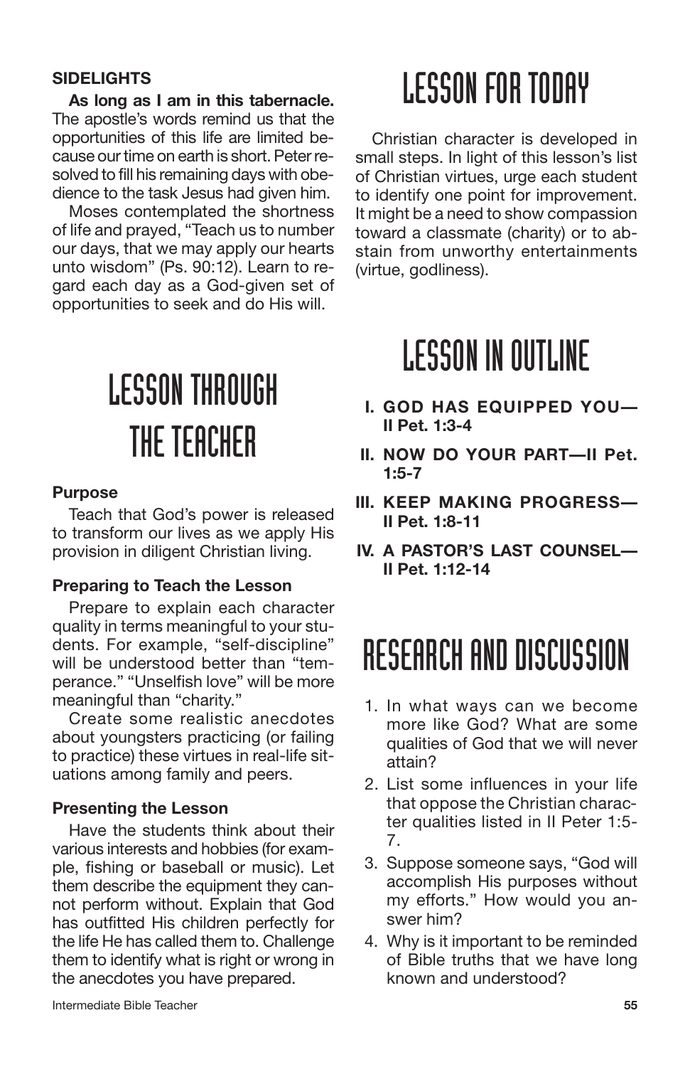### SIDELIGHTS

**As long as I am in this tabernacle.** The apostle's words remind us that the opportunities of this life are limited because our time on earth is short. Peter resolved to fill his remaining days with obedience to the task Jesus had given him.

Moses contemplated the shortness of life and prayed, "Teach us to number our days, that we may apply our hearts unto wisdom" (Ps. 90:12). Learn to regard each day as a God-given set of opportunities to seek and do His will.

# LESSON THROUGH THE TEACHER

### Purpose

Teach that God's power is released to transform our lives as we apply His provision in diligent Christian living.

### Preparing to Teach the Lesson

Prepare to explain each character quality in terms meaningful to your students. For example, "self-discipline" will be understood better than "temperance." "Unselfish love" will be more meaningful than "charity."

Create some realistic anecdotes about youngsters practicing (or failing to practice) these virtues in real-life situations among family and peers.

### Presenting the Lesson

Have the students think about their various interests and hobbies (for example, fishing or baseball or music). Let them describe the equipment they cannot perform without. Explain that God has outfitted His children perfectly for the life He has called them to. Challenge them to identify what is right or wrong in the anecdotes you have prepared.

# LESSON FOR TODAY

Christian character is developed in small steps. In light of this lesson's list of Christian virtues, urge each student to identify one point for improvement. It might be a need to show compassion toward a classmate (charity) or to abstain from unworthy entertainments (virtue, godliness).

# LESSON IN OUTLINE

**I. GOD HAS EQUIPPED YOU—II Pet. 1:3-4**

**II. NOW DO YOUR PART—II Pet. 1:5-7**

**III. KEEP MAKING PROGRESS—II Pet. 1:8-11**

**IV. A PASTOR'S LAST COUNSEL—II Pet. 1:12-14**

# RESEARCH AND DISCUSSION

1. In what ways can we become more like God? What are some qualities of God that we will never attain?
2. List some influences in your life that oppose the Christian character qualities listed in II Peter 1:5-7.
3. Suppose someone says, "God will accomplish His purposes without my efforts." How would you answer him?
4. Why is it important to be reminded of Bible truths that we have long known and understood?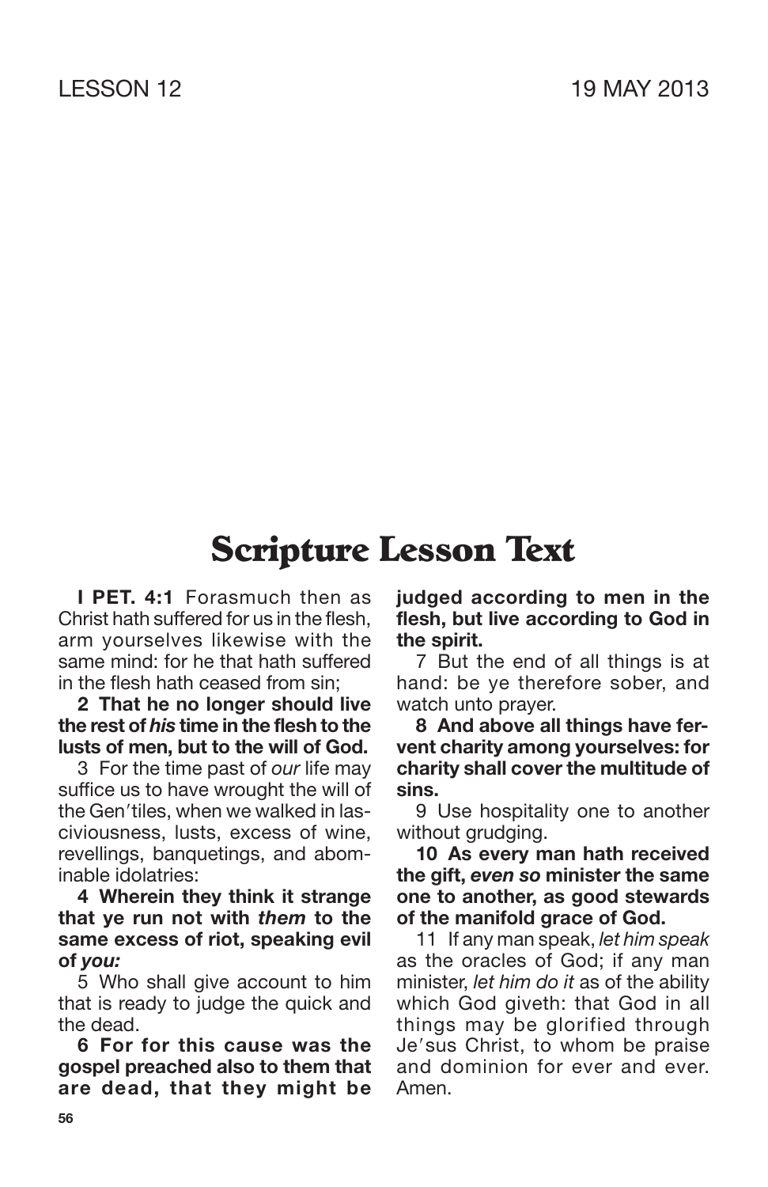LESSON 12 19 MAY 2013

# Scripture Lesson Text

**I PET. 4:1** Forasmuch then as Christ hath suffered for us in the flesh, arm yourselves likewise with the same mind: for he that hath suffered in the flesh hath ceased from sin;

**2 That he no longer should live the rest of *his* time in the flesh to the lusts of men, but to the will of God.**

3 For the time past of *our* life may suffice us to have wrought the will of the Gen′tiles, when we walked in lasciviousness, lusts, excess of wine, revellings, banquetings, and abominable idolatries:

**4 Wherein they think it strange that ye run not with *them* to the same excess of riot, speaking evil of *you:***

5 Who shall give account to him that is ready to judge the quick and the dead.

**6 For for this cause was the gospel preached also to them that are dead, that they might be judged according to men in the flesh, but live according to God in the spirit.**

7 But the end of all things is at hand: be ye therefore sober, and watch unto prayer.

**8 And above all things have fervent charity among yourselves: for charity shall cover the multitude of sins.**

9 Use hospitality one to another without grudging.

**10 As every man hath received the gift, *even so* minister the same one to another, as good stewards of the manifold grace of God.**

11 If any man speak, *let him speak* as the oracles of God; if any man minister, *let him do it* as of the ability which God giveth: that God in all things may be glorified through Je′sus Christ, to whom be praise and dominion for ever and ever. Amen.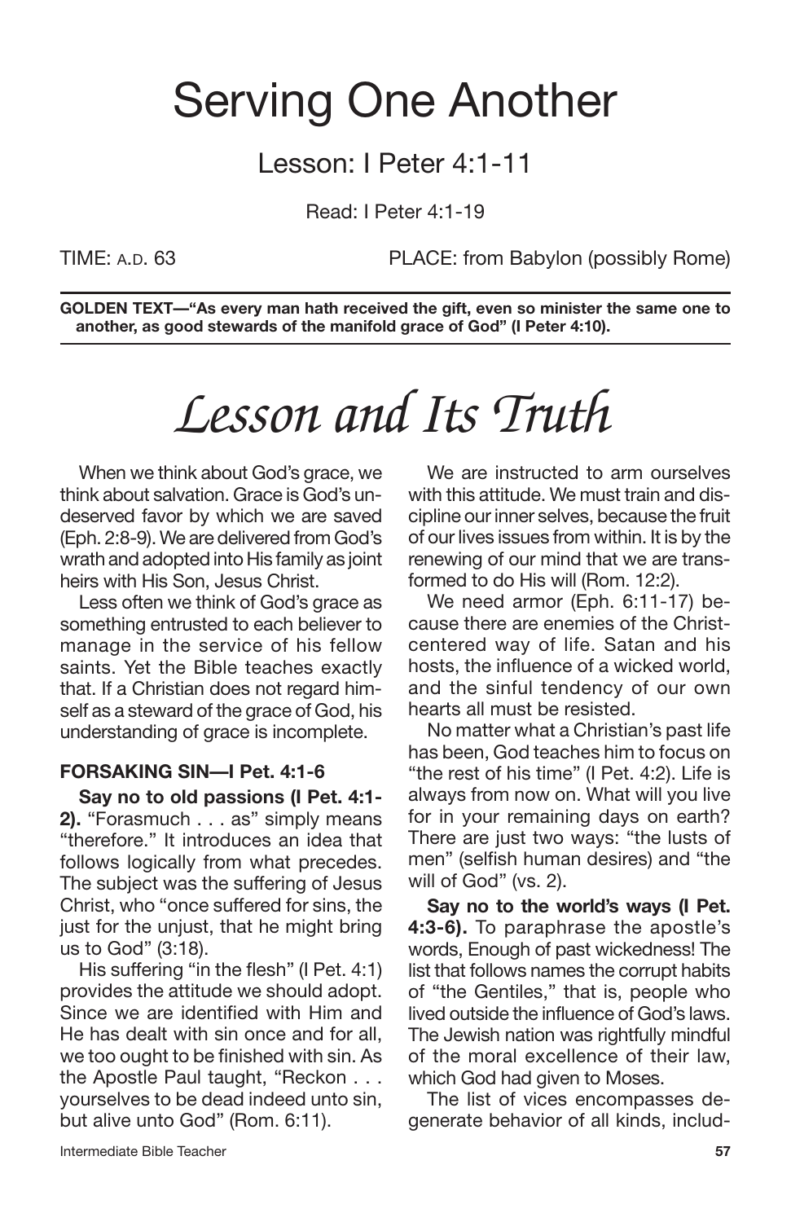# Serving One Another

## Lesson: I Peter 4:1-11

Read: I Peter 4:1-19

TIME: A.D. 63 PLACE: from Babylon (possibly Rome)

**GOLDEN TEXT—"As every man hath received the gift, even so minister the same one to another, as good stewards of the manifold grace of God" (I Peter 4:10).**

# *Lesson and Its Truth*

When we think about God's grace, we think about salvation. Grace is God's undeserved favor by which we are saved (Eph. 2:8-9). We are delivered from God's wrath and adopted into His family as joint heirs with His Son, Jesus Christ.

Less often we think of God's grace as something entrusted to each believer to manage in the service of his fellow saints. Yet the Bible teaches exactly that. If a Christian does not regard himself as a steward of the grace of God, his understanding of grace is incomplete.

### FORSAKING SIN—I Pet. 4:1-6

**Say no to old passions (I Pet. 4:1-2).** "Forasmuch . . . as" simply means "therefore." It introduces an idea that follows logically from what precedes. The subject was the suffering of Jesus Christ, who "once suffered for sins, the just for the unjust, that he might bring us to God" (3:18).

His suffering "in the flesh" (I Pet. 4:1) provides the attitude we should adopt. Since we are identified with Him and He has dealt with sin once and for all, we too ought to be finished with sin. As the Apostle Paul taught, "Reckon . . . yourselves to be dead indeed unto sin, but alive unto God" (Rom. 6:11).

We are instructed to arm ourselves with this attitude. We must train and discipline our inner selves, because the fruit of our lives issues from within. It is by the renewing of our mind that we are transformed to do His will (Rom. 12:2).

We need armor (Eph. 6:11-17) because there are enemies of the Christ-centered way of life. Satan and his hosts, the influence of a wicked world, and the sinful tendency of our own hearts all must be resisted.

No matter what a Christian's past life has been, God teaches him to focus on "the rest of his time" (I Pet. 4:2). Life is always from now on. What will you live for in your remaining days on earth? There are just two ways: "the lusts of men" (selfish human desires) and "the will of God" (vs. 2).

**Say no to the world's ways (I Pet. 4:3-6).** To paraphrase the apostle's words, Enough of past wickedness! The list that follows names the corrupt habits of "the Gentiles," that is, people who lived outside the influence of God's laws. The Jewish nation was rightfully mindful of the moral excellence of their law, which God had given to Moses.

The list of vices encompasses degenerate behavior of all kinds, includ-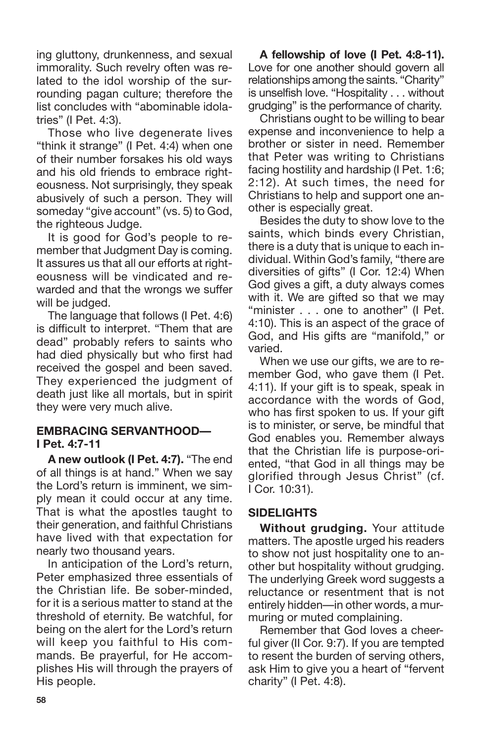ing gluttony, drunkenness, and sexual immorality. Such revelry often was related to the idol worship of the surrounding pagan culture; therefore the list concludes with "abominable idolatries" (I Pet. 4:3).

Those who live degenerate lives "think it strange" (I Pet. 4:4) when one of their number forsakes his old ways and his old friends to embrace righteousness. Not surprisingly, they speak abusively of such a person. They will someday "give account" (vs. 5) to God, the righteous Judge.

It is good for God's people to remember that Judgment Day is coming. It assures us that all our efforts at righteousness will be vindicated and rewarded and that the wrongs we suffer will be judged.

The language that follows (I Pet. 4:6) is difficult to interpret. "Them that are dead" probably refers to saints who had died physically but who first had received the gospel and been saved. They experienced the judgment of death just like all mortals, but in spirit they were very much alive.

### EMBRACING SERVANTHOOD— I Pet. 4:7-11

**A new outlook (I Pet. 4:7).** "The end of all things is at hand." When we say the Lord's return is imminent, we simply mean it could occur at any time. That is what the apostles taught to their generation, and faithful Christians have lived with that expectation for nearly two thousand years.

In anticipation of the Lord's return, Peter emphasized three essentials of the Christian life. Be sober-minded, for it is a serious matter to stand at the threshold of eternity. Be watchful, for being on the alert for the Lord's return will keep you faithful to His commands. Be prayerful, for He accomplishes His will through the prayers of His people.

**A fellowship of love (I Pet. 4:8-11).** Love for one another should govern all relationships among the saints. "Charity" is unselfish love. "Hospitality . . . without grudging" is the performance of charity.

Christians ought to be willing to bear expense and inconvenience to help a brother or sister in need. Remember that Peter was writing to Christians facing hostility and hardship (I Pet. 1:6; 2:12). At such times, the need for Christians to help and support one another is especially great.

Besides the duty to show love to the saints, which binds every Christian, there is a duty that is unique to each individual. Within God's family, "there are diversities of gifts" (I Cor. 12:4) When God gives a gift, a duty always comes with it. We are gifted so that we may "minister . . . one to another" (I Pet. 4:10). This is an aspect of the grace of God, and His gifts are "manifold," or varied.

When we use our gifts, we are to remember God, who gave them (I Pet. 4:11). If your gift is to speak, speak in accordance with the words of God, who has first spoken to us. If your gift is to minister, or serve, be mindful that God enables you. Remember always that the Christian life is purpose-oriented, "that God in all things may be glorified through Jesus Christ" (cf. I Cor. 10:31).

### SIDELIGHTS

**Without grudging.** Your attitude matters. The apostle urged his readers to show not just hospitality one to another but hospitality without grudging. The underlying Greek word suggests a reluctance or resentment that is not entirely hidden—in other words, a murmuring or muted complaining.

Remember that God loves a cheerful giver (II Cor. 9:7). If you are tempted to resent the burden of serving others, ask Him to give you a heart of "fervent charity" (I Pet. 4:8).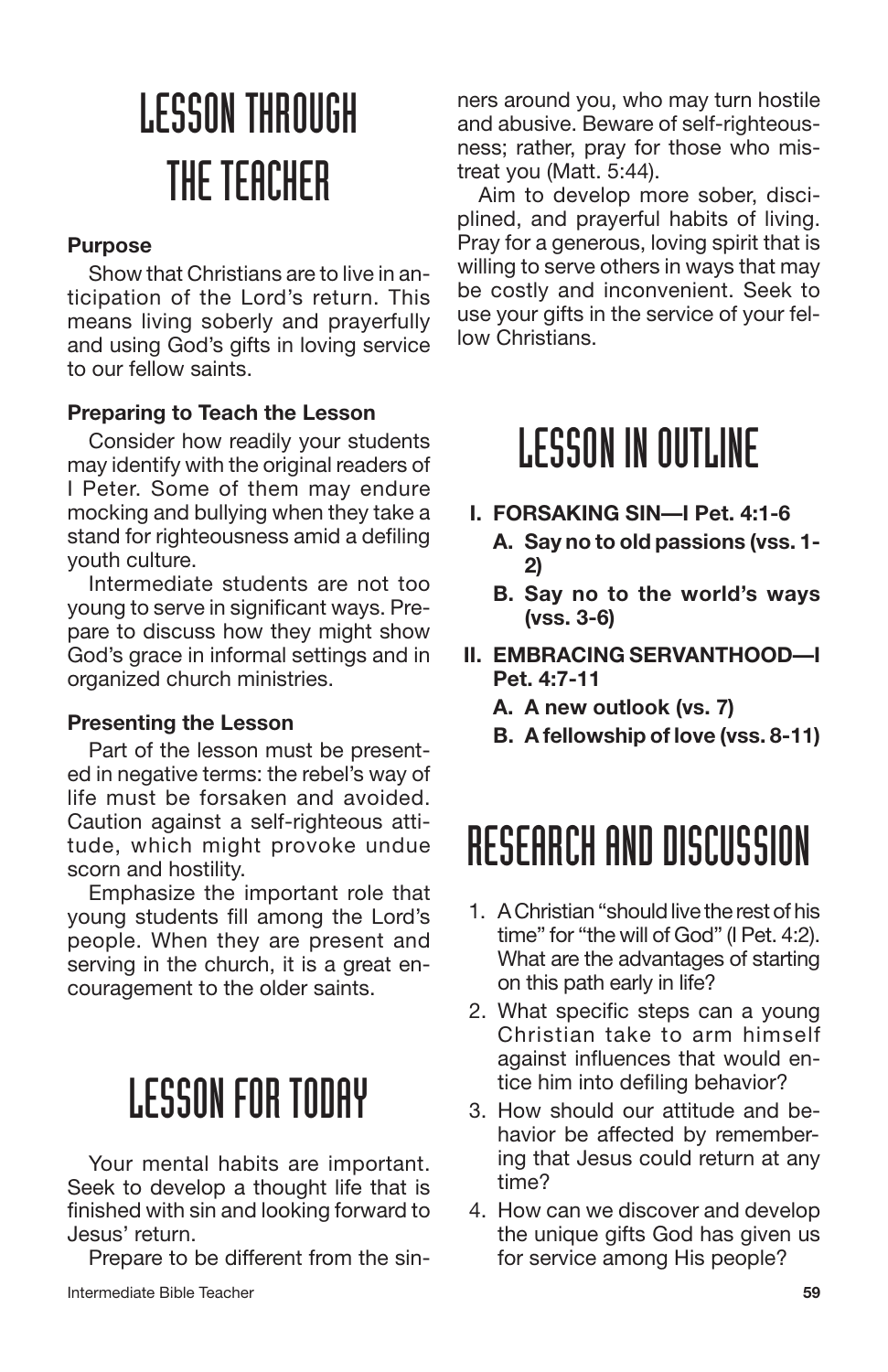# LESSON THROUGH THE TEACHER

### Purpose

Show that Christians are to live in anticipation of the Lord's return. This means living soberly and prayerfully and using God's gifts in loving service to our fellow saints.

### Preparing to Teach the Lesson

Consider how readily your students may identify with the original readers of I Peter. Some of them may endure mocking and bullying when they take a stand for righteousness amid a defiling youth culture.

Intermediate students are not too young to serve in significant ways. Prepare to discuss how they might show God's grace in informal settings and in organized church ministries.

### Presenting the Lesson

Part of the lesson must be presented in negative terms: the rebel's way of life must be forsaken and avoided. Caution against a self-righteous attitude, which might provoke undue scorn and hostility.

Emphasize the important role that young students fill among the Lord's people. When they are present and serving in the church, it is a great encouragement to the older saints.

# LESSON FOR TODAY

Your mental habits are important. Seek to develop a thought life that is finished with sin and looking forward to Jesus' return.

Prepare to be different from the sinners around you, who may turn hostile and abusive. Beware of self-righteousness; rather, pray for those who mistreat you (Matt. 5:44).

Aim to develop more sober, disciplined, and prayerful habits of living. Pray for a generous, loving spirit that is willing to serve others in ways that may be costly and inconvenient. Seek to use your gifts in the service of your fellow Christians.

# LESSON IN OUTLINE

- **I. FORSAKING SIN—I Pet. 4:1-6**
  - **A. Say no to old passions (vss. 1-2)**
  - **B. Say no to the world's ways (vss. 3-6)**
- **II. EMBRACING SERVANTHOOD—I Pet. 4:7-11**
  - **A. A new outlook (vs. 7)**
  - **B. A fellowship of love (vss. 8-11)**

# RESEARCH AND DISCUSSION

1. A Christian "should live the rest of his time" for "the will of God" (I Pet. 4:2). What are the advantages of starting on this path early in life?
2. What specific steps can a young Christian take to arm himself against influences that would entice him into defiling behavior?
3. How should our attitude and behavior be affected by remembering that Jesus could return at any time?
4. How can we discover and develop the unique gifts God has given us for service among His people?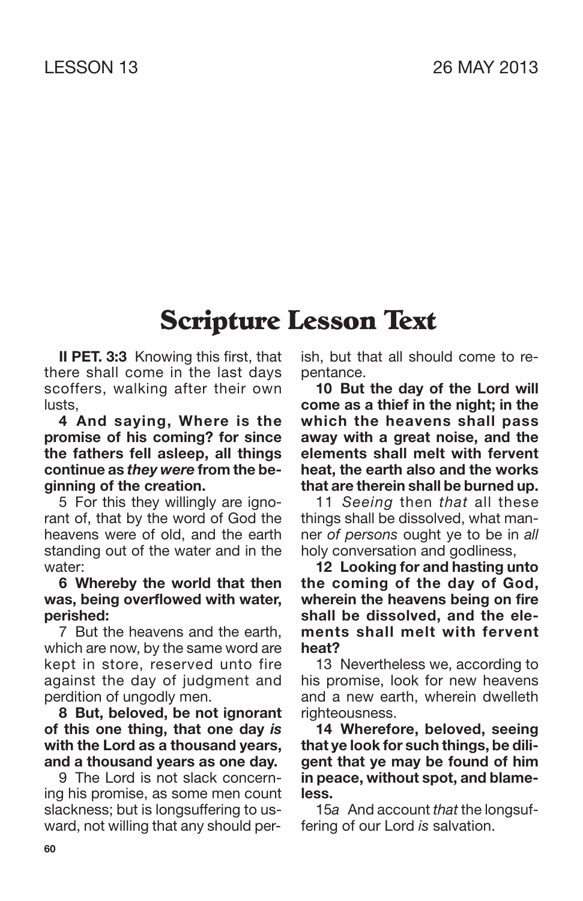# Scripture Lesson Text

**II PET. 3:3** Knowing this first, that there shall come in the last days scoffers, walking after their own lusts,

**4 And saying, Where is the promise of his coming? for since the fathers fell asleep, all things continue as *they were* from the beginning of the creation.**

5 For this they willingly are ignorant of, that by the word of God the heavens were of old, and the earth standing out of the water and in the water:

**6 Whereby the world that then was, being overflowed with water, perished:**

7 But the heavens and the earth, which are now, by the same word are kept in store, reserved unto fire against the day of judgment and perdition of ungodly men.

**8 But, beloved, be not ignorant of this one thing, that one day *is* with the Lord as a thousand years, and a thousand years as one day.**

9 The Lord is not slack concerning his promise, as some men count slackness; but is longsuffering to us-ward, not willing that any should perish, but that all should come to repentance.

**10 But the day of the Lord will come as a thief in the night; in the which the heavens shall pass away with a great noise, and the elements shall melt with fervent heat, the earth also and the works that are therein shall be burned up.**

11 *Seeing* then *that* all these things shall be dissolved, what manner *of persons* ought ye to be in *all* holy conversation and godliness,

**12 Looking for and hasting unto the coming of the day of God, wherein the heavens being on fire shall be dissolved, and the elements shall melt with fervent heat?**

13 Nevertheless we, according to his promise, look for new heavens and a new earth, wherein dwelleth righteousness.

**14 Wherefore, beloved, seeing that ye look for such things, be diligent that ye may be found of him in peace, without spot, and blameless.**

15*a* And account *that* the longsuffering of our Lord *is* salvation.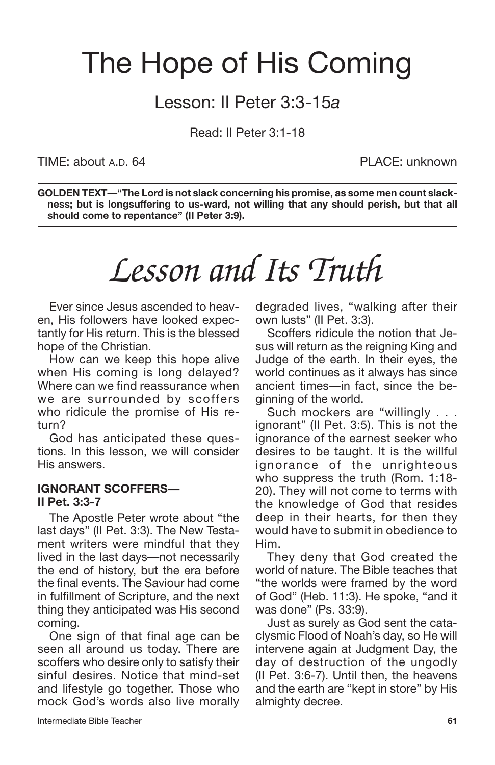# The Hope of His Coming

## Lesson: II Peter 3:3-15*a*

Read: II Peter 3:1-18

TIME: about A.D. 64 PLACE: unknown

**GOLDEN TEXT—"The Lord is not slack concerning his promise, as some men count slackness; but is longsuffering to us-ward, not willing that any should perish, but that all should come to repentance" (II Peter 3:9).**

# *Lesson and Its Truth*

Ever since Jesus ascended to heaven, His followers have looked expectantly for His return. This is the blessed hope of the Christian.

How can we keep this hope alive when His coming is long delayed? Where can we find reassurance when we are surrounded by scoffers who ridicule the promise of His return?

God has anticipated these questions. In this lesson, we will consider His answers.

### IGNORANT SCOFFERS—II Pet. 3:3-7

The Apostle Peter wrote about "the last days" (II Pet. 3:3). The New Testament writers were mindful that they lived in the last days—not necessarily the end of history, but the era before the final events. The Saviour had come in fulfillment of Scripture, and the next thing they anticipated was His second coming.

One sign of that final age can be seen all around us today. There are scoffers who desire only to satisfy their sinful desires. Notice that mind-set and lifestyle go together. Those who mock God's words also live morally degraded lives, "walking after their own lusts" (II Pet. 3:3).

Scoffers ridicule the notion that Jesus will return as the reigning King and Judge of the earth. In their eyes, the world continues as it always has since ancient times—in fact, since the beginning of the world.

Such mockers are "willingly . . . ignorant" (II Pet. 3:5). This is not the ignorance of the earnest seeker who desires to be taught. It is the willful ignorance of the unrighteous who suppress the truth (Rom. 1:18-20). They will not come to terms with the knowledge of God that resides deep in their hearts, for then they would have to submit in obedience to Him.

They deny that God created the world of nature. The Bible teaches that "the worlds were framed by the word of God" (Heb. 11:3). He spoke, "and it was done" (Ps. 33:9).

Just as surely as God sent the cataclysmic Flood of Noah's day, so He will intervene again at Judgment Day, the day of destruction of the ungodly (II Pet. 3:6-7). Until then, the heavens and the earth are "kept in store" by His almighty decree.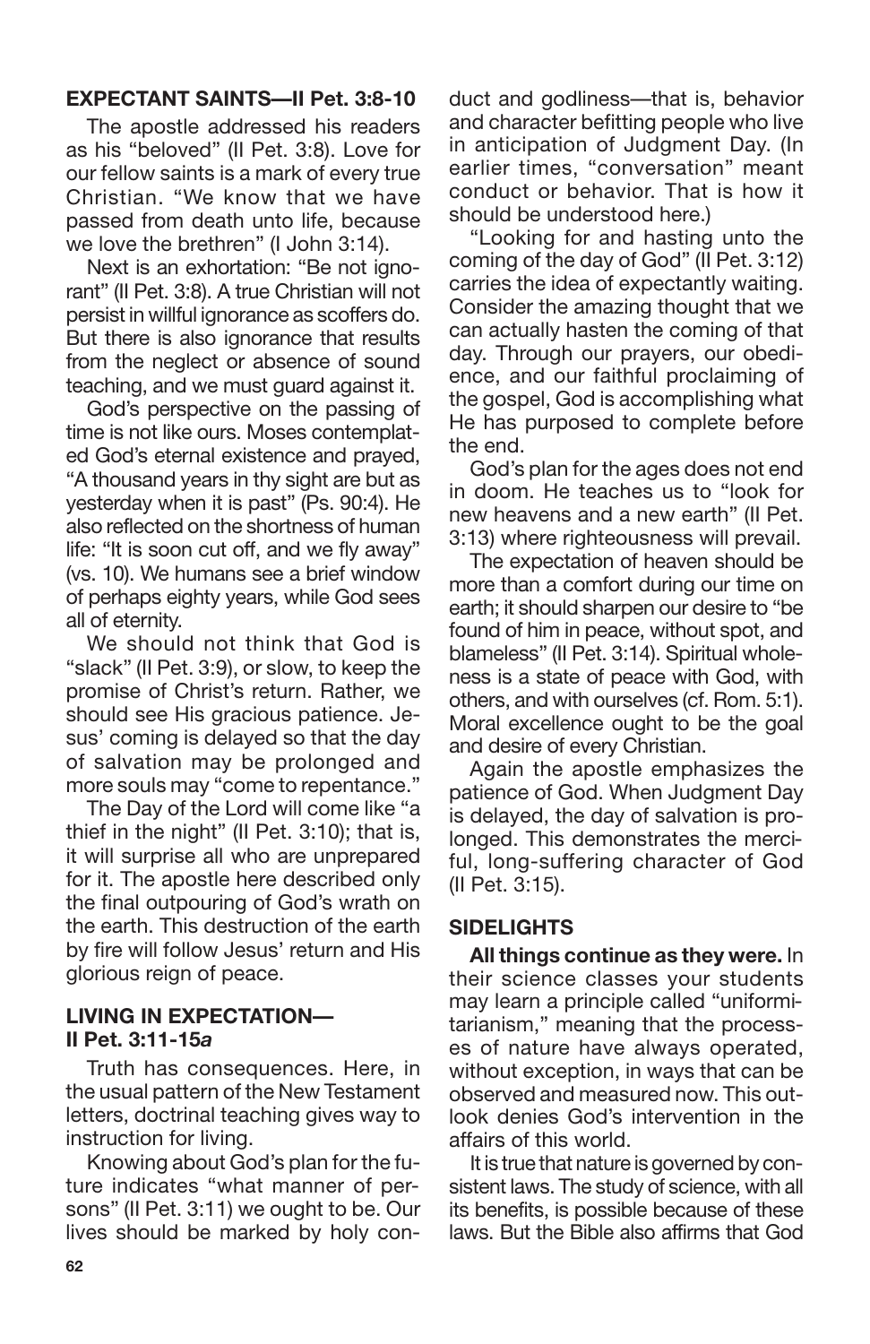## EXPECTANT SAINTS—II Pet. 3:8-10

The apostle addressed his readers as his "beloved" (II Pet. 3:8). Love for our fellow saints is a mark of every true Christian. "We know that we have passed from death unto life, because we love the brethren" (I John 3:14).

Next is an exhortation: "Be not ignorant" (II Pet. 3:8). A true Christian will not persist in willful ignorance as scoffers do. But there is also ignorance that results from the neglect or absence of sound teaching, and we must guard against it.

God's perspective on the passing of time is not like ours. Moses contemplated God's eternal existence and prayed, "A thousand years in thy sight are but as yesterday when it is past" (Ps. 90:4). He also reflected on the shortness of human life: "It is soon cut off, and we fly away" (vs. 10). We humans see a brief window of perhaps eighty years, while God sees all of eternity.

We should not think that God is "slack" (II Pet. 3:9), or slow, to keep the promise of Christ's return. Rather, we should see His gracious patience. Jesus' coming is delayed so that the day of salvation may be prolonged and more souls may "come to repentance."

The Day of the Lord will come like "a thief in the night" (II Pet. 3:10); that is, it will surprise all who are unprepared for it. The apostle here described only the final outpouring of God's wrath on the earth. This destruction of the earth by fire will follow Jesus' return and His glorious reign of peace.

## LIVING IN EXPECTATION—II Pet. 3:11-15*a*

Truth has consequences. Here, in the usual pattern of the New Testament letters, doctrinal teaching gives way to instruction for living.

Knowing about God's plan for the future indicates "what manner of persons" (II Pet. 3:11) we ought to be. Our lives should be marked by holy conduct and godliness—that is, behavior and character befitting people who live in anticipation of Judgment Day. (In earlier times, "conversation" meant conduct or behavior. That is how it should be understood here.)

"Looking for and hasting unto the coming of the day of God" (II Pet. 3:12) carries the idea of expectantly waiting. Consider the amazing thought that we can actually hasten the coming of that day. Through our prayers, our obedience, and our faithful proclaiming of the gospel, God is accomplishing what He has purposed to complete before the end.

God's plan for the ages does not end in doom. He teaches us to "look for new heavens and a new earth" (II Pet. 3:13) where righteousness will prevail.

The expectation of heaven should be more than a comfort during our time on earth; it should sharpen our desire to "be found of him in peace, without spot, and blameless" (II Pet. 3:14). Spiritual wholeness is a state of peace with God, with others, and with ourselves (cf. Rom. 5:1). Moral excellence ought to be the goal and desire of every Christian.

Again the apostle emphasizes the patience of God. When Judgment Day is delayed, the day of salvation is prolonged. This demonstrates the merciful, long-suffering character of God (II Pet. 3:15).

## SIDELIGHTS

**All things continue as they were.** In their science classes your students may learn a principle called "uniformitarianism," meaning that the processes of nature have always operated, without exception, in ways that can be observed and measured now. This outlook denies God's intervention in the affairs of this world.

It is true that nature is governed by consistent laws. The study of science, with all its benefits, is possible because of these laws. But the Bible also affirms that God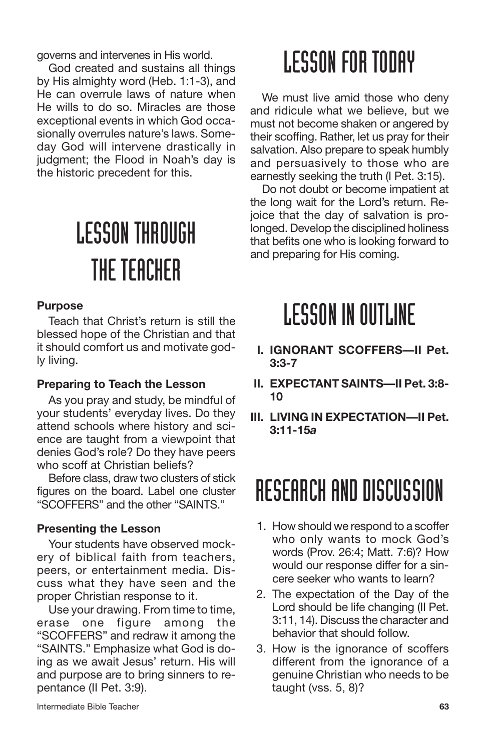governs and intervenes in His world.

God created and sustains all things by His almighty word (Heb. 1:1-3), and He can overrule laws of nature when He wills to do so. Miracles are those exceptional events in which God occasionally overrules nature's laws. Someday God will intervene drastically in judgment; the Flood in Noah's day is the historic precedent for this.

# LESSON THROUGH THE TEACHER

### Purpose

Teach that Christ's return is still the blessed hope of the Christian and that it should comfort us and motivate godly living.

### Preparing to Teach the Lesson

As you pray and study, be mindful of your students' everyday lives. Do they attend schools where history and science are taught from a viewpoint that denies God's role? Do they have peers who scoff at Christian beliefs?

Before class, draw two clusters of stick figures on the board. Label one cluster "SCOFFERS" and the other "SAINTS."

### Presenting the Lesson

Your students have observed mockery of biblical faith from teachers, peers, or entertainment media. Discuss what they have seen and the proper Christian response to it.

Use your drawing. From time to time, erase one figure among the "SCOFFERS" and redraw it among the "SAINTS." Emphasize what God is doing as we await Jesus' return. His will and purpose are to bring sinners to repentance (II Pet. 3:9).

# LESSON FOR TODAY

We must live amid those who deny and ridicule what we believe, but we must not become shaken or angered by their scoffing. Rather, let us pray for their salvation. Also prepare to speak humbly and persuasively to those who are earnestly seeking the truth (I Pet. 3:15).

Do not doubt or become impatient at the long wait for the Lord's return. Rejoice that the day of salvation is prolonged. Develop the disciplined holiness that befits one who is looking forward to and preparing for His coming.

# LESSON IN OUTLINE

- **I. IGNORANT SCOFFERS—II Pet. 3:3-7**
- **II. EXPECTANT SAINTS—II Pet. 3:8-10**
- **III. LIVING IN EXPECTATION—II Pet. 3:11-15*a***

# RESEARCH AND DISCUSSION

1. How should we respond to a scoffer who only wants to mock God's words (Prov. 26:4; Matt. 7:6)? How would our response differ for a sincere seeker who wants to learn?
2. The expectation of the Day of the Lord should be life changing (II Pet. 3:11, 14). Discuss the character and behavior that should follow.
3. How is the ignorance of scoffers different from the ignorance of a genuine Christian who needs to be taught (vss. 5, 8)?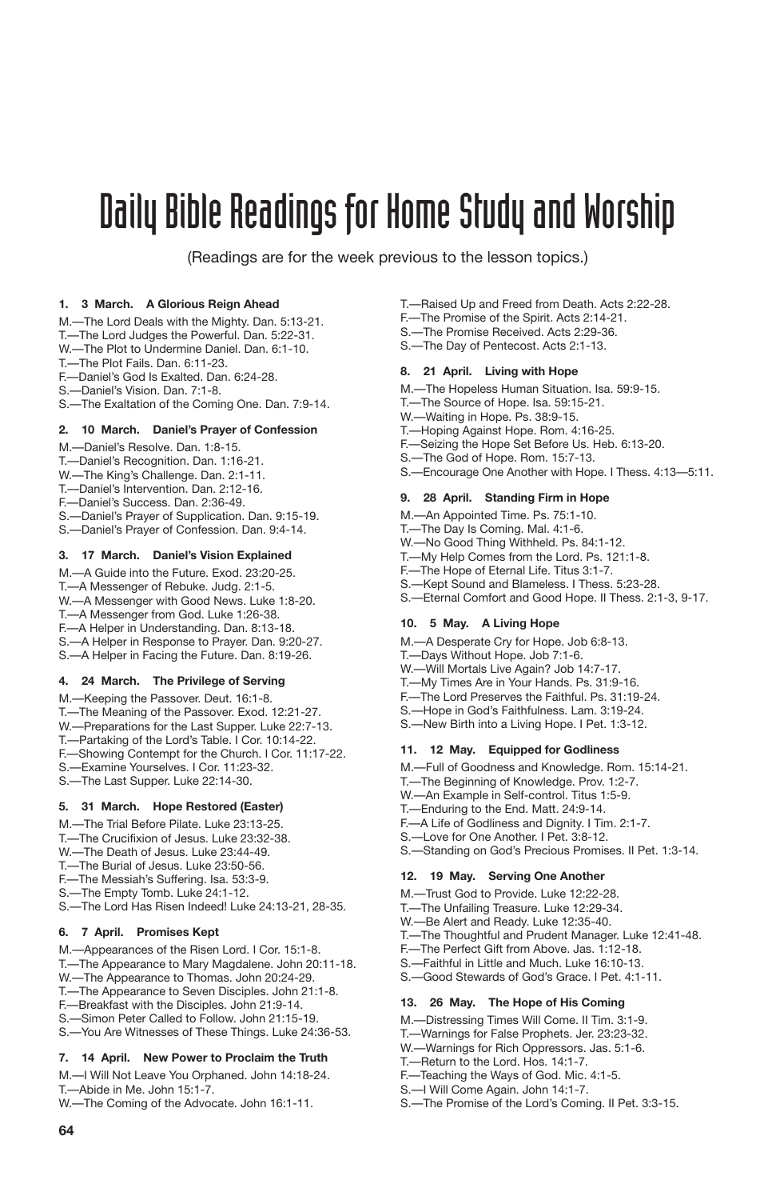# Daily Bible Readings for Home Study and Worship

(Readings are for the week previous to the lesson topics.)

**1. 3 March. A Glorious Reign Ahead**

M.—The Lord Deals with the Mighty. Dan. 5:13-21.
T.—The Lord Judges the Powerful. Dan. 5:22-31.
W.—The Plot to Undermine Daniel. Dan. 6:1-10.
T.—The Plot Fails. Dan. 6:11-23.
F.—Daniel's God Is Exalted. Dan. 6:24-28.
S.—Daniel's Vision. Dan. 7:1-8.
S.—The Exaltation of the Coming One. Dan. 7:9-14.

**2. 10 March. Daniel's Prayer of Confession**

M.—Daniel's Resolve. Dan. 1:8-15.
T.—Daniel's Recognition. Dan. 1:16-21.
W.—The King's Challenge. Dan. 2:1-11.
T.—Daniel's Intervention. Dan. 2:12-16.
F.—Daniel's Success. Dan. 2:36-49.
S.—Daniel's Prayer of Supplication. Dan. 9:15-19.
S.—Daniel's Prayer of Confession. Dan. 9:4-14.

**3. 17 March. Daniel's Vision Explained**

M.—A Guide into the Future. Exod. 23:20-25.
T.—A Messenger of Rebuke. Judg. 2:1-5.
W.—A Messenger with Good News. Luke 1:8-20.
T.—A Messenger from God. Luke 1:26-38.
F.—A Helper in Understanding. Dan. 8:13-18.
S.—A Helper in Response to Prayer. Dan. 9:20-27.
S.—A Helper in Facing the Future. Dan. 8:19-26.

**4. 24 March. The Privilege of Serving**

M.—Keeping the Passover. Deut. 16:1-8.
T.—The Meaning of the Passover. Exod. 12:21-27.
W.—Preparations for the Last Supper. Luke 22:7-13.
T.—Partaking of the Lord's Table. I Cor. 10:14-22.
F.—Showing Contempt for the Church. I Cor. 11:17-22.
S.—Examine Yourselves. I Cor. 11:23-32.
S.—The Last Supper. Luke 22:14-30.

**5. 31 March. Hope Restored (Easter)**

M.—The Trial Before Pilate. Luke 23:13-25.
T.—The Crucifixion of Jesus. Luke 23:32-38.
W.—The Death of Jesus. Luke 23:44-49.
T.—The Burial of Jesus. Luke 23:50-56.
F.—The Messiah's Suffering. Isa. 53:3-9.
S.—The Empty Tomb. Luke 24:1-12.
S.—The Lord Has Risen Indeed! Luke 24:13-21, 28-35.

**6. 7 April. Promises Kept**

M.—Appearances of the Risen Lord. I Cor. 15:1-8.
T.—The Appearance to Mary Magdalene. John 20:11-18.
W.—The Appearance to Thomas. John 20:24-29.
T.—The Appearance to Seven Disciples. John 21:1-8.
F.—Breakfast with the Disciples. John 21:9-14.
S.—Simon Peter Called to Follow. John 21:15-19.
S.—You Are Witnesses of These Things. Luke 24:36-53.

**7. 14 April. New Power to Proclaim the Truth**

M.—I Will Not Leave You Orphaned. John 14:18-24.
T.—Abide in Me. John 15:1-7.
W.—The Coming of the Advocate. John 16:1-11.
T.—Raised Up and Freed from Death. Acts 2:22-28.
F.—The Promise of the Spirit. Acts 2:14-21.
S.—The Promise Received. Acts 2:29-36.
S.—The Day of Pentecost. Acts 2:1-13.

**8. 21 April. Living with Hope**

M.—The Hopeless Human Situation. Isa. 59:9-15.
T.—The Source of Hope. Isa. 59:15-21.
W.—Waiting in Hope. Ps. 38:9-15.
T.—Hoping Against Hope. Rom. 4:16-25.
F.—Seizing the Hope Set Before Us. Heb. 6:13-20.
S.—The God of Hope. Rom. 15:7-13.
S.—Encourage One Another with Hope. I Thess. 4:13—5:11.

**9. 28 April. Standing Firm in Hope**

M.—An Appointed Time. Ps. 75:1-10.
T.—The Day Is Coming. Mal. 4:1-6.
W.—No Good Thing Withheld. Ps. 84:1-12.
T.—My Help Comes from the Lord. Ps. 121:1-8.
F.—The Hope of Eternal Life. Titus 3:1-7.
S.—Kept Sound and Blameless. I Thess. 5:23-28.
S.—Eternal Comfort and Good Hope. II Thess. 2:1-3, 9-17.

**10. 5 May. A Living Hope**

M.—A Desperate Cry for Hope. Job 6:8-13.
T.—Days Without Hope. Job 7:1-6.
W.—Will Mortals Live Again? Job 14:7-17.
T.—My Times Are in Your Hands. Ps. 31:9-16.
F.—The Lord Preserves the Faithful. Ps. 31:19-24.
S.—Hope in God's Faithfulness. Lam. 3:19-24.
S.—New Birth into a Living Hope. I Pet. 1:3-12.

**11. 12 May. Equipped for Godliness**

M.—Full of Goodness and Knowledge. Rom. 15:14-21.
T.—The Beginning of Knowledge. Prov. 1:2-7.
W.—An Example in Self-control. Titus 1:5-9.
T.—Enduring to the End. Matt. 24:9-14.
F.—A Life of Godliness and Dignity. I Tim. 2:1-7.
S.—Love for One Another. I Pet. 3:8-12.
S.—Standing on God's Precious Promises. II Pet. 1:3-14.

**12. 19 May. Serving One Another**

M.—Trust God to Provide. Luke 12:22-28.
T.—The Unfailing Treasure. Luke 12:29-34.
W.—Be Alert and Ready. Luke 12:35-40.
T.—The Thoughtful and Prudent Manager. Luke 12:41-48.
F.—The Perfect Gift from Above. Jas. 1:12-18.
S.—Faithful in Little and Much. Luke 16:10-13.
S.—Good Stewards of God's Grace. I Pet. 4:1-11.

**13. 26 May. The Hope of His Coming**

M.—Distressing Times Will Come. II Tim. 3:1-9.
T.—Warnings for False Prophets. Jer. 23:23-32.
W.—Warnings for Rich Oppressors. Jas. 5:1-6.
T.—Return to the Lord. Hos. 14:1-7.
F.—Teaching the Ways of God. Mic. 4:1-5.
S.—I Will Come Again. John 14:1-7.
S.—The Promise of the Lord's Coming. II Pet. 3:3-15.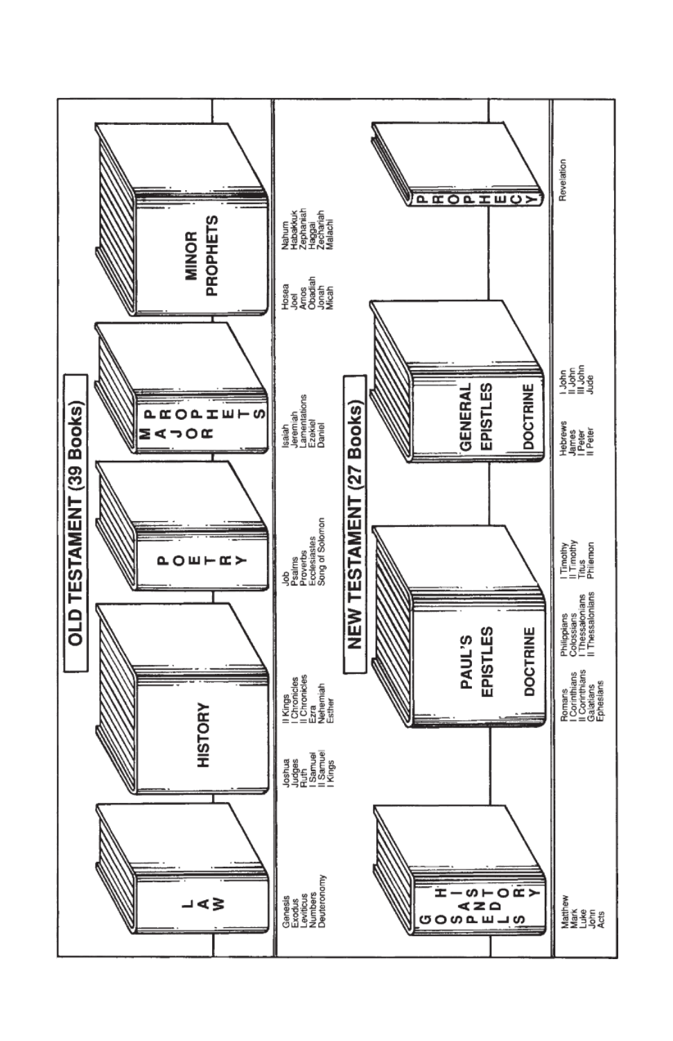# OLD TESTAMENT (39 Books)

**LAW**

Genesis
Exodus
Leviticus
Numbers
Deuteronomy

**HISTORY**

Joshua
Judges
Ruth
I Samuel
II Samuel
I Kings
II Kings
I Chronicles
II Chronicles
Ezra
Nehemiah
Esther

**POETRY**

Job
Psalms
Proverbs
Ecclesiastes
Song of Solomon

**MAJOR PROPHETS**

Isaiah
Jeremiah
Lamentations
Ezekiel
Daniel

**MINOR PROPHETS**

Hosea
Joel
Amos
Obadiah
Jonah
Micah
Nahum
Habakkuk
Zephaniah
Haggai
Zechariah
Malachi

# NEW TESTAMENT (27 Books)

**GOSPELS / HISTORY**

Matthew
Mark
Luke
John
Acts

**PAUL'S EPISTLES — DOCTRINE**

Romans
I Corinthians
II Corinthians
Galatians
Ephesians
Philippians
Colossians
I Thessalonians
II Thessalonians
I Timothy
II Timothy
Titus
Philemon

**GENERAL EPISTLES — DOCTRINE**

Hebrews
James
I Peter
II Peter
I John
II John
III John
Jude

**PROPHECY**

Revelation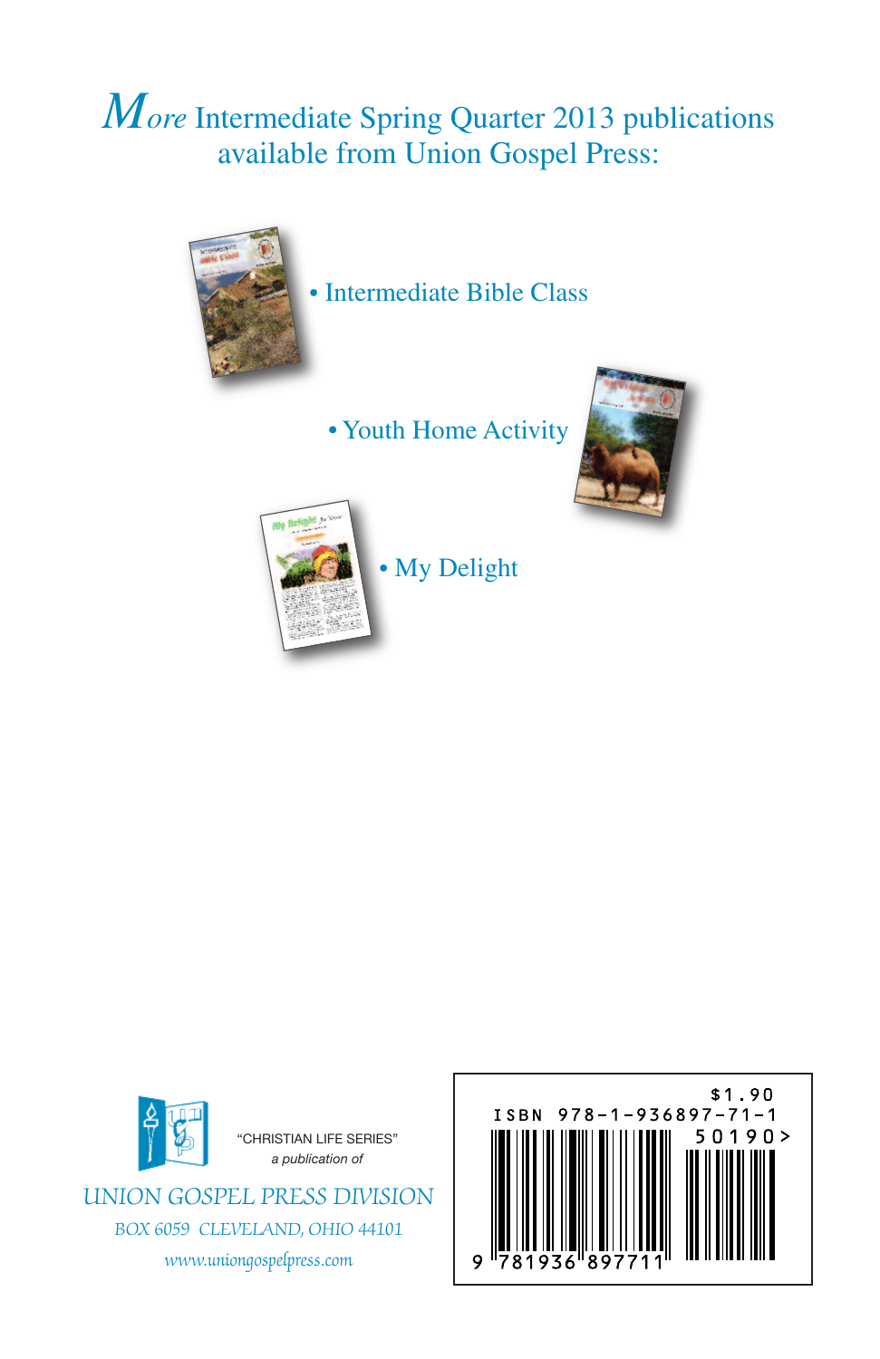# *More* Intermediate Spring Quarter 2013 publications available from Union Gospel Press:

- Intermediate Bible Class
- Youth Home Activity
- My Delight

"CHRISTIAN LIFE SERIES"
*a publication of*

*UNION GOSPEL PRESS DIVISION*

*BOX 6059 CLEVELAND, OHIO 44101*

*www.uniongospelpress.com*

$1.90

ISBN 978-1-936897-71-1

50190>

9 781936 897711